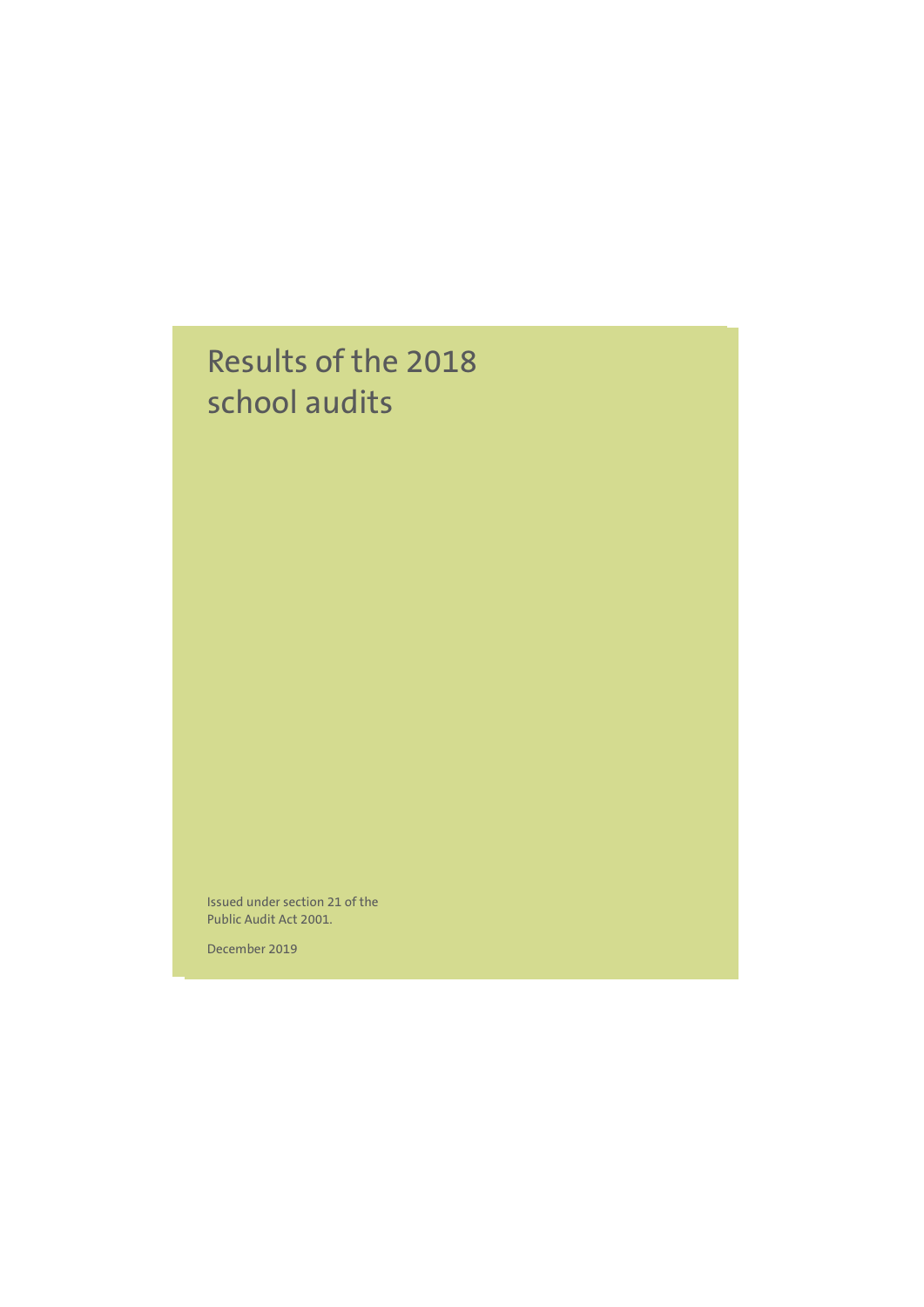# Results of the 2018 school audits

Issued under section 21 of the Public Audit Act 2001.

December 2019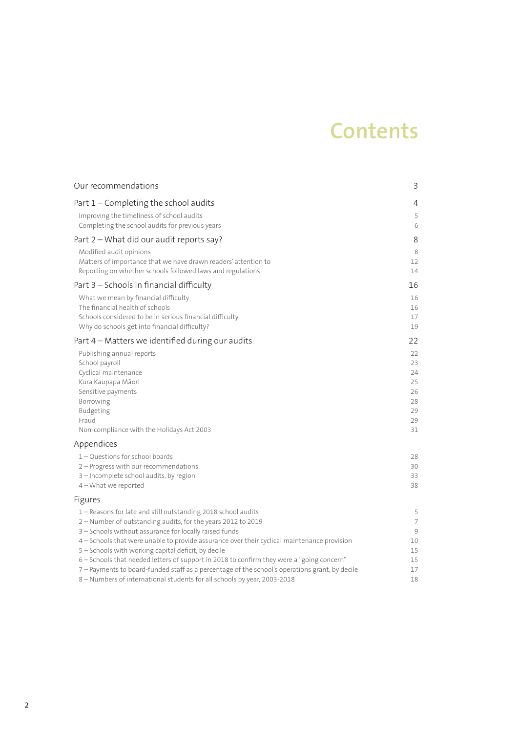# Contents

| | |
|---|---|
| Our recommendations | 3 |
| Part 1 – Completing the school audits | 4 |
| Improving the timeliness of school audits | 5 |
| Completing the school audits for previous years | 6 |
| Part 2 – What did our audit reports say? | 8 |
| Modified audit opinions | 8 |
| Matters of importance that we have drawn readers' attention to | 12 |
| Reporting on whether schools followed laws and regulations | 14 |
| Part 3 – Schools in financial difficulty | 16 |
| What we mean by financial difficulty | 16 |
| The financial health of schools | 16 |
| Schools considered to be in serious financial difficulty | 17 |
| Why do schools get into financial difficulty? | 19 |
| Part 4 – Matters we identified during our audits | 22 |
| Publishing annual reports | 22 |
| School payroll | 23 |
| Cyclical maintenance | 24 |
| Kura Kaupapa Māori | 25 |
| Sensitive payments | 26 |
| Borrowing | 28 |
| Budgeting | 29 |
| Fraud | 29 |
| Non-compliance with the Holidays Act 2003 | 31 |
| **Appendices** | |
| 1 – Questions for school boards | 28 |
| 2 – Progress with our recommendations | 30 |
| 3 – Incomplete school audits, by region | 33 |
| 4 – What we reported | 38 |
| **Figures** | |
| 1 – Reasons for late and still outstanding 2018 school audits | 5 |
| 2 – Number of outstanding audits, for the years 2012 to 2019 | 7 |
| 3 – Schools without assurance for locally raised funds | 9 |
| 4 – Schools that were unable to provide assurance over their cyclical maintenance provision | 10 |
| 5 – Schools with working capital deficit, by decile | 15 |
| 6 – Schools that needed letters of support in 2018 to confirm they were a "going concern" | 15 |
| 7 – Payments to board-funded staff as a percentage of the school's operations grant, by decile | 17 |
| 8 – Numbers of international students for all schools by year, 2003-2018 | 18 |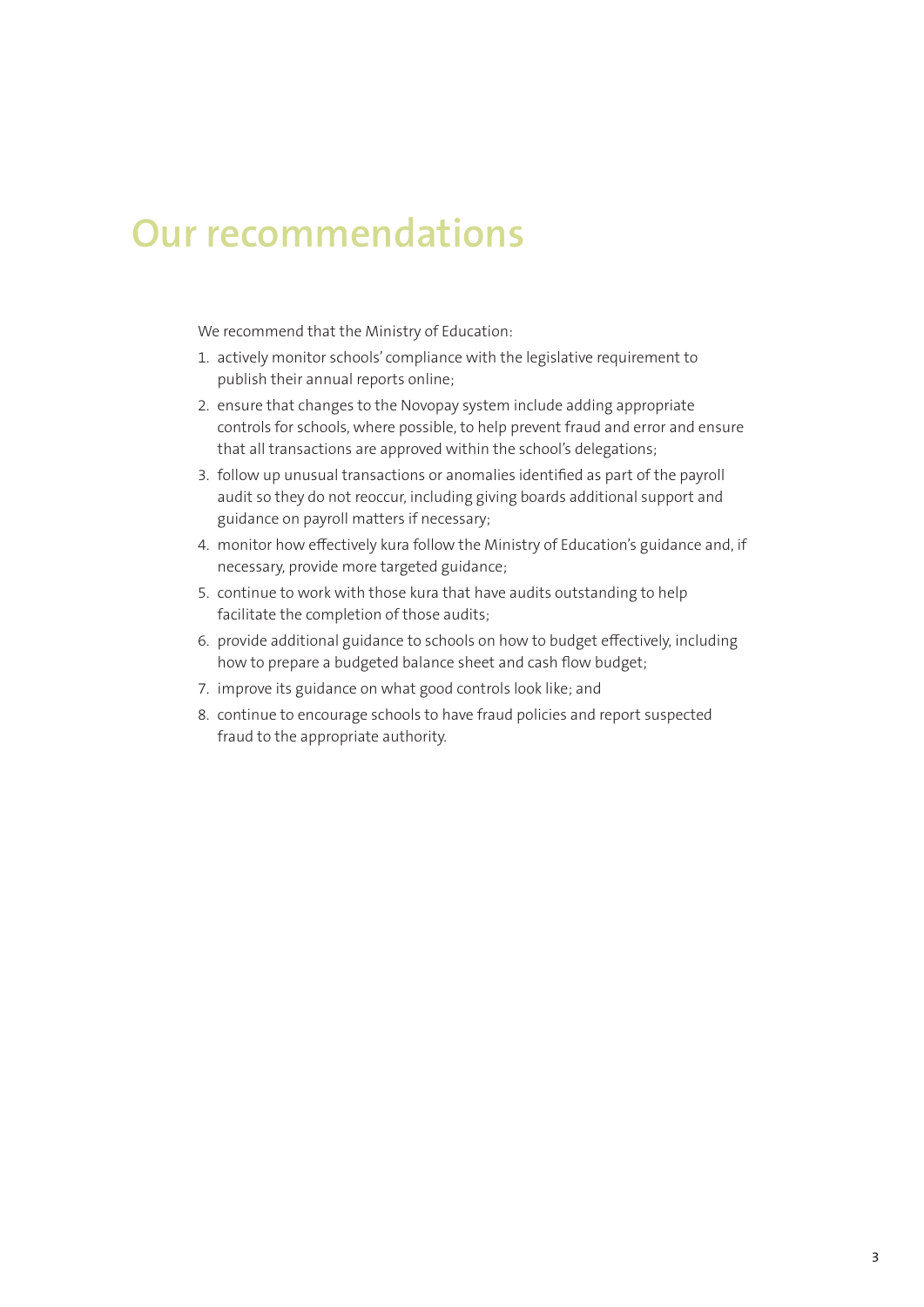# Our recommendations

We recommend that the Ministry of Education:

1. actively monitor schools' compliance with the legislative requirement to publish their annual reports online;
2. ensure that changes to the Novopay system include adding appropriate controls for schools, where possible, to help prevent fraud and error and ensure that all transactions are approved within the school's delegations;
3. follow up unusual transactions or anomalies identified as part of the payroll audit so they do not reoccur, including giving boards additional support and guidance on payroll matters if necessary;
4. monitor how effectively kura follow the Ministry of Education's guidance and, if necessary, provide more targeted guidance;
5. continue to work with those kura that have audits outstanding to help facilitate the completion of those audits;
6. provide additional guidance to schools on how to budget effectively, including how to prepare a budgeted balance sheet and cash flow budget;
7. improve its guidance on what good controls look like; and
8. continue to encourage schools to have fraud policies and report suspected fraud to the appropriate authority.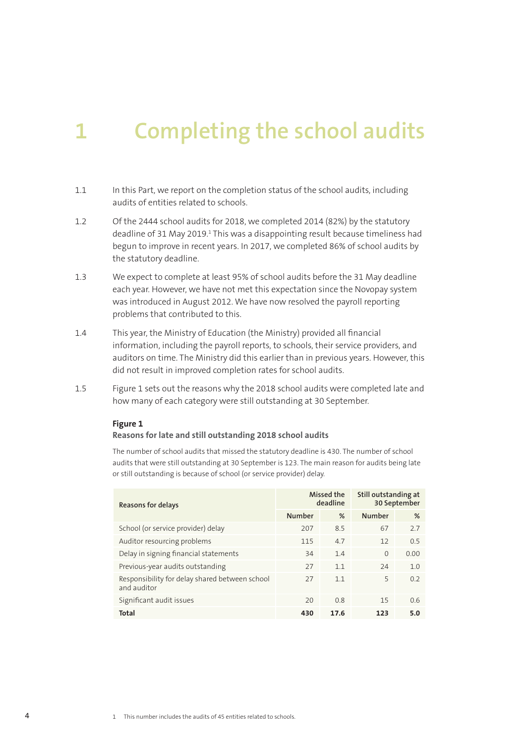# 1 Completing the school audits

1.1 In this Part, we report on the completion status of the school audits, including audits of entities related to schools.

1.2 Of the 2444 school audits for 2018, we completed 2014 (82%) by the statutory deadline of 31 May 2019.[1] This was a disappointing result because timeliness had begun to improve in recent years. In 2017, we completed 86% of school audits by the statutory deadline.

1.3 We expect to complete at least 95% of school audits before the 31 May deadline each year. However, we have not met this expectation since the Novopay system was introduced in August 2012. We have now resolved the payroll reporting problems that contributed to this.

1.4 This year, the Ministry of Education (the Ministry) provided all financial information, including the payroll reports, to schools, their service providers, and auditors on time. The Ministry did this earlier than in previous years. However, this did not result in improved completion rates for school audits.

1.5 Figure 1 sets out the reasons why the 2018 school audits were completed late and how many of each category were still outstanding at 30 September.

**Figure 1**
**Reasons for late and still outstanding 2018 school audits**

The number of school audits that missed the statutory deadline is 430. The number of school audits that were still outstanding at 30 September is 123. The main reason for audits being late or still outstanding is because of school (or service provider) delay.

| Reasons for delays | Missed the deadline | | Still outstanding at 30 September | |
|---|---|---|---|---|
| | Number | % | Number | % |
| School (or service provider) delay | 207 | 8.5 | 67 | 2.7 |
| Auditor resourcing problems | 115 | 4.7 | 12 | 0.5 |
| Delay in signing financial statements | 34 | 1.4 | 0 | 0.00 |
| Previous-year audits outstanding | 27 | 1.1 | 24 | 1.0 |
| Responsibility for delay shared between school and auditor | 27 | 1.1 | 5 | 0.2 |
| Significant audit issues | 20 | 0.8 | 15 | 0.6 |
| **Total** | **430** | **17.6** | **123** | **5.0** |

[1] This number includes the audits of 45 entities related to schools.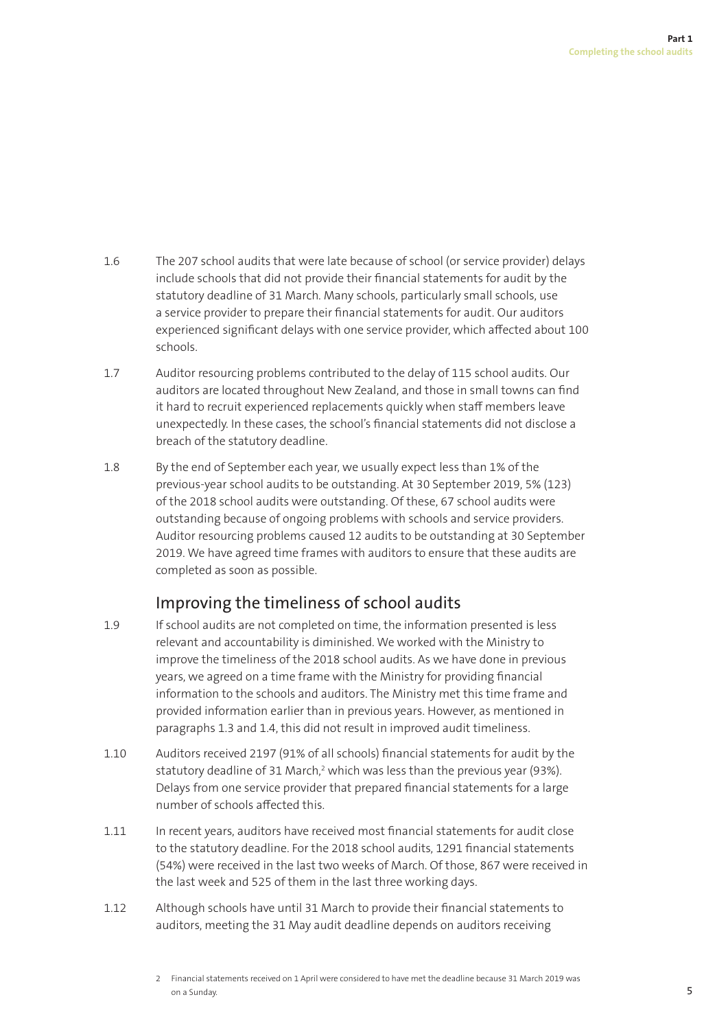1.6 The 207 school audits that were late because of school (or service provider) delays include schools that did not provide their financial statements for audit by the statutory deadline of 31 March. Many schools, particularly small schools, use a service provider to prepare their financial statements for audit. Our auditors experienced significant delays with one service provider, which affected about 100 schools.

1.7 Auditor resourcing problems contributed to the delay of 115 school audits. Our auditors are located throughout New Zealand, and those in small towns can find it hard to recruit experienced replacements quickly when staff members leave unexpectedly. In these cases, the school's financial statements did not disclose a breach of the statutory deadline.

1.8 By the end of September each year, we usually expect less than 1% of the previous-year school audits to be outstanding. At 30 September 2019, 5% (123) of the 2018 school audits were outstanding. Of these, 67 school audits were outstanding because of ongoing problems with schools and service providers. Auditor resourcing problems caused 12 audits to be outstanding at 30 September 2019. We have agreed time frames with auditors to ensure that these audits are completed as soon as possible.

## Improving the timeliness of school audits

1.9 If school audits are not completed on time, the information presented is less relevant and accountability is diminished. We worked with the Ministry to improve the timeliness of the 2018 school audits. As we have done in previous years, we agreed on a time frame with the Ministry for providing financial information to the schools and auditors. The Ministry met this time frame and provided information earlier than in previous years. However, as mentioned in paragraphs 1.3 and 1.4, this did not result in improved audit timeliness.

1.10 Auditors received 2197 (91% of all schools) financial statements for audit by the statutory deadline of 31 March,[2] which was less than the previous year (93%). Delays from one service provider that prepared financial statements for a large number of schools affected this.

1.11 In recent years, auditors have received most financial statements for audit close to the statutory deadline. For the 2018 school audits, 1291 financial statements (54%) were received in the last two weeks of March. Of those, 867 were received in the last week and 525 of them in the last three working days.

1.12 Although schools have until 31 March to provide their financial statements to auditors, meeting the 31 May audit deadline depends on auditors receiving

[2] Financial statements received on 1 April were considered to have met the deadline because 31 March 2019 was on a Sunday.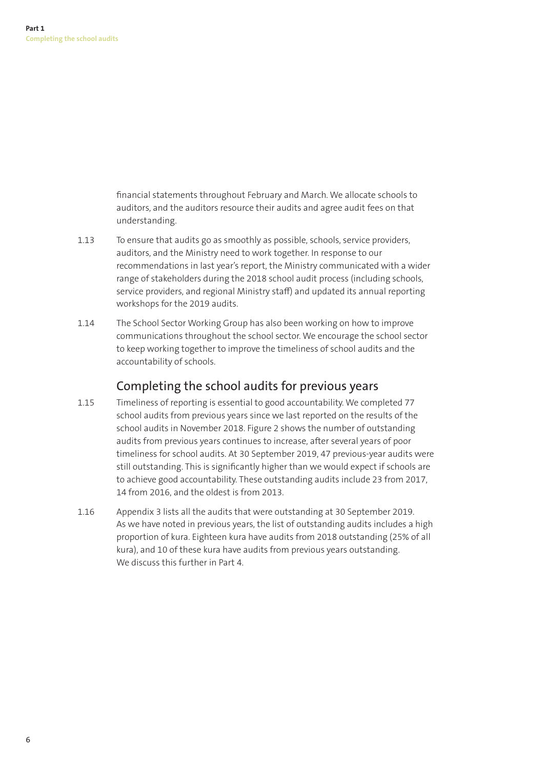financial statements throughout February and March. We allocate schools to auditors, and the auditors resource their audits and agree audit fees on that understanding.

1.13 To ensure that audits go as smoothly as possible, schools, service providers, auditors, and the Ministry need to work together. In response to our recommendations in last year's report, the Ministry communicated with a wider range of stakeholders during the 2018 school audit process (including schools, service providers, and regional Ministry staff) and updated its annual reporting workshops for the 2019 audits.

1.14 The School Sector Working Group has also been working on how to improve communications throughout the school sector. We encourage the school sector to keep working together to improve the timeliness of school audits and the accountability of schools.

## Completing the school audits for previous years

1.15 Timeliness of reporting is essential to good accountability. We completed 77 school audits from previous years since we last reported on the results of the school audits in November 2018. Figure 2 shows the number of outstanding audits from previous years continues to increase, after several years of poor timeliness for school audits. At 30 September 2019, 47 previous-year audits were still outstanding. This is significantly higher than we would expect if schools are to achieve good accountability. These outstanding audits include 23 from 2017, 14 from 2016, and the oldest is from 2013.

1.16 Appendix 3 lists all the audits that were outstanding at 30 September 2019. As we have noted in previous years, the list of outstanding audits includes a high proportion of kura. Eighteen kura have audits from 2018 outstanding (25% of all kura), and 10 of these kura have audits from previous years outstanding. We discuss this further in Part 4.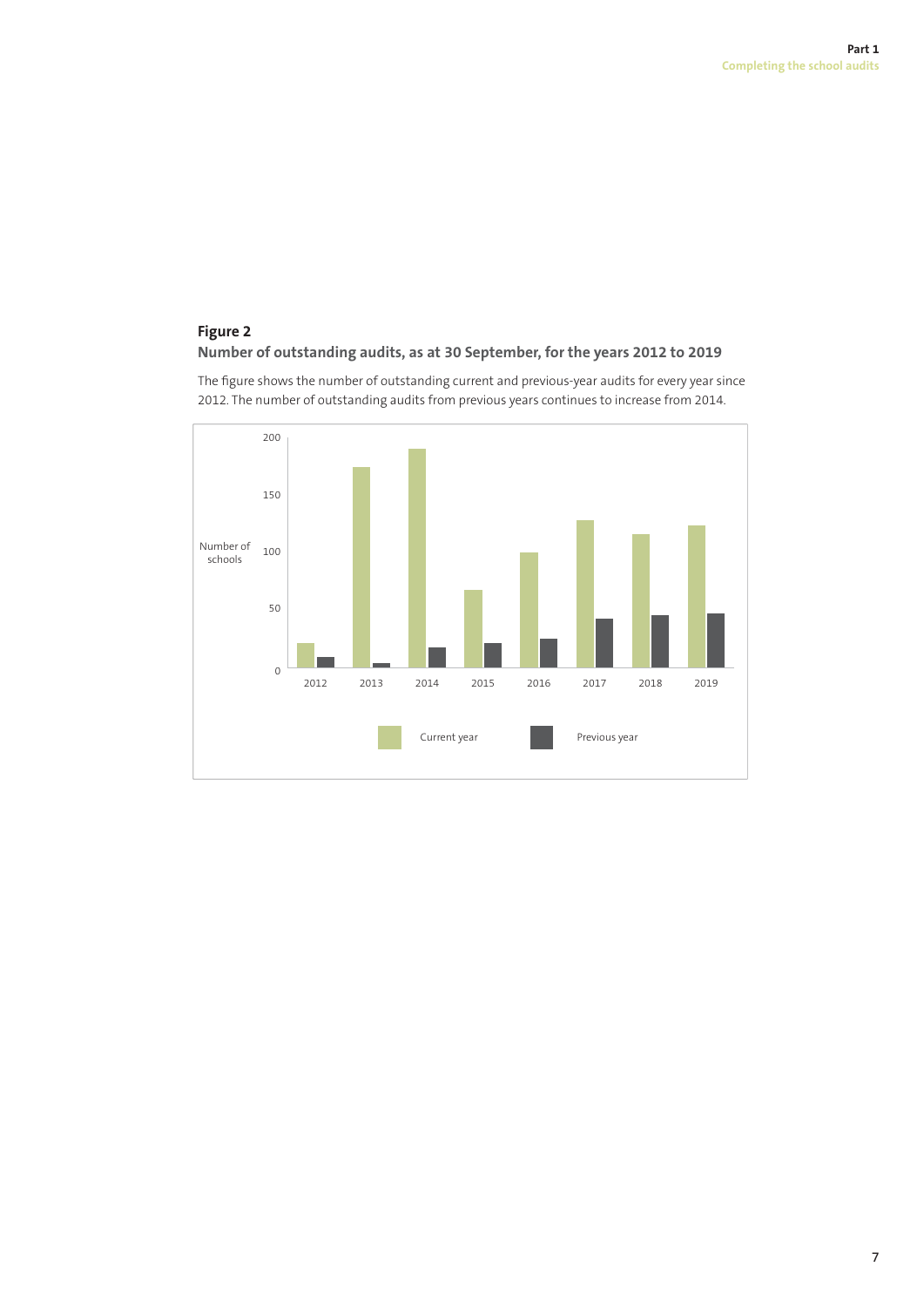**Figure 2**
**Number of outstanding audits, as at 30 September, for the years 2012 to 2019**

The figure shows the number of outstanding current and previous-year audits for every year since 2012. The number of outstanding audits from previous years continues to increase from 2014.

Number of schools

200
150
100
50
0

2012 2013 2014 2015 2016 2017 2018 2019

Current year Previous year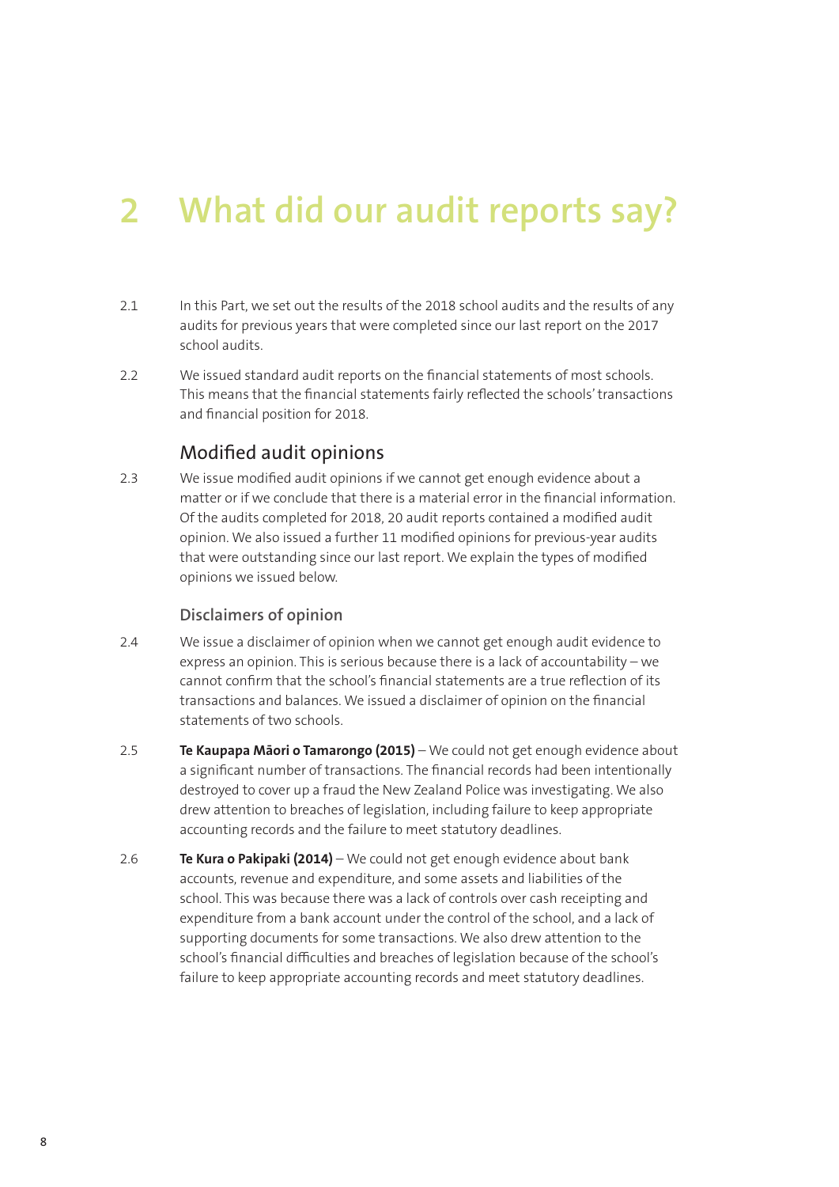# 2 What did our audit reports say?

2.1 In this Part, we set out the results of the 2018 school audits and the results of any audits for previous years that were completed since our last report on the 2017 school audits.

2.2 We issued standard audit reports on the financial statements of most schools. This means that the financial statements fairly reflected the schools' transactions and financial position for 2018.

## Modified audit opinions

2.3 We issue modified audit opinions if we cannot get enough evidence about a matter or if we conclude that there is a material error in the financial information. Of the audits completed for 2018, 20 audit reports contained a modified audit opinion. We also issued a further 11 modified opinions for previous-year audits that were outstanding since our last report. We explain the types of modified opinions we issued below.

### Disclaimers of opinion

2.4 We issue a disclaimer of opinion when we cannot get enough audit evidence to express an opinion. This is serious because there is a lack of accountability – we cannot confirm that the school's financial statements are a true reflection of its transactions and balances. We issued a disclaimer of opinion on the financial statements of two schools.

2.5 **Te Kaupapa Māori o Tamarongo (2015)** – We could not get enough evidence about a significant number of transactions. The financial records had been intentionally destroyed to cover up a fraud the New Zealand Police was investigating. We also drew attention to breaches of legislation, including failure to keep appropriate accounting records and the failure to meet statutory deadlines.

2.6 **Te Kura o Pakipaki (2014)** – We could not get enough evidence about bank accounts, revenue and expenditure, and some assets and liabilities of the school. This was because there was a lack of controls over cash receipting and expenditure from a bank account under the control of the school, and a lack of supporting documents for some transactions. We also drew attention to the school's financial difficulties and breaches of legislation because of the school's failure to keep appropriate accounting records and meet statutory deadlines.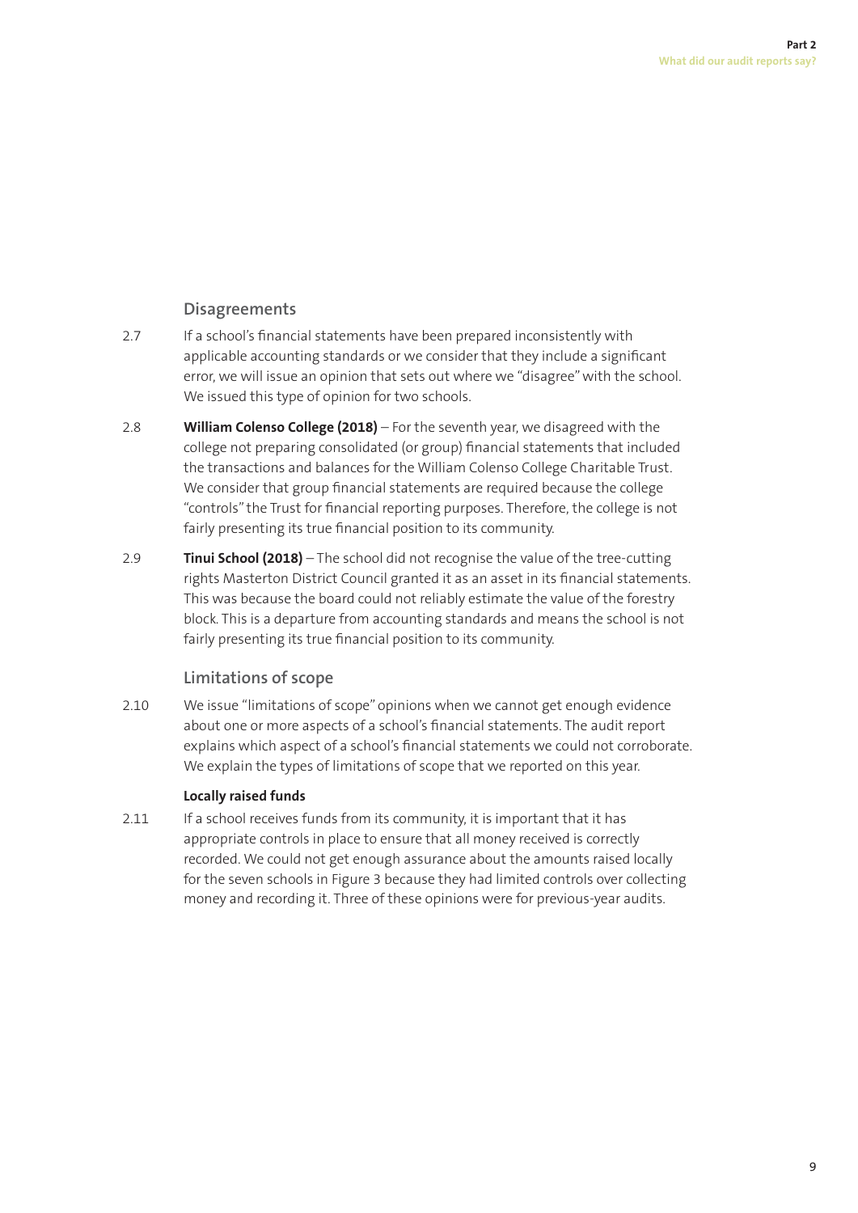### Disagreements

2.7 If a school's financial statements have been prepared inconsistently with applicable accounting standards or we consider that they include a significant error, we will issue an opinion that sets out where we "disagree" with the school. We issued this type of opinion for two schools.

2.8 **William Colenso College (2018)** – For the seventh year, we disagreed with the college not preparing consolidated (or group) financial statements that included the transactions and balances for the William Colenso College Charitable Trust. We consider that group financial statements are required because the college "controls" the Trust for financial reporting purposes. Therefore, the college is not fairly presenting its true financial position to its community.

2.9 **Tinui School (2018)** – The school did not recognise the value of the tree-cutting rights Masterton District Council granted it as an asset in its financial statements. This was because the board could not reliably estimate the value of the forestry block. This is a departure from accounting standards and means the school is not fairly presenting its true financial position to its community.

### Limitations of scope

2.10 We issue "limitations of scope" opinions when we cannot get enough evidence about one or more aspects of a school's financial statements. The audit report explains which aspect of a school's financial statements we could not corroborate. We explain the types of limitations of scope that we reported on this year.

#### Locally raised funds

2.11 If a school receives funds from its community, it is important that it has appropriate controls in place to ensure that all money received is correctly recorded. We could not get enough assurance about the amounts raised locally for the seven schools in Figure 3 because they had limited controls over collecting money and recording it. Three of these opinions were for previous-year audits.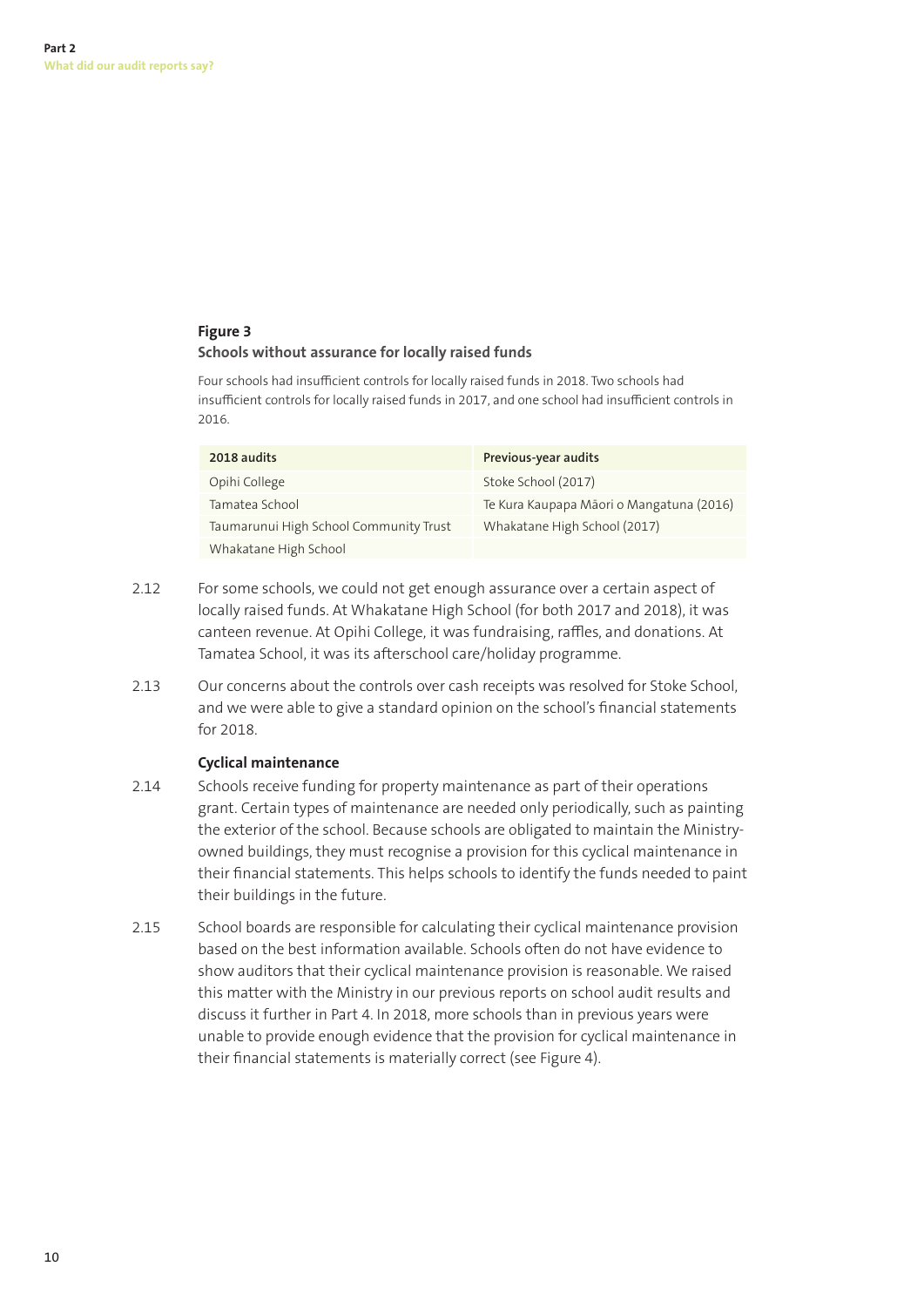**Figure 3**
**Schools without assurance for locally raised funds**

Four schools had insufficient controls for locally raised funds in 2018. Two schools had insufficient controls for locally raised funds in 2017, and one school had insufficient controls in 2016.

| 2018 audits | Previous-year audits |
|---|---|
| Opihi College | Stoke School (2017) |
| Tamatea School | Te Kura Kaupapa Māori o Mangatuna (2016) |
| Taumarunui High School Community Trust | Whakatane High School (2017) |
| Whakatane High School | |

2.12 For some schools, we could not get enough assurance over a certain aspect of locally raised funds. At Whakatane High School (for both 2017 and 2018), it was canteen revenue. At Opihi College, it was fundraising, raffles, and donations. At Tamatea School, it was its afterschool care/holiday programme.

2.13 Our concerns about the controls over cash receipts was resolved for Stoke School, and we were able to give a standard opinion on the school's financial statements for 2018.

**Cyclical maintenance**

2.14 Schools receive funding for property maintenance as part of their operations grant. Certain types of maintenance are needed only periodically, such as painting the exterior of the school. Because schools are obligated to maintain the Ministry-owned buildings, they must recognise a provision for this cyclical maintenance in their financial statements. This helps schools to identify the funds needed to paint their buildings in the future.

2.15 School boards are responsible for calculating their cyclical maintenance provision based on the best information available. Schools often do not have evidence to show auditors that their cyclical maintenance provision is reasonable. We raised this matter with the Ministry in our previous reports on school audit results and discuss it further in Part 4. In 2018, more schools than in previous years were unable to provide enough evidence that the provision for cyclical maintenance in their financial statements is materially correct (see Figure 4).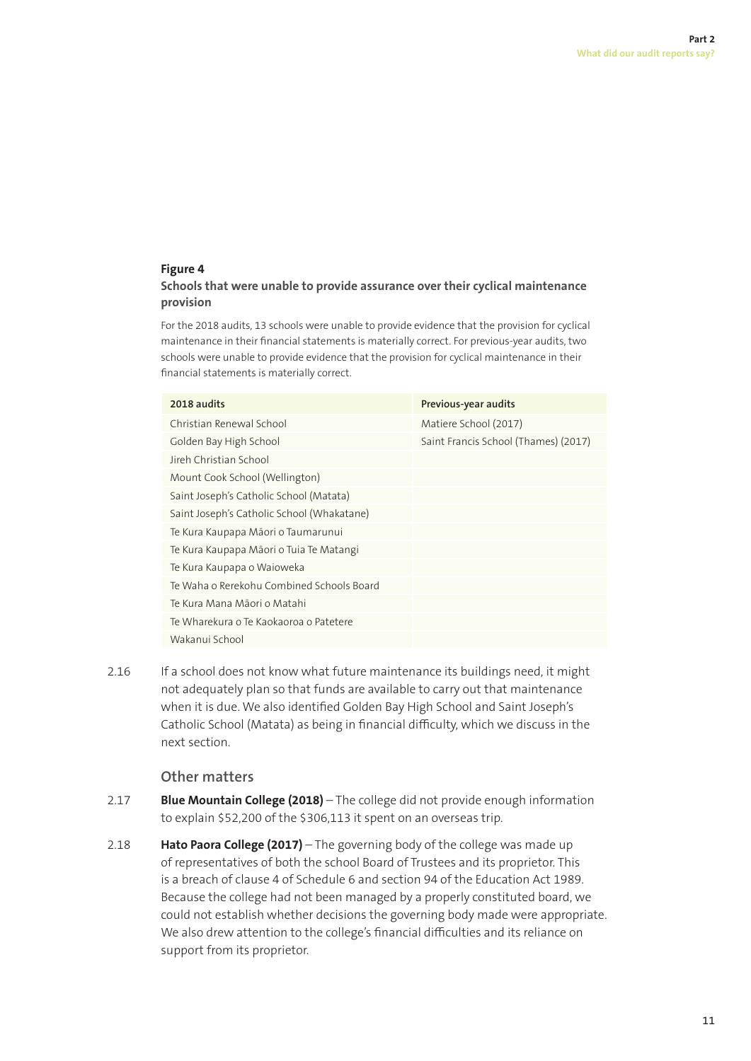**Figure 4**

**Schools that were unable to provide assurance over their cyclical maintenance provision**

For the 2018 audits, 13 schools were unable to provide evidence that the provision for cyclical maintenance in their financial statements is materially correct. For previous-year audits, two schools were unable to provide evidence that the provision for cyclical maintenance in their financial statements is materially correct.

| 2018 audits | Previous-year audits |
|---|---|
| Christian Renewal School | Matiere School (2017) |
| Golden Bay High School | Saint Francis School (Thames) (2017) |
| Jireh Christian School | |
| Mount Cook School (Wellington) | |
| Saint Joseph's Catholic School (Matata) | |
| Saint Joseph's Catholic School (Whakatane) | |
| Te Kura Kaupapa Māori o Taumarunui | |
| Te Kura Kaupapa Māori o Tuia Te Matangi | |
| Te Kura Kaupapa o Waioweka | |
| Te Waha o Rerekohu Combined Schools Board | |
| Te Kura Mana Māori o Matahi | |
| Te Wharekura o Te Kaokaoroa o Patetere | |
| Wakanui School | |

2.16 If a school does not know what future maintenance its buildings need, it might not adequately plan so that funds are available to carry out that maintenance when it is due. We also identified Golden Bay High School and Saint Joseph's Catholic School (Matata) as being in financial difficulty, which we discuss in the next section.

### Other matters

2.17 **Blue Mountain College (2018)** – The college did not provide enough information to explain $52,200 of the $306,113 it spent on an overseas trip.

2.18 **Hato Paora College (2017)** – The governing body of the college was made up of representatives of both the school Board of Trustees and its proprietor. This is a breach of clause 4 of Schedule 6 and section 94 of the Education Act 1989. Because the college had not been managed by a properly constituted board, we could not establish whether decisions the governing body made were appropriate. We also drew attention to the college's financial difficulties and its reliance on support from its proprietor.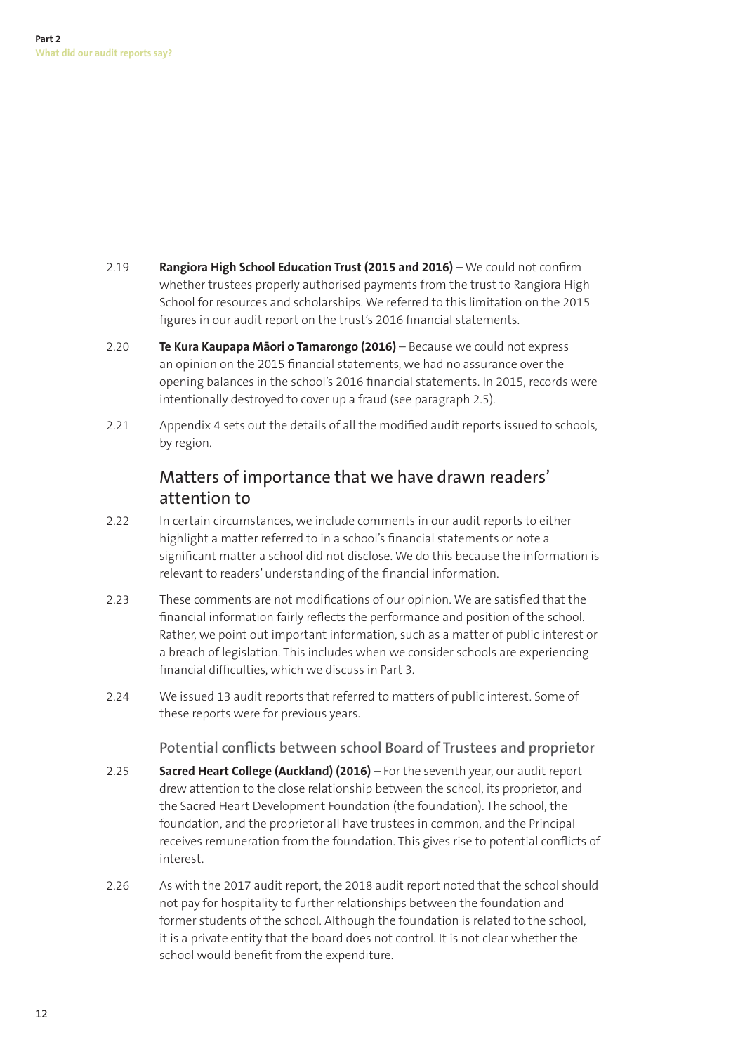2.19 **Rangiora High School Education Trust (2015 and 2016)** – We could not confirm whether trustees properly authorised payments from the trust to Rangiora High School for resources and scholarships. We referred to this limitation on the 2015 figures in our audit report on the trust's 2016 financial statements.

2.20 **Te Kura Kaupapa Māori o Tamarongo (2016)** – Because we could not express an opinion on the 2015 financial statements, we had no assurance over the opening balances in the school's 2016 financial statements. In 2015, records were intentionally destroyed to cover up a fraud (see paragraph 2.5).

2.21 Appendix 4 sets out the details of all the modified audit reports issued to schools, by region.

## Matters of importance that we have drawn readers' attention to

2.22 In certain circumstances, we include comments in our audit reports to either highlight a matter referred to in a school's financial statements or note a significant matter a school did not disclose. We do this because the information is relevant to readers' understanding of the financial information.

2.23 These comments are not modifications of our opinion. We are satisfied that the financial information fairly reflects the performance and position of the school. Rather, we point out important information, such as a matter of public interest or a breach of legislation. This includes when we consider schools are experiencing financial difficulties, which we discuss in Part 3.

2.24 We issued 13 audit reports that referred to matters of public interest. Some of these reports were for previous years.

### Potential conflicts between school Board of Trustees and proprietor

2.25 **Sacred Heart College (Auckland) (2016)** – For the seventh year, our audit report drew attention to the close relationship between the school, its proprietor, and the Sacred Heart Development Foundation (the foundation). The school, the foundation, and the proprietor all have trustees in common, and the Principal receives remuneration from the foundation. This gives rise to potential conflicts of interest.

2.26 As with the 2017 audit report, the 2018 audit report noted that the school should not pay for hospitality to further relationships between the foundation and former students of the school. Although the foundation is related to the school, it is a private entity that the board does not control. It is not clear whether the school would benefit from the expenditure.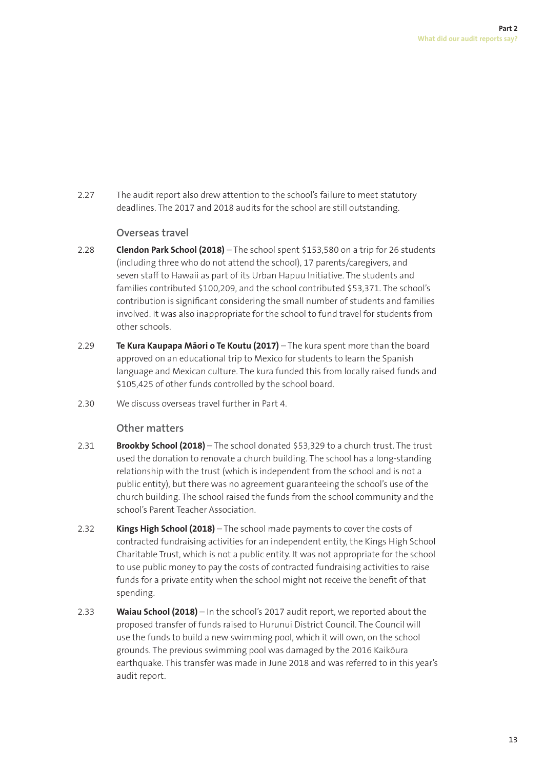2.27 The audit report also drew attention to the school's failure to meet statutory deadlines. The 2017 and 2018 audits for the school are still outstanding.

### Overseas travel

2.28 **Clendon Park School (2018)** – The school spent $153,580 on a trip for 26 students (including three who do not attend the school), 17 parents/caregivers, and seven staff to Hawaii as part of its Urban Hapuu Initiative. The students and families contributed $100,209, and the school contributed $53,371. The school's contribution is significant considering the small number of students and families involved. It was also inappropriate for the school to fund travel for students from other schools.

2.29 **Te Kura Kaupapa Māori o Te Koutu (2017)** – The kura spent more than the board approved on an educational trip to Mexico for students to learn the Spanish language and Mexican culture. The kura funded this from locally raised funds and $105,425 of other funds controlled by the school board.

2.30 We discuss overseas travel further in Part 4.

### Other matters

2.31 **Brookby School (2018)** – The school donated $53,329 to a church trust. The trust used the donation to renovate a church building. The school has a long-standing relationship with the trust (which is independent from the school and is not a public entity), but there was no agreement guaranteeing the school's use of the church building. The school raised the funds from the school community and the school's Parent Teacher Association.

2.32 **Kings High School (2018)** – The school made payments to cover the costs of contracted fundraising activities for an independent entity, the Kings High School Charitable Trust, which is not a public entity. It was not appropriate for the school to use public money to pay the costs of contracted fundraising activities to raise funds for a private entity when the school might not receive the benefit of that spending.

2.33 **Waiau School (2018)** – In the school's 2017 audit report, we reported about the proposed transfer of funds raised to Hurunui District Council. The Council will use the funds to build a new swimming pool, which it will own, on the school grounds. The previous swimming pool was damaged by the 2016 Kaikōura earthquake. This transfer was made in June 2018 and was referred to in this year's audit report.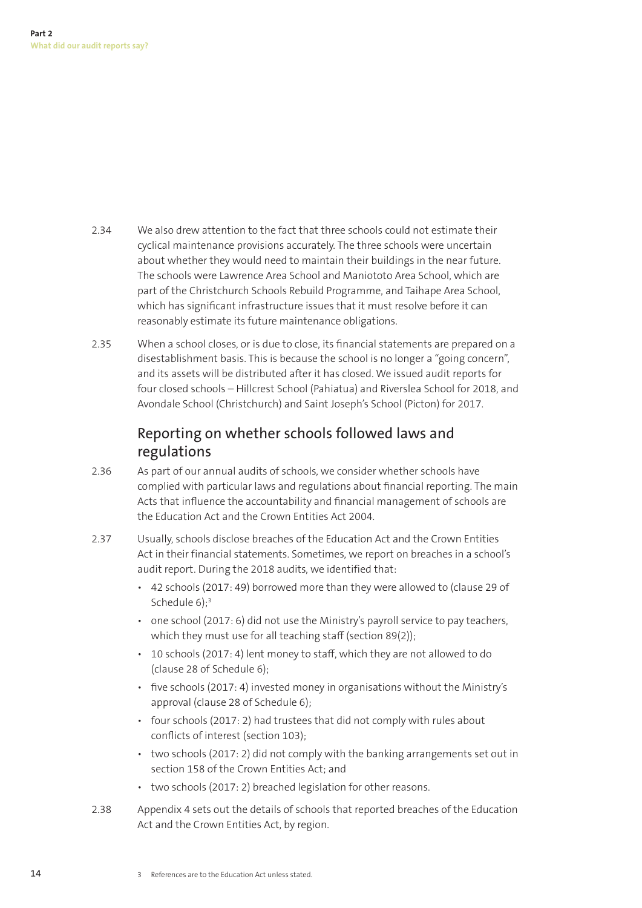2.34 We also drew attention to the fact that three schools could not estimate their cyclical maintenance provisions accurately. The three schools were uncertain about whether they would need to maintain their buildings in the near future. The schools were Lawrence Area School and Maniototo Area School, which are part of the Christchurch Schools Rebuild Programme, and Taihape Area School, which has significant infrastructure issues that it must resolve before it can reasonably estimate its future maintenance obligations.

2.35 When a school closes, or is due to close, its financial statements are prepared on a disestablishment basis. This is because the school is no longer a "going concern", and its assets will be distributed after it has closed. We issued audit reports for four closed schools – Hillcrest School (Pahiatua) and Riverslea School for 2018, and Avondale School (Christchurch) and Saint Joseph's School (Picton) for 2017.

## Reporting on whether schools followed laws and regulations

2.36 As part of our annual audits of schools, we consider whether schools have complied with particular laws and regulations about financial reporting. The main Acts that influence the accountability and financial management of schools are the Education Act and the Crown Entities Act 2004.

2.37 Usually, schools disclose breaches of the Education Act and the Crown Entities Act in their financial statements. Sometimes, we report on breaches in a school's audit report. During the 2018 audits, we identified that:

- 42 schools (2017: 49) borrowed more than they were allowed to (clause 29 of Schedule 6);[3]
- one school (2017: 6) did not use the Ministry's payroll service to pay teachers, which they must use for all teaching staff (section 89(2));
- 10 schools (2017: 4) lent money to staff, which they are not allowed to do (clause 28 of Schedule 6);
- five schools (2017: 4) invested money in organisations without the Ministry's approval (clause 28 of Schedule 6);
- four schools (2017: 2) had trustees that did not comply with rules about conflicts of interest (section 103);
- two schools (2017: 2) did not comply with the banking arrangements set out in section 158 of the Crown Entities Act; and
- two schools (2017: 2) breached legislation for other reasons.

2.38 Appendix 4 sets out the details of schools that reported breaches of the Education Act and the Crown Entities Act, by region.

3 References are to the Education Act unless stated.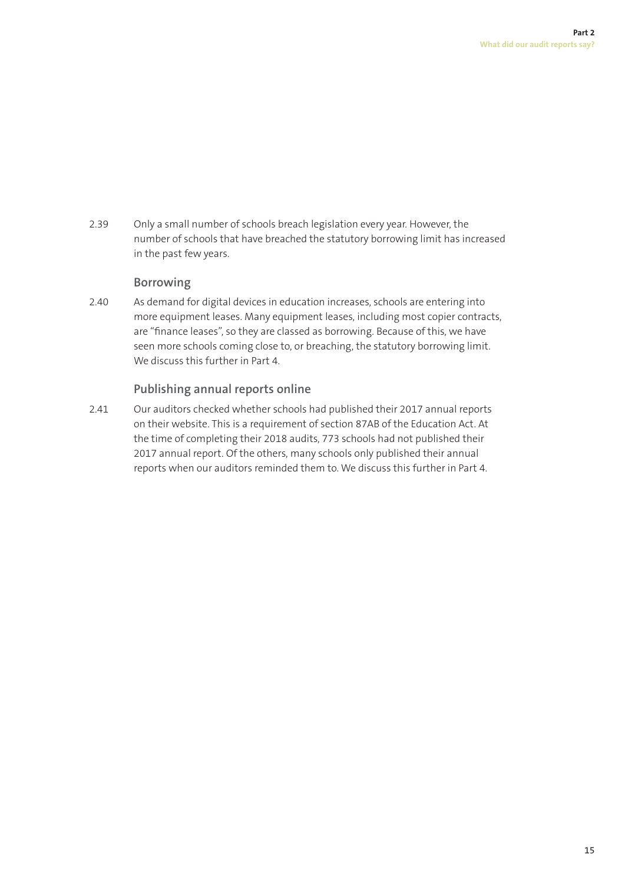2.39 Only a small number of schools breach legislation every year. However, the number of schools that have breached the statutory borrowing limit has increased in the past few years.

### Borrowing

2.40 As demand for digital devices in education increases, schools are entering into more equipment leases. Many equipment leases, including most copier contracts, are "finance leases", so they are classed as borrowing. Because of this, we have seen more schools coming close to, or breaching, the statutory borrowing limit. We discuss this further in Part 4.

### Publishing annual reports online

2.41 Our auditors checked whether schools had published their 2017 annual reports on their website. This is a requirement of section 87AB of the Education Act. At the time of completing their 2018 audits, 773 schools had not published their 2017 annual report. Of the others, many schools only published their annual reports when our auditors reminded them to. We discuss this further in Part 4.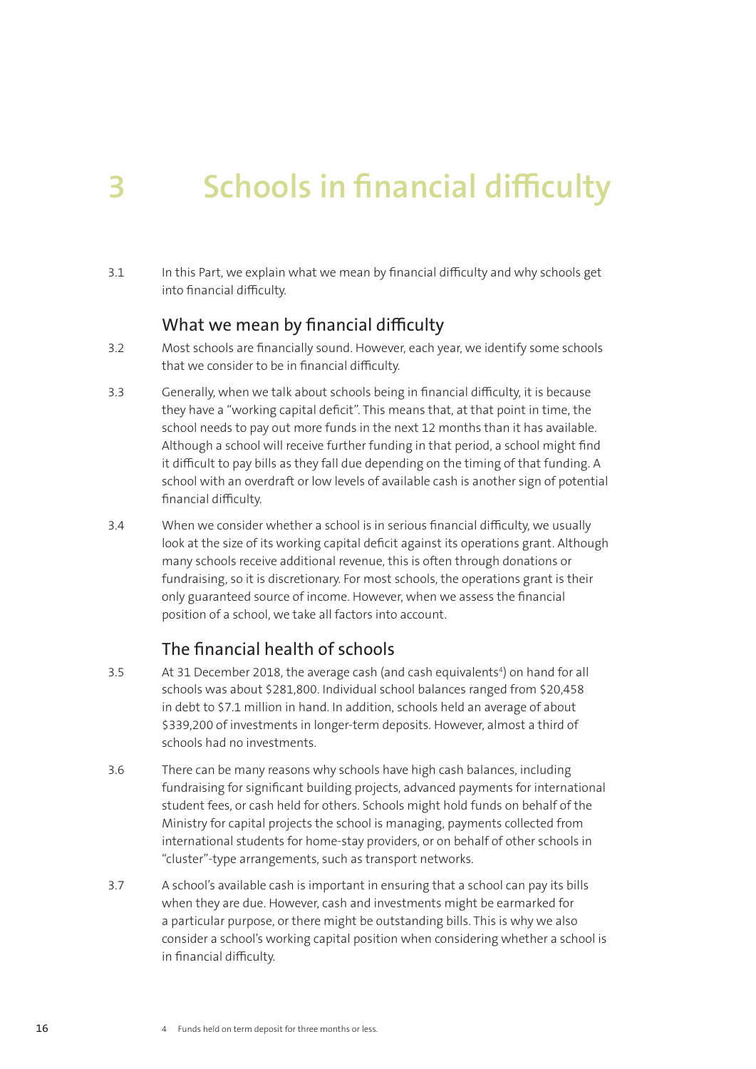# 3 Schools in financial difficulty

3.1 In this Part, we explain what we mean by financial difficulty and why schools get into financial difficulty.

## What we mean by financial difficulty

3.2 Most schools are financially sound. However, each year, we identify some schools that we consider to be in financial difficulty.

3.3 Generally, when we talk about schools being in financial difficulty, it is because they have a "working capital deficit". This means that, at that point in time, the school needs to pay out more funds in the next 12 months than it has available. Although a school will receive further funding in that period, a school might find it difficult to pay bills as they fall due depending on the timing of that funding. A school with an overdraft or low levels of available cash is another sign of potential financial difficulty.

3.4 When we consider whether a school is in serious financial difficulty, we usually look at the size of its working capital deficit against its operations grant. Although many schools receive additional revenue, this is often through donations or fundraising, so it is discretionary. For most schools, the operations grant is their only guaranteed source of income. However, when we assess the financial position of a school, we take all factors into account.

## The financial health of schools

3.5 At 31 December 2018, the average cash (and cash equivalents[4]) on hand for all schools was about $281,800. Individual school balances ranged from $20,458 in debt to $7.1 million in hand. In addition, schools held an average of about $339,200 of investments in longer-term deposits. However, almost a third of schools had no investments.

3.6 There can be many reasons why schools have high cash balances, including fundraising for significant building projects, advanced payments for international student fees, or cash held for others. Schools might hold funds on behalf of the Ministry for capital projects the school is managing, payments collected from international students for home-stay providers, or on behalf of other schools in "cluster"-type arrangements, such as transport networks.

3.7 A school's available cash is important in ensuring that a school can pay its bills when they are due. However, cash and investments might be earmarked for a particular purpose, or there might be outstanding bills. This is why we also consider a school's working capital position when considering whether a school is in financial difficulty.

4 Funds held on term deposit for three months or less.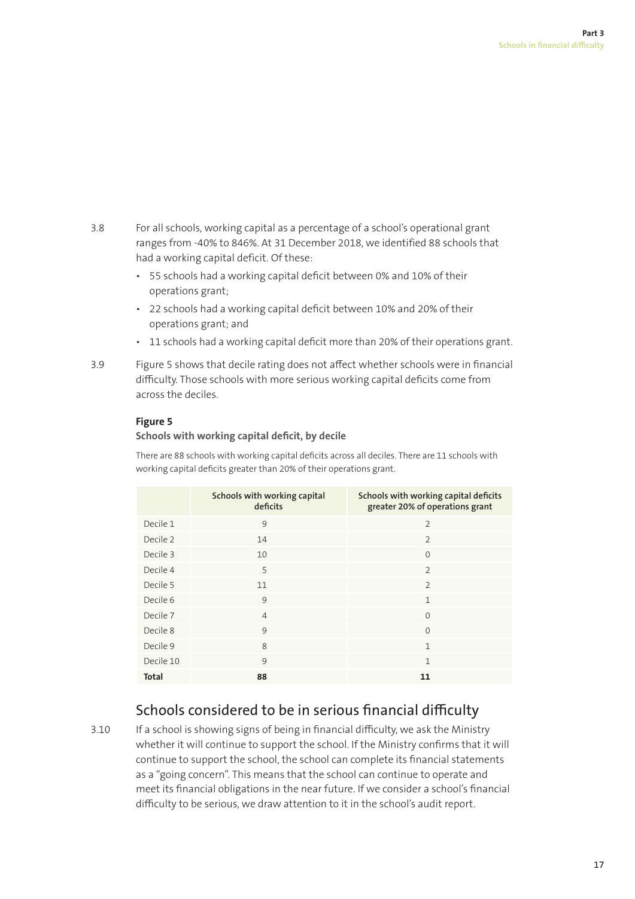3.8 For all schools, working capital as a percentage of a school's operational grant ranges from -40% to 846%. At 31 December 2018, we identified 88 schools that had a working capital deficit. Of these:

- 55 schools had a working capital deficit between 0% and 10% of their operations grant;
- 22 schools had a working capital deficit between 10% and 20% of their operations grant; and
- 11 schools had a working capital deficit more than 20% of their operations grant.

3.9 Figure 5 shows that decile rating does not affect whether schools were in financial difficulty. Those schools with more serious working capital deficits come from across the deciles.

**Figure 5**

**Schools with working capital deficit, by decile**

There are 88 schools with working capital deficits across all deciles. There are 11 schools with working capital deficits greater than 20% of their operations grant.

| | Schools with working capital deficits | Schools with working capital deficits greater 20% of operations grant |
|---|---|---|
| Decile 1 | 9 | 2 |
| Decile 2 | 14 | 2 |
| Decile 3 | 10 | 0 |
| Decile 4 | 5 | 2 |
| Decile 5 | 11 | 2 |
| Decile 6 | 9 | 1 |
| Decile 7 | 4 | 0 |
| Decile 8 | 9 | 0 |
| Decile 9 | 8 | 1 |
| Decile 10 | 9 | 1 |
| **Total** | **88** | **11** |

## Schools considered to be in serious financial difficulty

3.10 If a school is showing signs of being in financial difficulty, we ask the Ministry whether it will continue to support the school. If the Ministry confirms that it will continue to support the school, the school can complete its financial statements as a "going concern". This means that the school can continue to operate and meet its financial obligations in the near future. If we consider a school's financial difficulty to be serious, we draw attention to it in the school's audit report.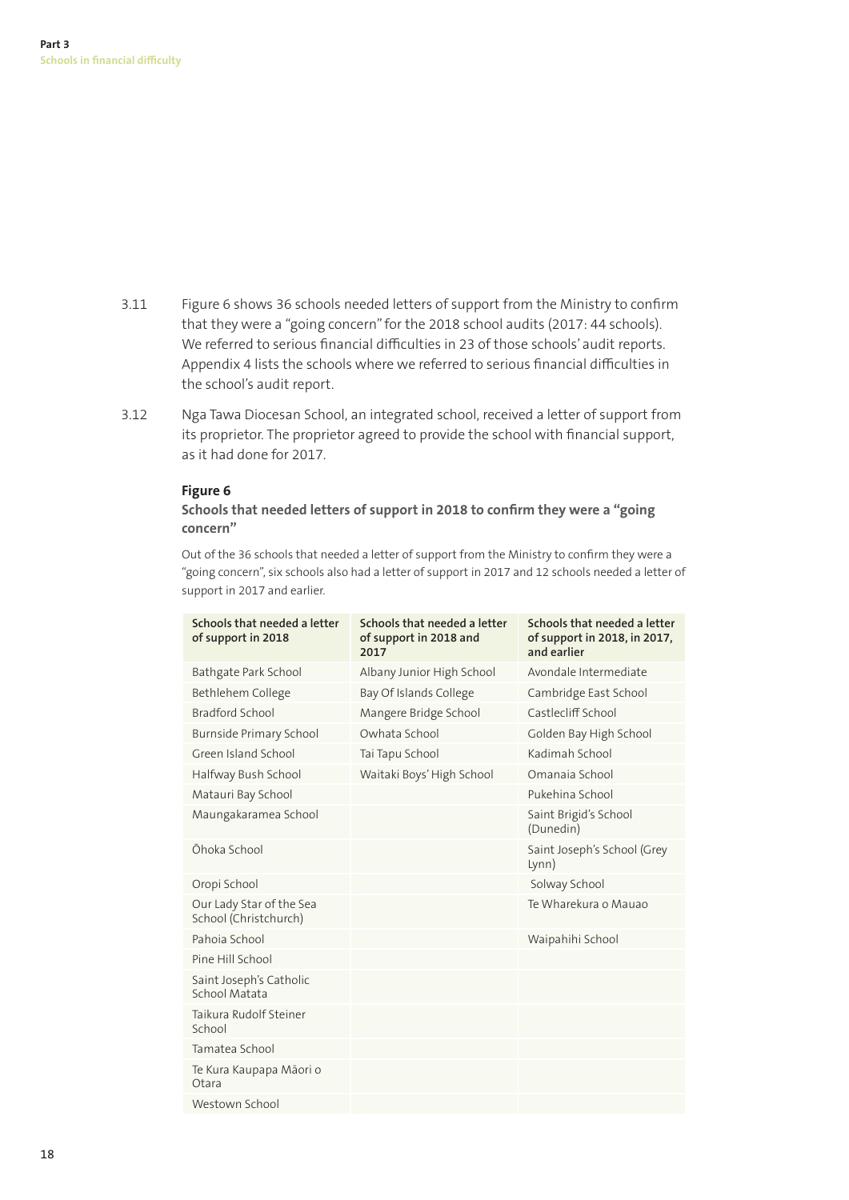3.11 Figure 6 shows 36 schools needed letters of support from the Ministry to confirm that they were a "going concern" for the 2018 school audits (2017: 44 schools). We referred to serious financial difficulties in 23 of those schools' audit reports. Appendix 4 lists the schools where we referred to serious financial difficulties in the school's audit report.

3.12 Nga Tawa Diocesan School, an integrated school, received a letter of support from its proprietor. The proprietor agreed to provide the school with financial support, as it had done for 2017.

**Figure 6**

**Schools that needed letters of support in 2018 to confirm they were a "going concern"**

Out of the 36 schools that needed a letter of support from the Ministry to confirm they were a "going concern", six schools also had a letter of support in 2017 and 12 schools needed a letter of support in 2017 and earlier.

| Schools that needed a letter of support in 2018 | Schools that needed a letter of support in 2018 and 2017 | Schools that needed a letter of support in 2018, in 2017, and earlier |
|---|---|---|
| Bathgate Park School | Albany Junior High School | Avondale Intermediate |
| Bethlehem College | Bay Of Islands College | Cambridge East School |
| Bradford School | Mangere Bridge School | Castlecliff School |
| Burnside Primary School | Owhata School | Golden Bay High School |
| Green Island School | Tai Tapu School | Kadimah School |
| Halfway Bush School | Waitaki Boys' High School | Omanaia School |
| Matauri Bay School | | Pukehina School |
| Maungakaramea School | | Saint Brigid's School (Dunedin) |
| Ōhoka School | | Saint Joseph's School (Grey Lynn) |
| Oropi School | | Solway School |
| Our Lady Star of the Sea School (Christchurch) | | Te Wharekura o Mauao |
| Pahoia School | | Waipahihi School |
| Pine Hill School | | |
| Saint Joseph's Catholic School Matata | | |
| Taikura Rudolf Steiner School | | |
| Tamatea School | | |
| Te Kura Kaupapa Māori o Otara | | |
| Westown School | | |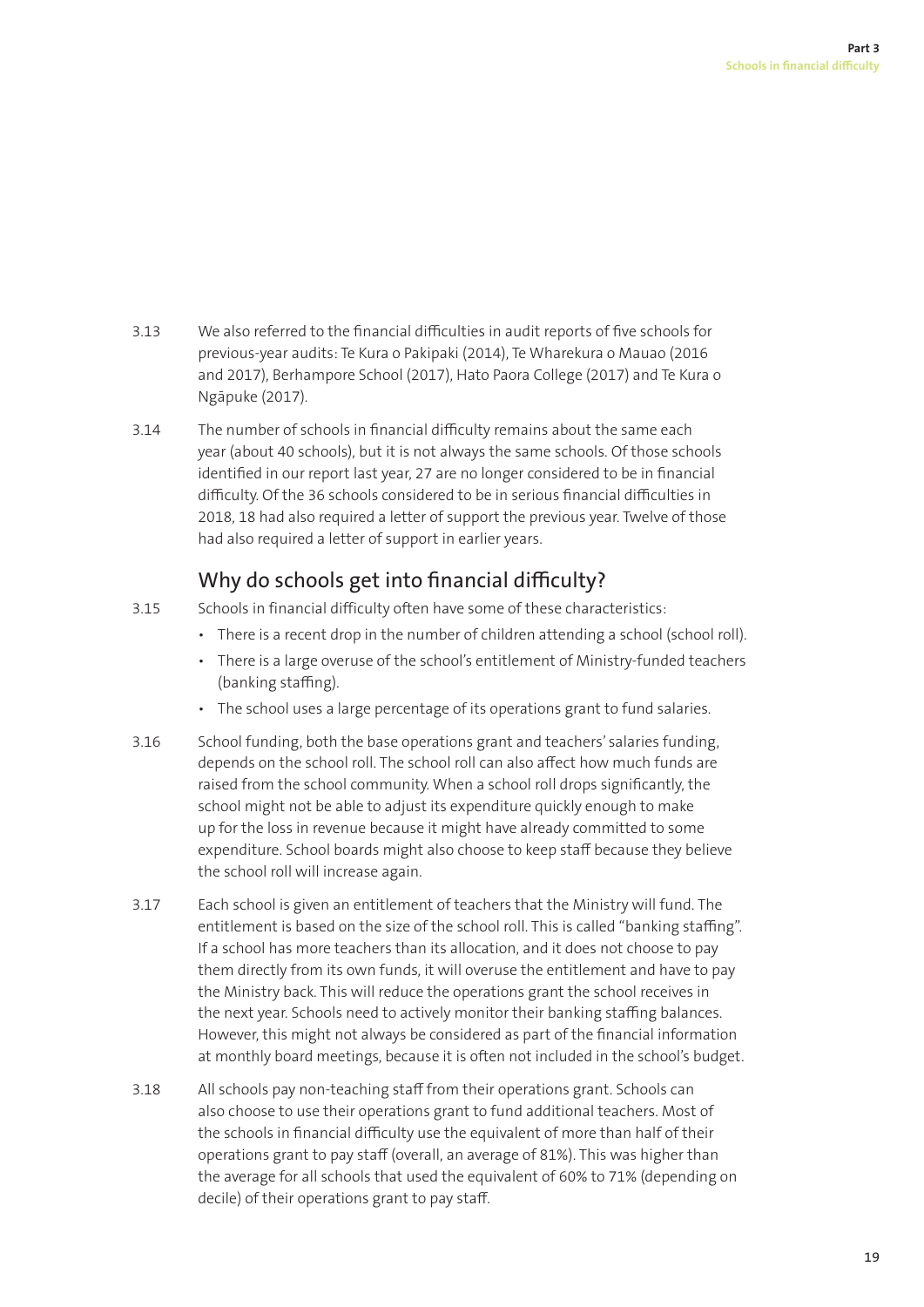3.13 We also referred to the financial difficulties in audit reports of five schools for previous-year audits: Te Kura o Pakipaki (2014), Te Wharekura o Mauao (2016 and 2017), Berhampore School (2017), Hato Paora College (2017) and Te Kura o Ngāpuke (2017).

3.14 The number of schools in financial difficulty remains about the same each year (about 40 schools), but it is not always the same schools. Of those schools identified in our report last year, 27 are no longer considered to be in financial difficulty. Of the 36 schools considered to be in serious financial difficulties in 2018, 18 had also required a letter of support the previous year. Twelve of those had also required a letter of support in earlier years.

## Why do schools get into financial difficulty?

3.15 Schools in financial difficulty often have some of these characteristics:

- There is a recent drop in the number of children attending a school (school roll).
- There is a large overuse of the school's entitlement of Ministry-funded teachers (banking staffing).
- The school uses a large percentage of its operations grant to fund salaries.

3.16 School funding, both the base operations grant and teachers' salaries funding, depends on the school roll. The school roll can also affect how much funds are raised from the school community. When a school roll drops significantly, the school might not be able to adjust its expenditure quickly enough to make up for the loss in revenue because it might have already committed to some expenditure. School boards might also choose to keep staff because they believe the school roll will increase again.

3.17 Each school is given an entitlement of teachers that the Ministry will fund. The entitlement is based on the size of the school roll. This is called "banking staffing". If a school has more teachers than its allocation, and it does not choose to pay them directly from its own funds, it will overuse the entitlement and have to pay the Ministry back. This will reduce the operations grant the school receives in the next year. Schools need to actively monitor their banking staffing balances. However, this might not always be considered as part of the financial information at monthly board meetings, because it is often not included in the school's budget.

3.18 All schools pay non-teaching staff from their operations grant. Schools can also choose to use their operations grant to fund additional teachers. Most of the schools in financial difficulty use the equivalent of more than half of their operations grant to pay staff (overall, an average of 81%). This was higher than the average for all schools that used the equivalent of 60% to 71% (depending on decile) of their operations grant to pay staff.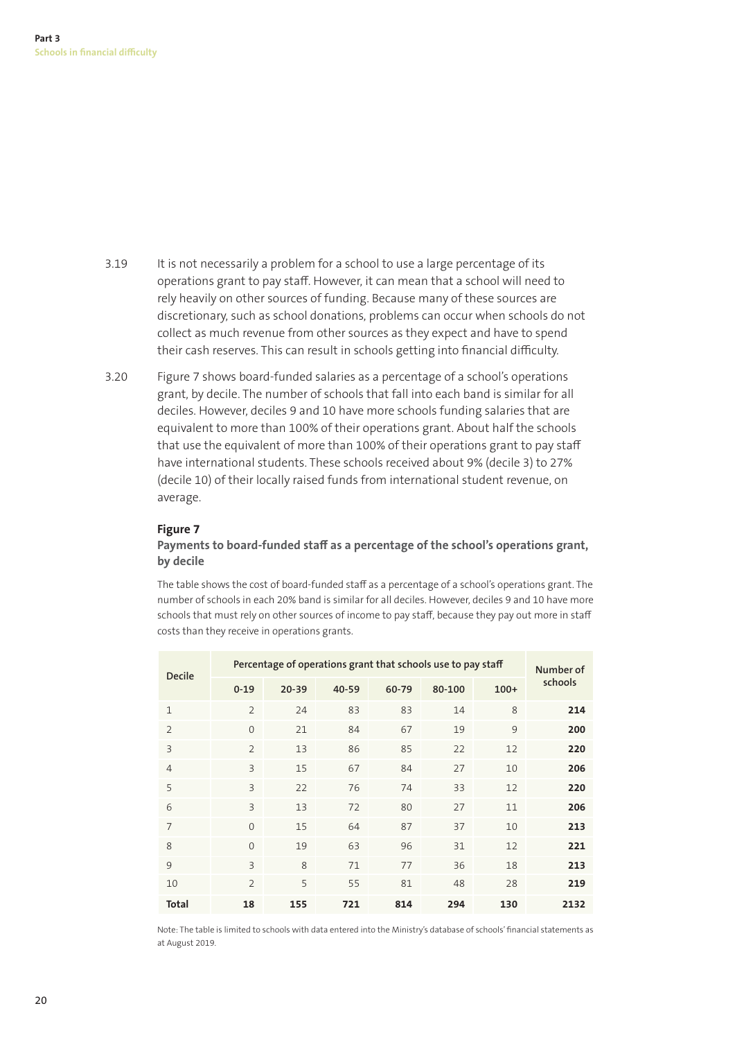3.19 It is not necessarily a problem for a school to use a large percentage of its operations grant to pay staff. However, it can mean that a school will need to rely heavily on other sources of funding. Because many of these sources are discretionary, such as school donations, problems can occur when schools do not collect as much revenue from other sources as they expect and have to spend their cash reserves. This can result in schools getting into financial difficulty.

3.20 Figure 7 shows board-funded salaries as a percentage of a school's operations grant, by decile. The number of schools that fall into each band is similar for all deciles. However, deciles 9 and 10 have more schools funding salaries that are equivalent to more than 100% of their operations grant. About half the schools that use the equivalent of more than 100% of their operations grant to pay staff have international students. These schools received about 9% (decile 3) to 27% (decile 10) of their locally raised funds from international student revenue, on average.

**Figure 7**
**Payments to board-funded staff as a percentage of the school's operations grant, by decile**

The table shows the cost of board-funded staff as a percentage of a school's operations grant. The number of schools in each 20% band is similar for all deciles. However, deciles 9 and 10 have more schools that must rely on other sources of income to pay staff, because they pay out more in staff costs than they receive in operations grants.

| Decile | Percentage of operations grant that schools use to pay staff | | | | | | Number of schools |
|---|---|---|---|---|---|---|---|
| | 0-19 | 20-39 | 40-59 | 60-79 | 80-100 | 100+ | |
| 1 | 2 | 24 | 83 | 83 | 14 | 8 | **214** |
| 2 | 0 | 21 | 84 | 67 | 19 | 9 | **200** |
| 3 | 2 | 13 | 86 | 85 | 22 | 12 | **220** |
| 4 | 3 | 15 | 67 | 84 | 27 | 10 | **206** |
| 5 | 3 | 22 | 76 | 74 | 33 | 12 | **220** |
| 6 | 3 | 13 | 72 | 80 | 27 | 11 | **206** |
| 7 | 0 | 15 | 64 | 87 | 37 | 10 | **213** |
| 8 | 0 | 19 | 63 | 96 | 31 | 12 | **221** |
| 9 | 3 | 8 | 71 | 77 | 36 | 18 | **213** |
| 10 | 2 | 5 | 55 | 81 | 48 | 28 | **219** |
| **Total** | **18** | **155** | **721** | **814** | **294** | **130** | **2132** |

Note: The table is limited to schools with data entered into the Ministry's database of schools' financial statements as at August 2019.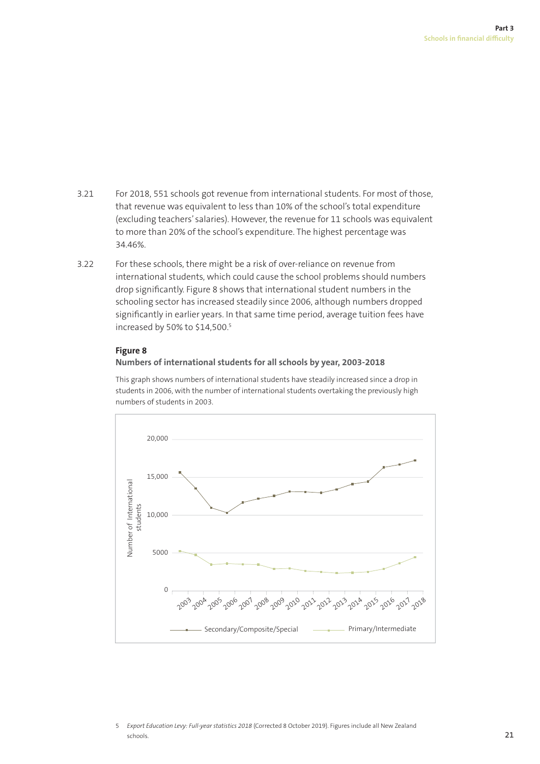3.21 For 2018, 551 schools got revenue from international students. For most of those, that revenue was equivalent to less than 10% of the school's total expenditure (excluding teachers' salaries). However, the revenue for 11 schools was equivalent to more than 20% of the school's expenditure. The highest percentage was 34.46%.

3.22 For these schools, there might be a risk of over-reliance on revenue from international students, which could cause the school problems should numbers drop significantly. Figure 8 shows that international student numbers in the schooling sector has increased steadily since 2006, although numbers dropped significantly in earlier years. In that same time period, average tuition fees have increased by 50% to $14,500.[5]

**Figure 8**

**Numbers of international students for all schools by year, 2003-2018**

This graph shows numbers of international students have steadily increased since a drop in students in 2006, with the number of international students overtaking the previously high numbers of students in 2003.

5 *Export Education Levy: Full-year statistics 2018* (Corrected 8 October 2019). Figures include all New Zealand schools.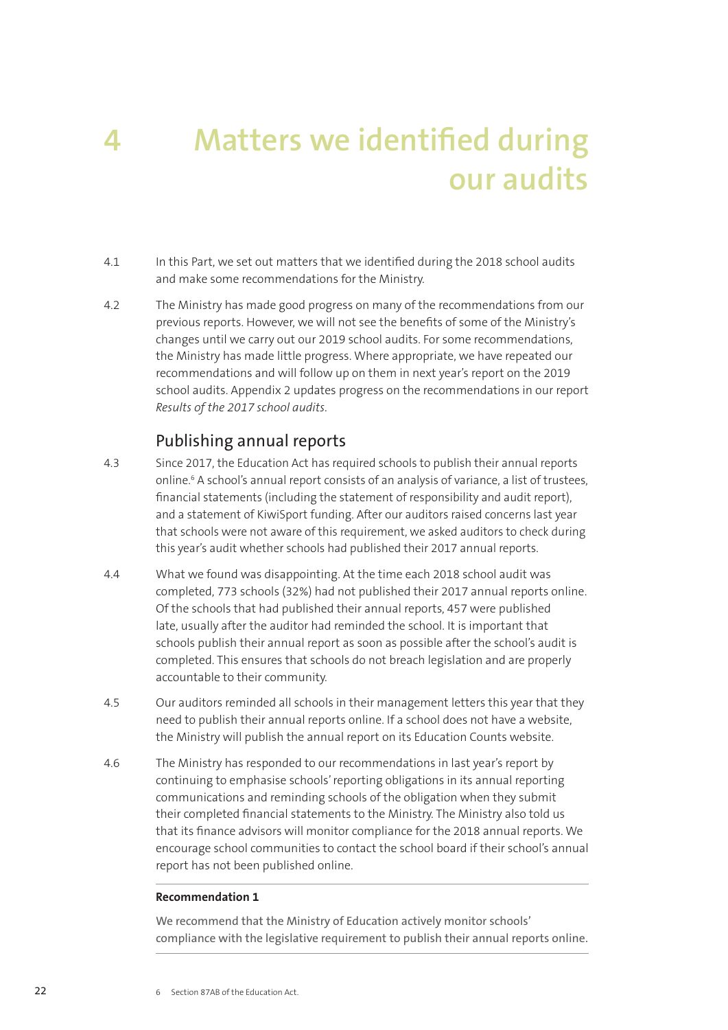# 4 Matters we identified during our audits

4.1 In this Part, we set out matters that we identified during the 2018 school audits and make some recommendations for the Ministry.

4.2 The Ministry has made good progress on many of the recommendations from our previous reports. However, we will not see the benefits of some of the Ministry's changes until we carry out our 2019 school audits. For some recommendations, the Ministry has made little progress. Where appropriate, we have repeated our recommendations and will follow up on them in next year's report on the 2019 school audits. Appendix 2 updates progress on the recommendations in our report *Results of the 2017 school audits*.

## Publishing annual reports

4.3 Since 2017, the Education Act has required schools to publish their annual reports online.[6] A school's annual report consists of an analysis of variance, a list of trustees, financial statements (including the statement of responsibility and audit report), and a statement of KiwiSport funding. After our auditors raised concerns last year that schools were not aware of this requirement, we asked auditors to check during this year's audit whether schools had published their 2017 annual reports.

4.4 What we found was disappointing. At the time each 2018 school audit was completed, 773 schools (32%) had not published their 2017 annual reports online. Of the schools that had published their annual reports, 457 were published late, usually after the auditor had reminded the school. It is important that schools publish their annual report as soon as possible after the school's audit is completed. This ensures that schools do not breach legislation and are properly accountable to their community.

4.5 Our auditors reminded all schools in their management letters this year that they need to publish their annual reports online. If a school does not have a website, the Ministry will publish the annual report on its Education Counts website.

4.6 The Ministry has responded to our recommendations in last year's report by continuing to emphasise schools' reporting obligations in its annual reporting communications and reminding schools of the obligation when they submit their completed financial statements to the Ministry. The Ministry also told us that its finance advisors will monitor compliance for the 2018 annual reports. We encourage school communities to contact the school board if their school's annual report has not been published online.

---

**Recommendation 1**

We recommend that the Ministry of Education actively monitor schools' compliance with the legislative requirement to publish their annual reports online.

---

6 Section 87AB of the Education Act.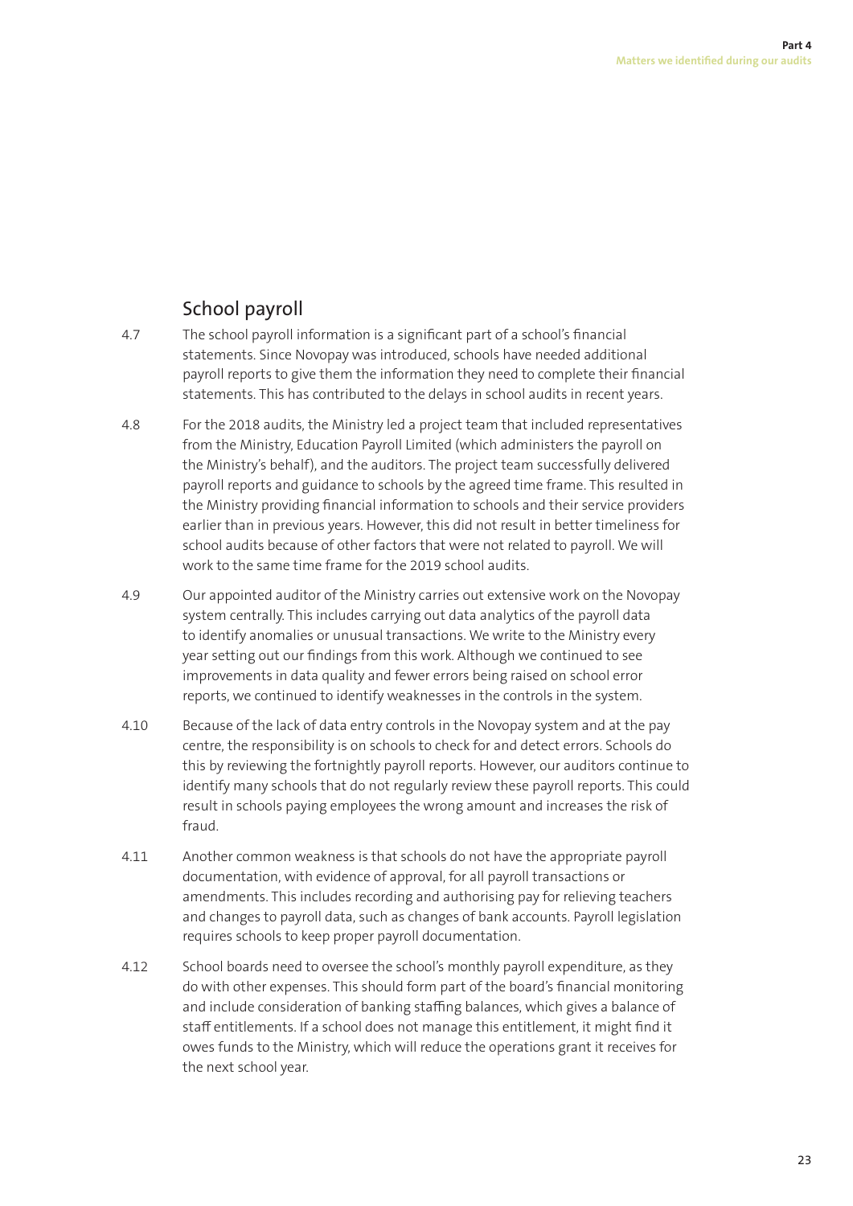## School payroll

4.7 The school payroll information is a significant part of a school's financial statements. Since Novopay was introduced, schools have needed additional payroll reports to give them the information they need to complete their financial statements. This has contributed to the delays in school audits in recent years.

4.8 For the 2018 audits, the Ministry led a project team that included representatives from the Ministry, Education Payroll Limited (which administers the payroll on the Ministry's behalf), and the auditors. The project team successfully delivered payroll reports and guidance to schools by the agreed time frame. This resulted in the Ministry providing financial information to schools and their service providers earlier than in previous years. However, this did not result in better timeliness for school audits because of other factors that were not related to payroll. We will work to the same time frame for the 2019 school audits.

4.9 Our appointed auditor of the Ministry carries out extensive work on the Novopay system centrally. This includes carrying out data analytics of the payroll data to identify anomalies or unusual transactions. We write to the Ministry every year setting out our findings from this work. Although we continued to see improvements in data quality and fewer errors being raised on school error reports, we continued to identify weaknesses in the controls in the system.

4.10 Because of the lack of data entry controls in the Novopay system and at the pay centre, the responsibility is on schools to check for and detect errors. Schools do this by reviewing the fortnightly payroll reports. However, our auditors continue to identify many schools that do not regularly review these payroll reports. This could result in schools paying employees the wrong amount and increases the risk of fraud.

4.11 Another common weakness is that schools do not have the appropriate payroll documentation, with evidence of approval, for all payroll transactions or amendments. This includes recording and authorising pay for relieving teachers and changes to payroll data, such as changes of bank accounts. Payroll legislation requires schools to keep proper payroll documentation.

4.12 School boards need to oversee the school's monthly payroll expenditure, as they do with other expenses. This should form part of the board's financial monitoring and include consideration of banking staffing balances, which gives a balance of staff entitlements. If a school does not manage this entitlement, it might find it owes funds to the Ministry, which will reduce the operations grant it receives for the next school year.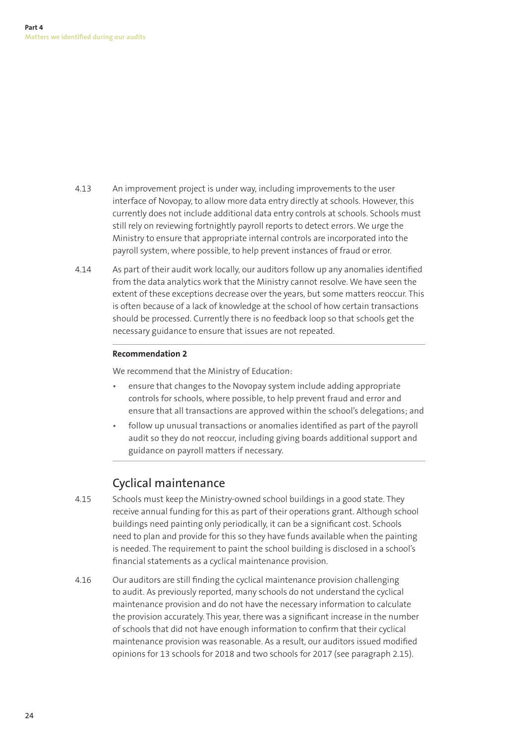4.13 An improvement project is under way, including improvements to the user interface of Novopay, to allow more data entry directly at schools. However, this currently does not include additional data entry controls at schools. Schools must still rely on reviewing fortnightly payroll reports to detect errors. We urge the Ministry to ensure that appropriate internal controls are incorporated into the payroll system, where possible, to help prevent instances of fraud or error.

4.14 As part of their audit work locally, our auditors follow up any anomalies identified from the data analytics work that the Ministry cannot resolve. We have seen the extent of these exceptions decrease over the years, but some matters reoccur. This is often because of a lack of knowledge at the school of how certain transactions should be processed. Currently there is no feedback loop so that schools get the necessary guidance to ensure that issues are not repeated.

---

**Recommendation 2**

We recommend that the Ministry of Education:

- ensure that changes to the Novopay system include adding appropriate controls for schools, where possible, to help prevent fraud and error and ensure that all transactions are approved within the school's delegations; and
- follow up unusual transactions or anomalies identified as part of the payroll audit so they do not reoccur, including giving boards additional support and guidance on payroll matters if necessary.

---

## Cyclical maintenance

4.15 Schools must keep the Ministry-owned school buildings in a good state. They receive annual funding for this as part of their operations grant. Although school buildings need painting only periodically, it can be a significant cost. Schools need to plan and provide for this so they have funds available when the painting is needed. The requirement to paint the school building is disclosed in a school's financial statements as a cyclical maintenance provision.

4.16 Our auditors are still finding the cyclical maintenance provision challenging to audit. As previously reported, many schools do not understand the cyclical maintenance provision and do not have the necessary information to calculate the provision accurately. This year, there was a significant increase in the number of schools that did not have enough information to confirm that their cyclical maintenance provision was reasonable. As a result, our auditors issued modified opinions for 13 schools for 2018 and two schools for 2017 (see paragraph 2.15).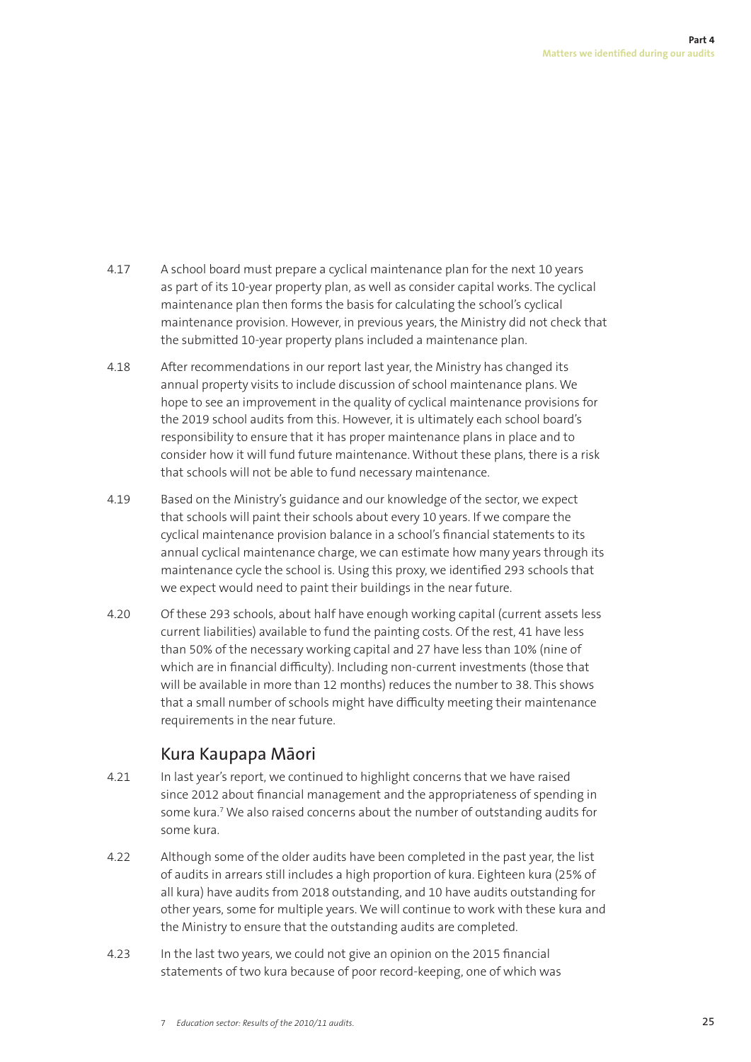4.17 A school board must prepare a cyclical maintenance plan for the next 10 years as part of its 10-year property plan, as well as consider capital works. The cyclical maintenance plan then forms the basis for calculating the school's cyclical maintenance provision. However, in previous years, the Ministry did not check that the submitted 10-year property plans included a maintenance plan.

4.18 After recommendations in our report last year, the Ministry has changed its annual property visits to include discussion of school maintenance plans. We hope to see an improvement in the quality of cyclical maintenance provisions for the 2019 school audits from this. However, it is ultimately each school board's responsibility to ensure that it has proper maintenance plans in place and to consider how it will fund future maintenance. Without these plans, there is a risk that schools will not be able to fund necessary maintenance.

4.19 Based on the Ministry's guidance and our knowledge of the sector, we expect that schools will paint their schools about every 10 years. If we compare the cyclical maintenance provision balance in a school's financial statements to its annual cyclical maintenance charge, we can estimate how many years through its maintenance cycle the school is. Using this proxy, we identified 293 schools that we expect would need to paint their buildings in the near future.

4.20 Of these 293 schools, about half have enough working capital (current assets less current liabilities) available to fund the painting costs. Of the rest, 41 have less than 50% of the necessary working capital and 27 have less than 10% (nine of which are in financial difficulty). Including non-current investments (those that will be available in more than 12 months) reduces the number to 38. This shows that a small number of schools might have difficulty meeting their maintenance requirements in the near future.

## Kura Kaupapa Māori

4.21 In last year's report, we continued to highlight concerns that we have raised since 2012 about financial management and the appropriateness of spending in some kura.[7] We also raised concerns about the number of outstanding audits for some kura.

4.22 Although some of the older audits have been completed in the past year, the list of audits in arrears still includes a high proportion of kura. Eighteen kura (25% of all kura) have audits from 2018 outstanding, and 10 have audits outstanding for other years, some for multiple years. We will continue to work with these kura and the Ministry to ensure that the outstanding audits are completed.

4.23 In the last two years, we could not give an opinion on the 2015 financial statements of two kura because of poor record-keeping, one of which was

7 *Education sector: Results of the 2010/11 audits.*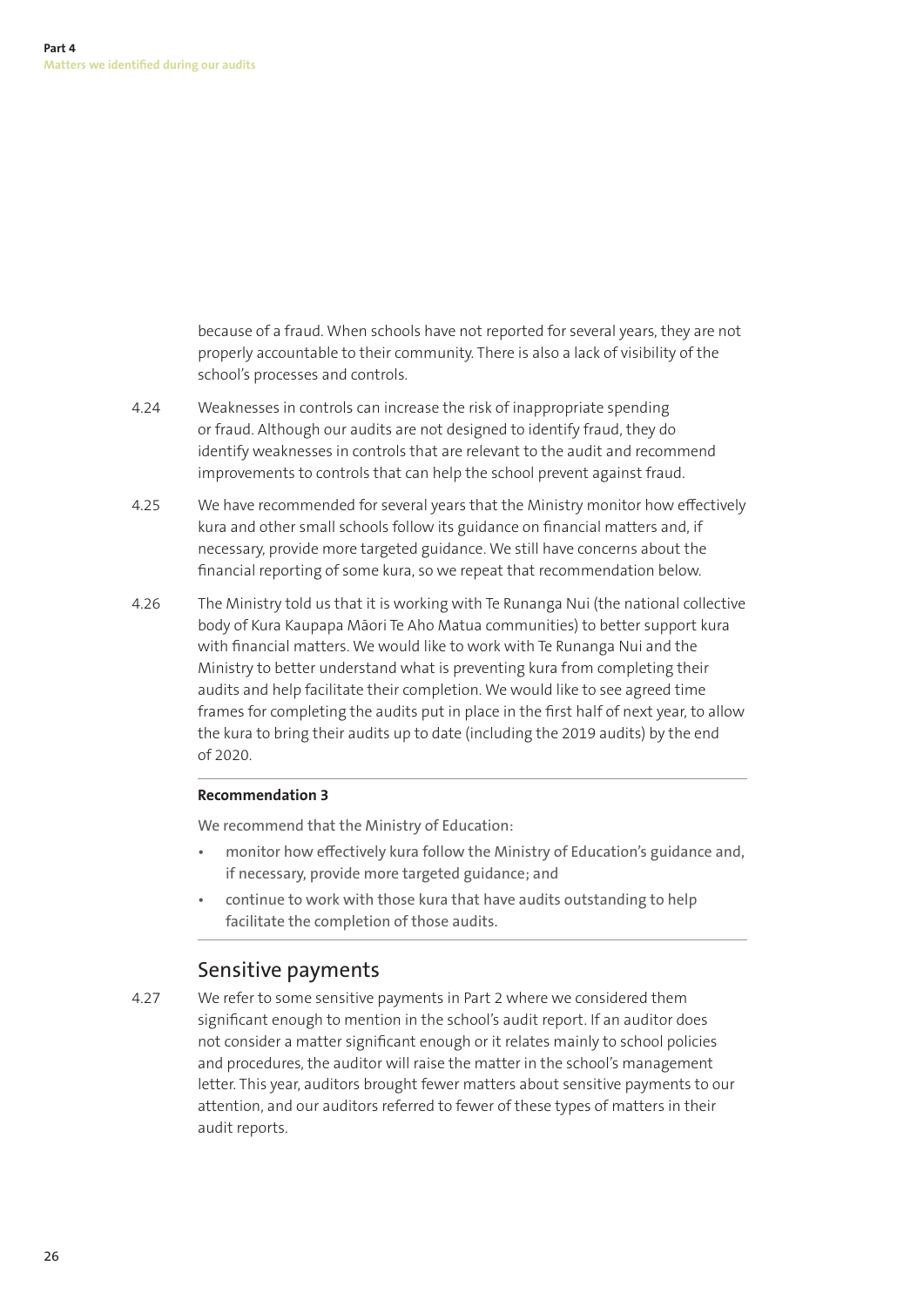because of a fraud. When schools have not reported for several years, they are not properly accountable to their community. There is also a lack of visibility of the school's processes and controls.

4.24 Weaknesses in controls can increase the risk of inappropriate spending or fraud. Although our audits are not designed to identify fraud, they do identify weaknesses in controls that are relevant to the audit and recommend improvements to controls that can help the school prevent against fraud.

4.25 We have recommended for several years that the Ministry monitor how effectively kura and other small schools follow its guidance on financial matters and, if necessary, provide more targeted guidance. We still have concerns about the financial reporting of some kura, so we repeat that recommendation below.

4.26 The Ministry told us that it is working with Te Runanga Nui (the national collective body of Kura Kaupapa Māori Te Aho Matua communities) to better support kura with financial matters. We would like to work with Te Runanga Nui and the Ministry to better understand what is preventing kura from completing their audits and help facilitate their completion. We would like to see agreed time frames for completing the audits put in place in the first half of next year, to allow the kura to bring their audits up to date (including the 2019 audits) by the end of 2020.

**Recommendation 3**

We recommend that the Ministry of Education:

- monitor how effectively kura follow the Ministry of Education's guidance and, if necessary, provide more targeted guidance; and
- continue to work with those kura that have audits outstanding to help facilitate the completion of those audits.

## Sensitive payments

4.27 We refer to some sensitive payments in Part 2 where we considered them significant enough to mention in the school's audit report. If an auditor does not consider a matter significant enough or it relates mainly to school policies and procedures, the auditor will raise the matter in the school's management letter. This year, auditors brought fewer matters about sensitive payments to our attention, and our auditors referred to fewer of these types of matters in their audit reports.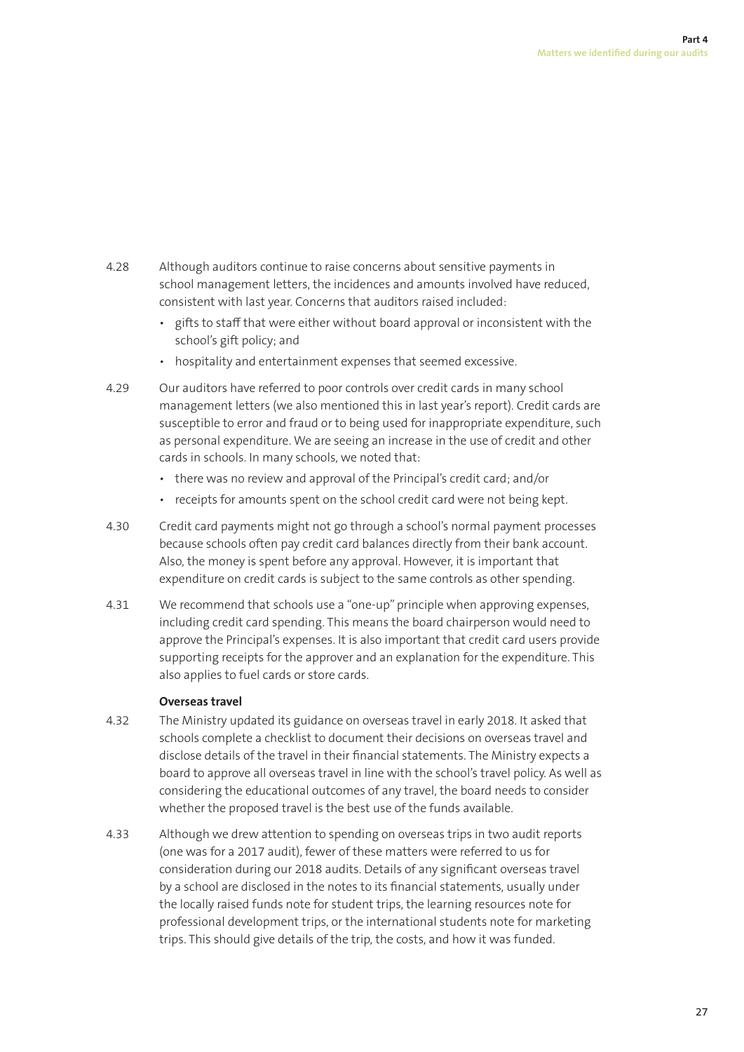4.28 Although auditors continue to raise concerns about sensitive payments in school management letters, the incidences and amounts involved have reduced, consistent with last year. Concerns that auditors raised included:

- gifts to staff that were either without board approval or inconsistent with the school's gift policy; and
- hospitality and entertainment expenses that seemed excessive.

4.29 Our auditors have referred to poor controls over credit cards in many school management letters (we also mentioned this in last year's report). Credit cards are susceptible to error and fraud or to being used for inappropriate expenditure, such as personal expenditure. We are seeing an increase in the use of credit and other cards in schools. In many schools, we noted that:

- there was no review and approval of the Principal's credit card; and/or
- receipts for amounts spent on the school credit card were not being kept.

4.30 Credit card payments might not go through a school's normal payment processes because schools often pay credit card balances directly from their bank account. Also, the money is spent before any approval. However, it is important that expenditure on credit cards is subject to the same controls as other spending.

4.31 We recommend that schools use a "one-up" principle when approving expenses, including credit card spending. This means the board chairperson would need to approve the Principal's expenses. It is also important that credit card users provide supporting receipts for the approver and an explanation for the expenditure. This also applies to fuel cards or store cards.

### Overseas travel

4.32 The Ministry updated its guidance on overseas travel in early 2018. It asked that schools complete a checklist to document their decisions on overseas travel and disclose details of the travel in their financial statements. The Ministry expects a board to approve all overseas travel in line with the school's travel policy. As well as considering the educational outcomes of any travel, the board needs to consider whether the proposed travel is the best use of the funds available.

4.33 Although we drew attention to spending on overseas trips in two audit reports (one was for a 2017 audit), fewer of these matters were referred to us for consideration during our 2018 audits. Details of any significant overseas travel by a school are disclosed in the notes to its financial statements, usually under the locally raised funds note for student trips, the learning resources note for professional development trips, or the international students note for marketing trips. This should give details of the trip, the costs, and how it was funded.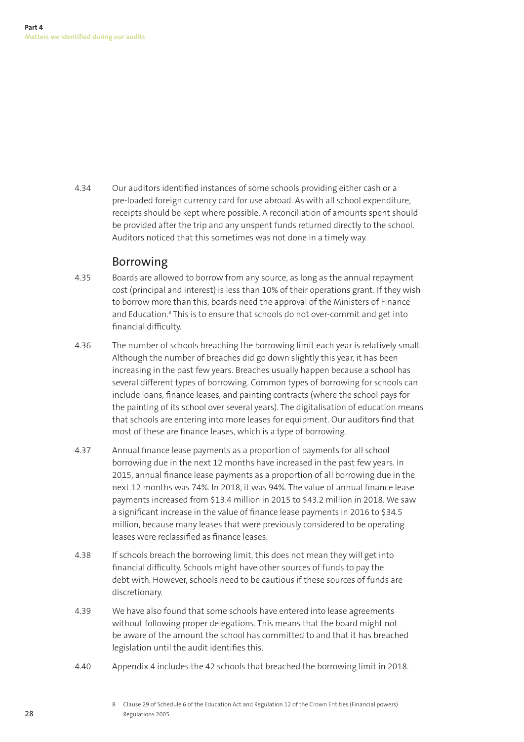4.34 Our auditors identified instances of some schools providing either cash or a pre-loaded foreign currency card for use abroad. As with all school expenditure, receipts should be kept where possible. A reconciliation of amounts spent should be provided after the trip and any unspent funds returned directly to the school. Auditors noticed that this sometimes was not done in a timely way.

## Borrowing

4.35 Boards are allowed to borrow from any source, as long as the annual repayment cost (principal and interest) is less than 10% of their operations grant. If they wish to borrow more than this, boards need the approval of the Ministers of Finance and Education.[8] This is to ensure that schools do not over-commit and get into financial difficulty.

4.36 The number of schools breaching the borrowing limit each year is relatively small. Although the number of breaches did go down slightly this year, it has been increasing in the past few years. Breaches usually happen because a school has several different types of borrowing. Common types of borrowing for schools can include loans, finance leases, and painting contracts (where the school pays for the painting of its school over several years). The digitalisation of education means that schools are entering into more leases for equipment. Our auditors find that most of these are finance leases, which is a type of borrowing.

4.37 Annual finance lease payments as a proportion of payments for all school borrowing due in the next 12 months have increased in the past few years. In 2015, annual finance lease payments as a proportion of all borrowing due in the next 12 months was 74%. In 2018, it was 94%. The value of annual finance lease payments increased from $13.4 million in 2015 to $43.2 million in 2018. We saw a significant increase in the value of finance lease payments in 2016 to $34.5 million, because many leases that were previously considered to be operating leases were reclassified as finance leases.

4.38 If schools breach the borrowing limit, this does not mean they will get into financial difficulty. Schools might have other sources of funds to pay the debt with. However, schools need to be cautious if these sources of funds are discretionary.

4.39 We have also found that some schools have entered into lease agreements without following proper delegations. This means that the board might not be aware of the amount the school has committed to and that it has breached legislation until the audit identifies this.

4.40 Appendix 4 includes the 42 schools that breached the borrowing limit in 2018.

8 Clause 29 of Schedule 6 of the Education Act and Regulation 12 of the Crown Entities (Financial powers) Regulations 2005.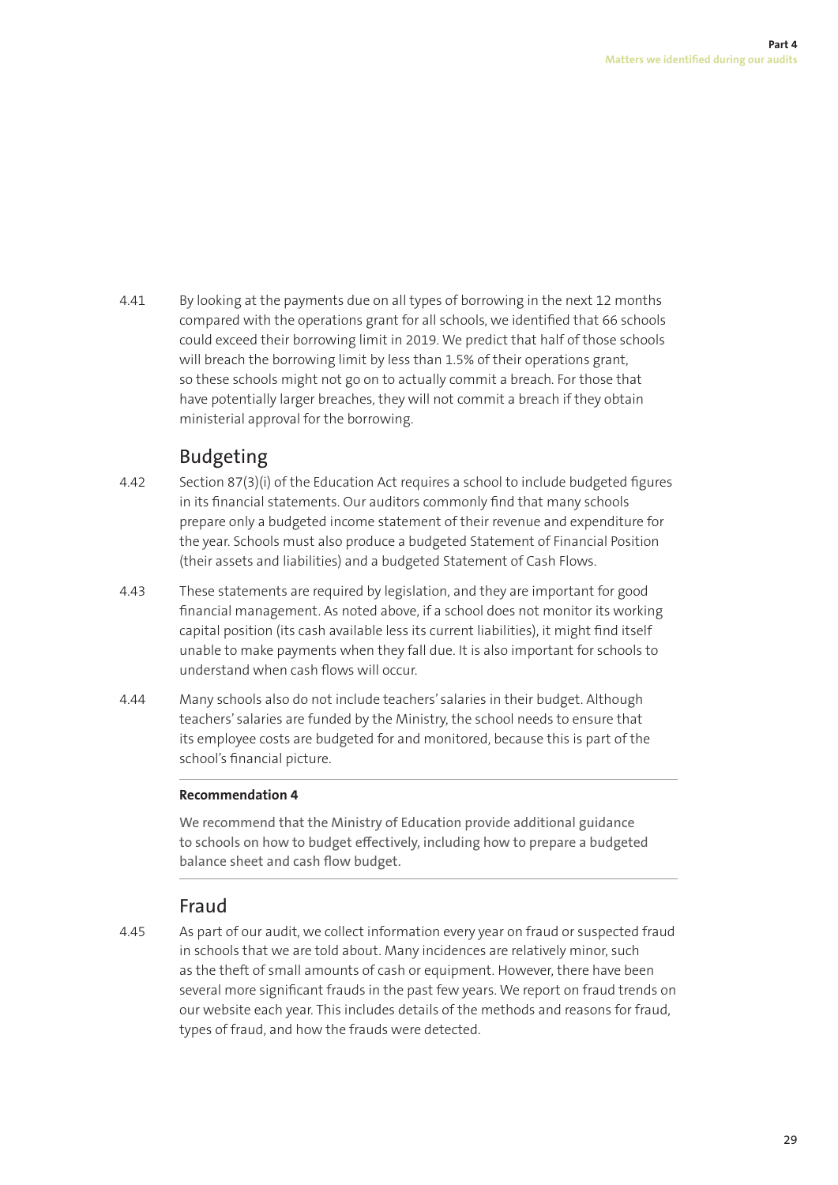4.41 By looking at the payments due on all types of borrowing in the next 12 months compared with the operations grant for all schools, we identified that 66 schools could exceed their borrowing limit in 2019. We predict that half of those schools will breach the borrowing limit by less than 1.5% of their operations grant, so these schools might not go on to actually commit a breach. For those that have potentially larger breaches, they will not commit a breach if they obtain ministerial approval for the borrowing.

## Budgeting

4.42 Section 87(3)(i) of the Education Act requires a school to include budgeted figures in its financial statements. Our auditors commonly find that many schools prepare only a budgeted income statement of their revenue and expenditure for the year. Schools must also produce a budgeted Statement of Financial Position (their assets and liabilities) and a budgeted Statement of Cash Flows.

4.43 These statements are required by legislation, and they are important for good financial management. As noted above, if a school does not monitor its working capital position (its cash available less its current liabilities), it might find itself unable to make payments when they fall due. It is also important for schools to understand when cash flows will occur.

4.44 Many schools also do not include teachers' salaries in their budget. Although teachers' salaries are funded by the Ministry, the school needs to ensure that its employee costs are budgeted for and monitored, because this is part of the school's financial picture.

---

**Recommendation 4**

We recommend that the Ministry of Education provide additional guidance to schools on how to budget effectively, including how to prepare a budgeted balance sheet and cash flow budget.

---

## Fraud

4.45 As part of our audit, we collect information every year on fraud or suspected fraud in schools that we are told about. Many incidences are relatively minor, such as the theft of small amounts of cash or equipment. However, there have been several more significant frauds in the past few years. We report on fraud trends on our website each year. This includes details of the methods and reasons for fraud, types of fraud, and how the frauds were detected.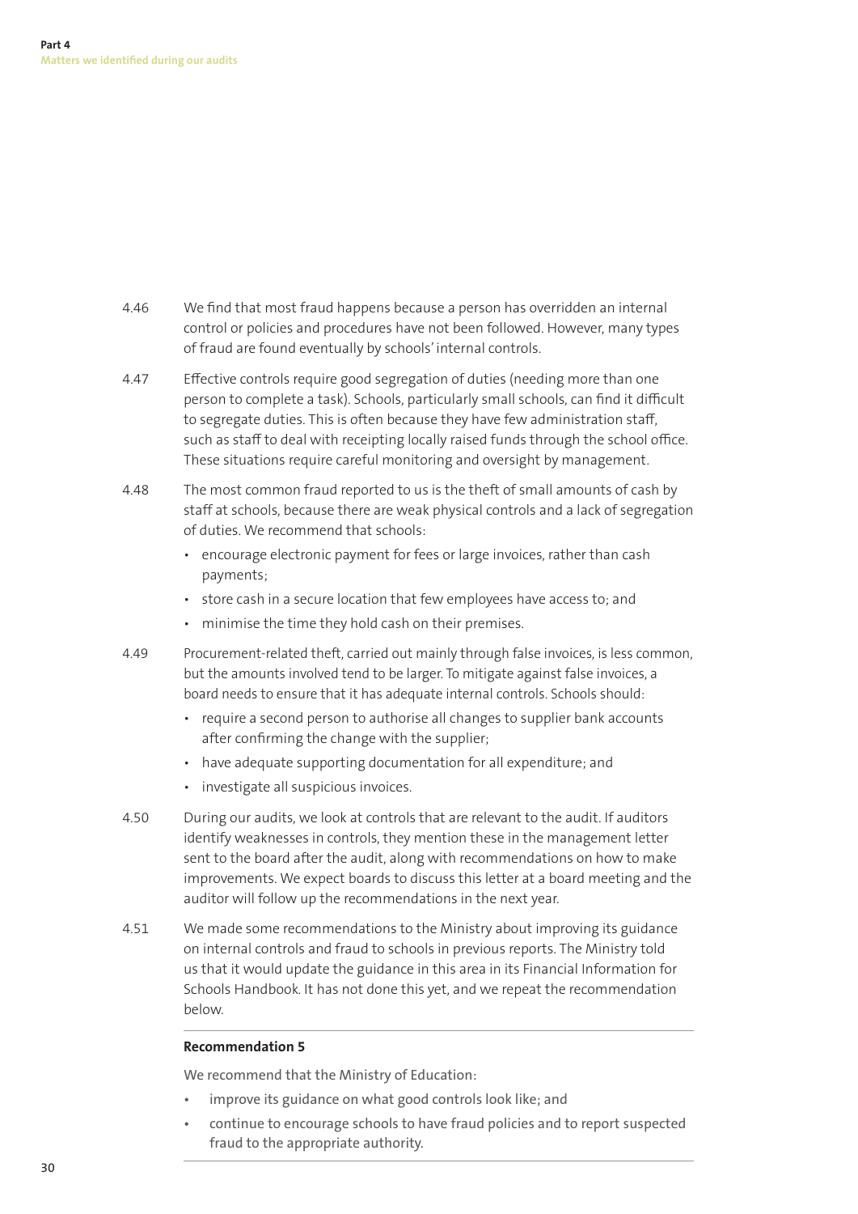4.46 We find that most fraud happens because a person has overridden an internal control or policies and procedures have not been followed. However, many types of fraud are found eventually by schools' internal controls.

4.47 Effective controls require good segregation of duties (needing more than one person to complete a task). Schools, particularly small schools, can find it difficult to segregate duties. This is often because they have few administration staff, such as staff to deal with receipting locally raised funds through the school office. These situations require careful monitoring and oversight by management.

4.48 The most common fraud reported to us is the theft of small amounts of cash by staff at schools, because there are weak physical controls and a lack of segregation of duties. We recommend that schools:

- encourage electronic payment for fees or large invoices, rather than cash payments;
- store cash in a secure location that few employees have access to; and
- minimise the time they hold cash on their premises.

4.49 Procurement-related theft, carried out mainly through false invoices, is less common, but the amounts involved tend to be larger. To mitigate against false invoices, a board needs to ensure that it has adequate internal controls. Schools should:

- require a second person to authorise all changes to supplier bank accounts after confirming the change with the supplier;
- have adequate supporting documentation for all expenditure; and
- investigate all suspicious invoices.

4.50 During our audits, we look at controls that are relevant to the audit. If auditors identify weaknesses in controls, they mention these in the management letter sent to the board after the audit, along with recommendations on how to make improvements. We expect boards to discuss this letter at a board meeting and the auditor will follow up the recommendations in the next year.

4.51 We made some recommendations to the Ministry about improving its guidance on internal controls and fraud to schools in previous reports. The Ministry told us that it would update the guidance in this area in its Financial Information for Schools Handbook. It has not done this yet, and we repeat the recommendation below.

---

**Recommendation 5**

We recommend that the Ministry of Education:

- improve its guidance on what good controls look like; and
- continue to encourage schools to have fraud policies and to report suspected fraud to the appropriate authority.

---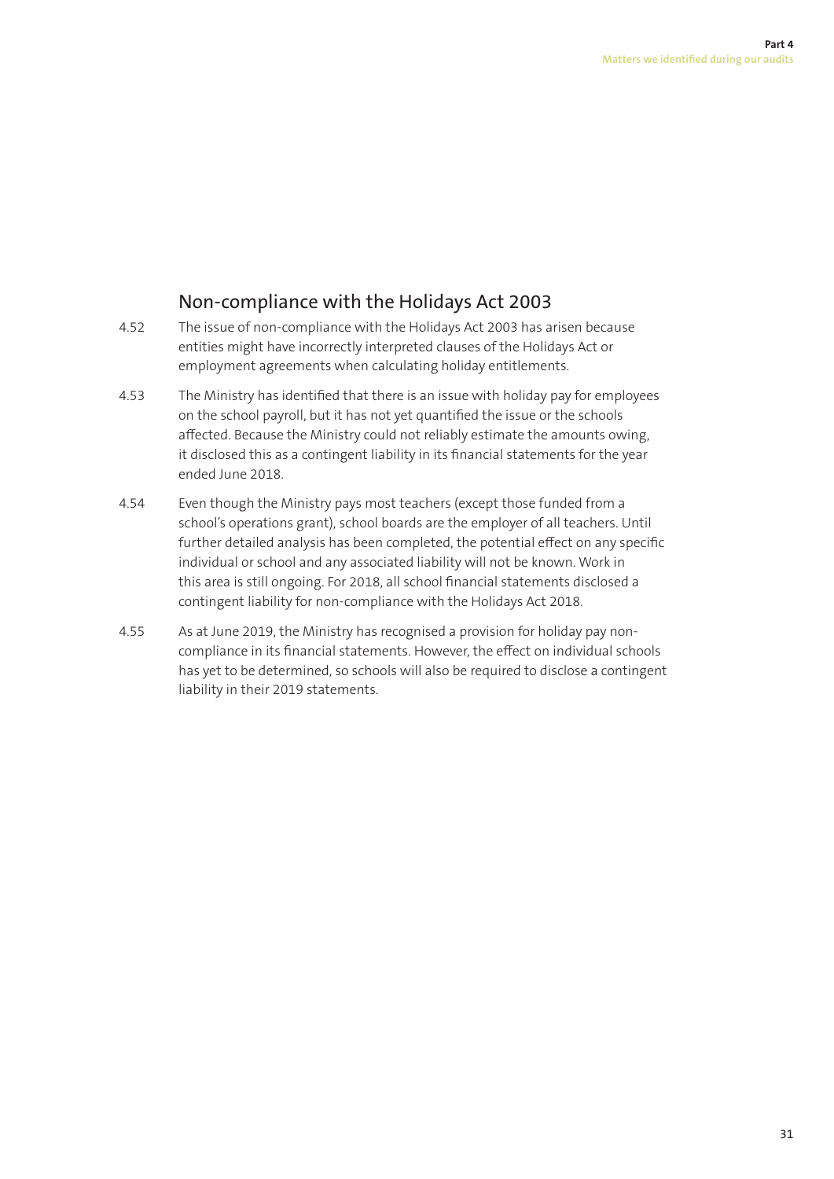## Non-compliance with the Holidays Act 2003

4.52 The issue of non-compliance with the Holidays Act 2003 has arisen because entities might have incorrectly interpreted clauses of the Holidays Act or employment agreements when calculating holiday entitlements.

4.53 The Ministry has identified that there is an issue with holiday pay for employees on the school payroll, but it has not yet quantified the issue or the schools affected. Because the Ministry could not reliably estimate the amounts owing, it disclosed this as a contingent liability in its financial statements for the year ended June 2018.

4.54 Even though the Ministry pays most teachers (except those funded from a school's operations grant), school boards are the employer of all teachers. Until further detailed analysis has been completed, the potential effect on any specific individual or school and any associated liability will not be known. Work in this area is still ongoing. For 2018, all school financial statements disclosed a contingent liability for non-compliance with the Holidays Act 2018.

4.55 As at June 2019, the Ministry has recognised a provision for holiday pay non-compliance in its financial statements. However, the effect on individual schools has yet to be determined, so schools will also be required to disclose a contingent liability in their 2019 statements.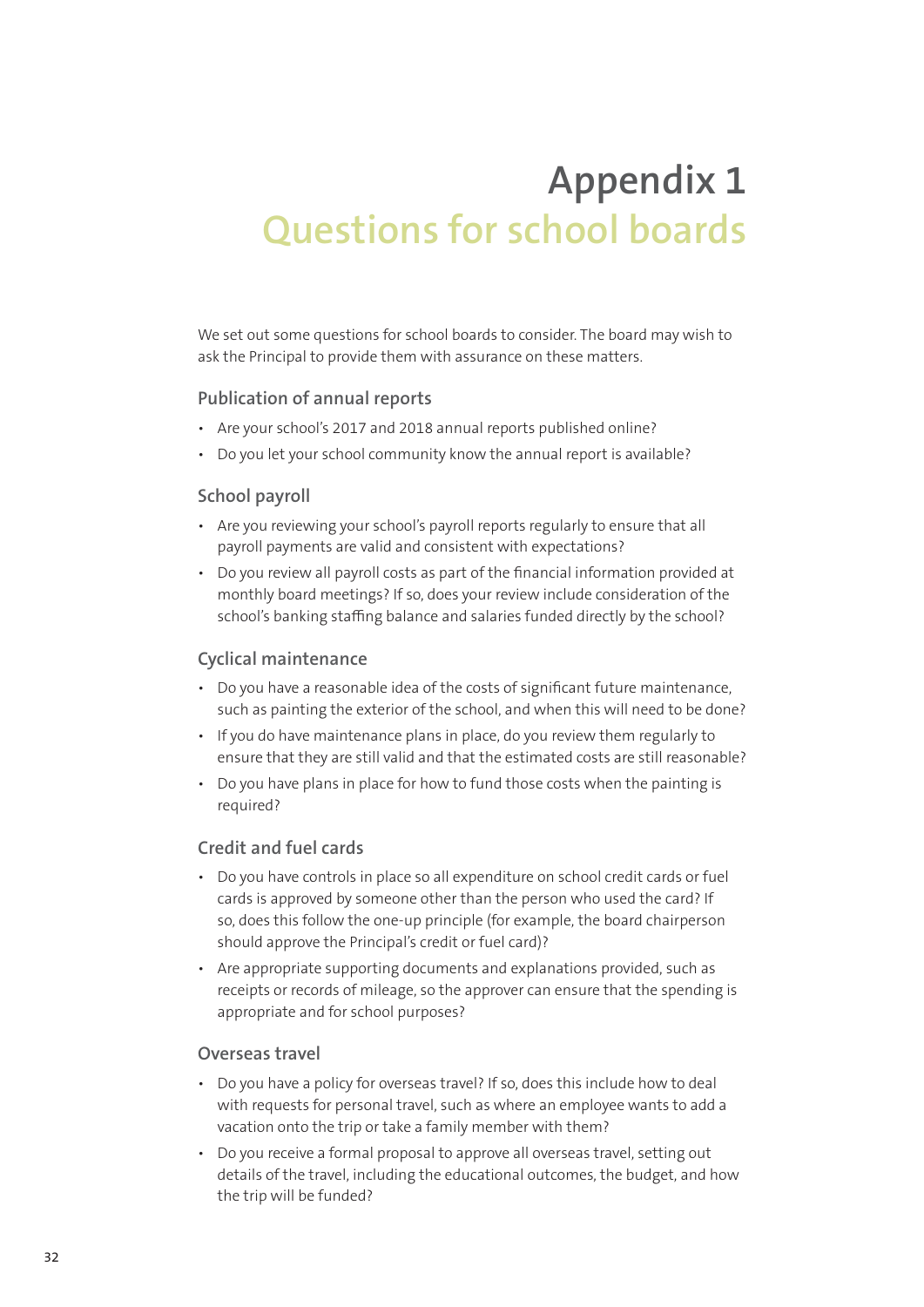# Appendix 1
# Questions for school boards

We set out some questions for school boards to consider. The board may wish to ask the Principal to provide them with assurance on these matters.

### Publication of annual reports

- Are your school's 2017 and 2018 annual reports published online?
- Do you let your school community know the annual report is available?

### School payroll

- Are you reviewing your school's payroll reports regularly to ensure that all payroll payments are valid and consistent with expectations?
- Do you review all payroll costs as part of the financial information provided at monthly board meetings? If so, does your review include consideration of the school's banking staffing balance and salaries funded directly by the school?

### Cyclical maintenance

- Do you have a reasonable idea of the costs of significant future maintenance, such as painting the exterior of the school, and when this will need to be done?
- If you do have maintenance plans in place, do you review them regularly to ensure that they are still valid and that the estimated costs are still reasonable?
- Do you have plans in place for how to fund those costs when the painting is required?

### Credit and fuel cards

- Do you have controls in place so all expenditure on school credit cards or fuel cards is approved by someone other than the person who used the card? If so, does this follow the one-up principle (for example, the board chairperson should approve the Principal's credit or fuel card)?
- Are appropriate supporting documents and explanations provided, such as receipts or records of mileage, so the approver can ensure that the spending is appropriate and for school purposes?

### Overseas travel

- Do you have a policy for overseas travel? If so, does this include how to deal with requests for personal travel, such as where an employee wants to add a vacation onto the trip or take a family member with them?
- Do you receive a formal proposal to approve all overseas travel, setting out details of the travel, including the educational outcomes, the budget, and how the trip will be funded?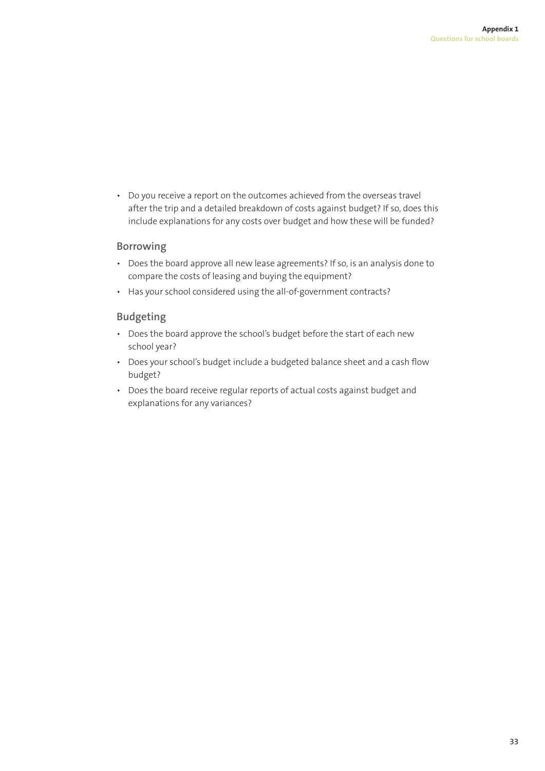- Do you receive a report on the outcomes achieved from the overseas travel after the trip and a detailed breakdown of costs against budget? If so, does this include explanations for any costs over budget and how these will be funded?

## Borrowing

- Does the board approve all new lease agreements? If so, is an analysis done to compare the costs of leasing and buying the equipment?
- Has your school considered using the all-of-government contracts?

## Budgeting

- Does the board approve the school's budget before the start of each new school year?
- Does your school's budget include a budgeted balance sheet and a cash flow budget?
- Does the board receive regular reports of actual costs against budget and explanations for any variances?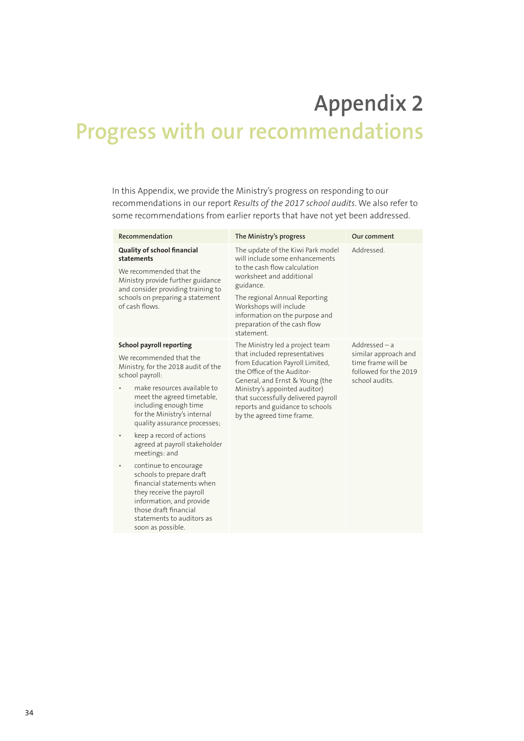# Appendix 2
# Progress with our recommendations

In this Appendix, we provide the Ministry's progress on responding to our recommendations in our report *Results of the 2017 school audits*. We also refer to some recommendations from earlier reports that have not yet been addressed.

| Recommendation | The Ministry's progress | Our comment |
|---|---|---|
| **Quality of school financial statements**<br><br>We recommended that the Ministry provide further guidance and consider providing training to schools on preparing a statement of cash flows. | The update of the Kiwi Park model will include some enhancements to the cash flow calculation worksheet and additional guidance.<br><br>The regional Annual Reporting Workshops will include information on the purpose and preparation of the cash flow statement. | Addressed. |
| **School payroll reporting**<br><br>We recommended that the Ministry, for the 2018 audit of the school payroll:<br><br>• make resources available to meet the agreed timetable, including enough time for the Ministry's internal quality assurance processes;<br><br>• keep a record of actions agreed at payroll stakeholder meetings: and<br><br>• continue to encourage schools to prepare draft financial statements when they receive the payroll information, and provide those draft financial statements to auditors as soon as possible. | The Ministry led a project team that included representatives from Education Payroll Limited, the Office of the Auditor-General, and Ernst & Young (the Ministry's appointed auditor) that successfully delivered payroll reports and guidance to schools by the agreed time frame. | Addressed – a similar approach and time frame will be followed for the 2019 school audits. |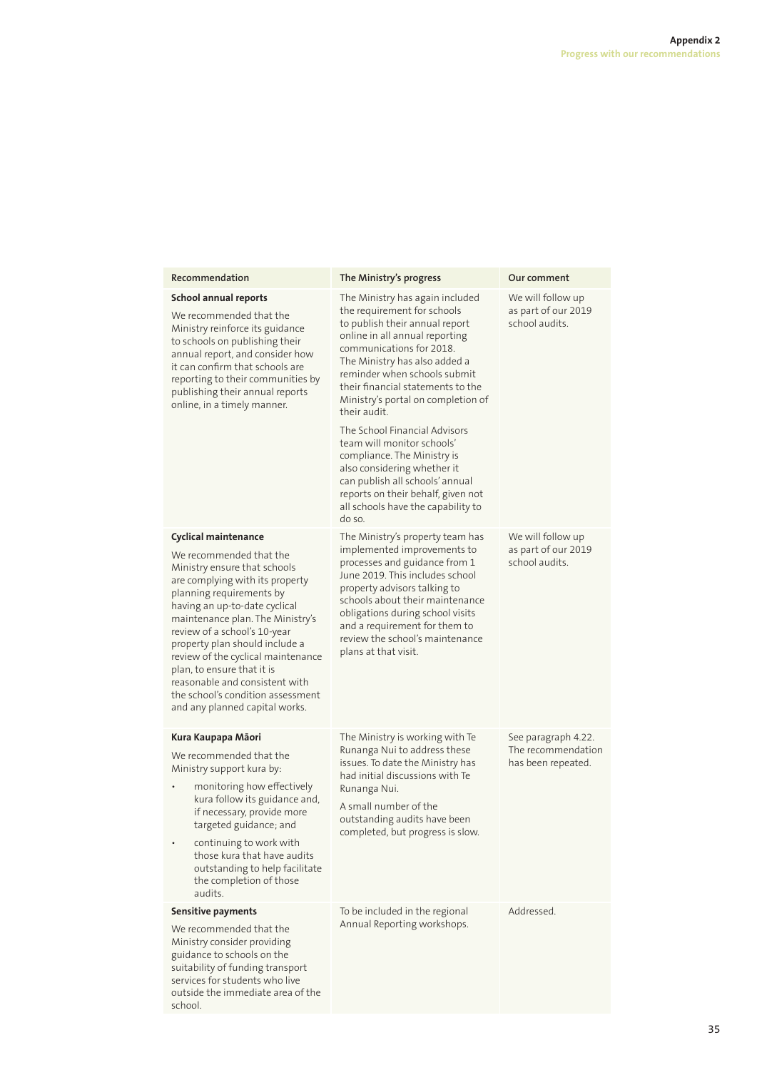| Recommendation | The Ministry's progress | Our comment |
|---|---|---|
| **School annual reports**<br><br>We recommended that the Ministry reinforce its guidance to schools on publishing their annual report, and consider how it can confirm that schools are reporting to their communities by publishing their annual reports online, in a timely manner. | The Ministry has again included the requirement for schools to publish their annual report online in all annual reporting communications for 2018. The Ministry has also added a reminder when schools submit their financial statements to the Ministry's portal on completion of their audit.<br><br>The School Financial Advisors team will monitor schools' compliance. The Ministry is also considering whether it can publish all schools' annual reports on their behalf, given not all schools have the capability to do so. | We will follow up as part of our 2019 school audits. |
| **Cyclical maintenance**<br><br>We recommended that the Ministry ensure that schools are complying with its property planning requirements by having an up-to-date cyclical maintenance plan. The Ministry's review of a school's 10-year property plan should include a review of the cyclical maintenance plan, to ensure that it is reasonable and consistent with the school's condition assessment and any planned capital works. | The Ministry's property team has implemented improvements to processes and guidance from 1 June 2019. This includes school property advisors talking to schools about their maintenance obligations during school visits and a requirement for them to review the school's maintenance plans at that visit. | We will follow up as part of our 2019 school audits. |
| **Kura Kaupapa Māori**<br><br>We recommended that the Ministry support kura by:<br>• monitoring how effectively kura follow its guidance and, if necessary, provide more targeted guidance; and<br>• continuing to work with those kura that have audits outstanding to help facilitate the completion of those audits. | The Ministry is working with Te Runanga Nui to address these issues. To date the Ministry has had initial discussions with Te Runanga Nui.<br><br>A small number of the outstanding audits have been completed, but progress is slow. | See paragraph 4.22. The recommendation has been repeated. |
| **Sensitive payments**<br><br>We recommended that the Ministry consider providing guidance to schools on the suitability of funding transport services for students who live outside the immediate area of the school. | To be included in the regional Annual Reporting workshops. | Addressed. |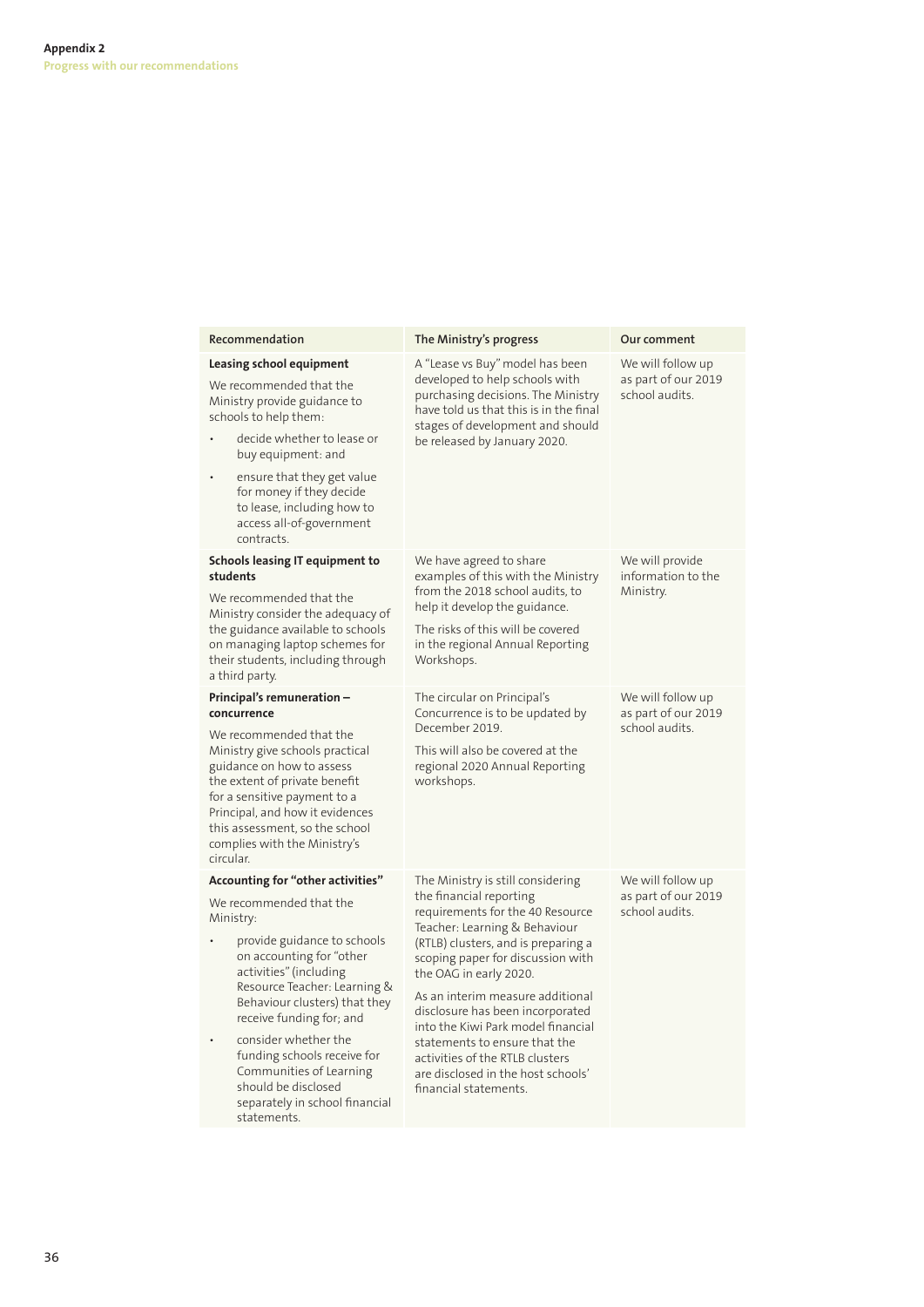**Appendix 2**
**Progress with our recommendations**

| Recommendation | The Ministry's progress | Our comment |
|---|---|---|
| **Leasing school equipment**<br><br>We recommended that the Ministry provide guidance to schools to help them:<br>• decide whether to lease or buy equipment: and<br>• ensure that they get value for money if they decide to lease, including how to access all-of-government contracts. | A "Lease vs Buy" model has been developed to help schools with purchasing decisions. The Ministry have told us that this is in the final stages of development and should be released by January 2020. | We will follow up as part of our 2019 school audits. |
| **Schools leasing IT equipment to students**<br><br>We recommended that the Ministry consider the adequacy of the guidance available to schools on managing laptop schemes for their students, including through a third party. | We have agreed to share examples of this with the Ministry from the 2018 school audits, to help it develop the guidance.<br><br>The risks of this will be covered in the regional Annual Reporting Workshops. | We will provide information to the Ministry. |
| **Principal's remuneration – concurrence**<br><br>We recommended that the Ministry give schools practical guidance on how to assess the extent of private benefit for a sensitive payment to a Principal, and how it evidences this assessment, so the school complies with the Ministry's circular. | The circular on Principal's Concurrence is to be updated by December 2019.<br><br>This will also be covered at the regional 2020 Annual Reporting workshops. | We will follow up as part of our 2019 school audits. |
| **Accounting for "other activities"**<br><br>We recommended that the Ministry:<br>• provide guidance to schools on accounting for "other activities" (including Resource Teacher: Learning & Behaviour clusters) that they receive funding for; and<br>• consider whether the funding schools receive for Communities of Learning should be disclosed separately in school financial statements. | The Ministry is still considering the financial reporting requirements for the 40 Resource Teacher: Learning & Behaviour (RTLB) clusters, and is preparing a scoping paper for discussion with the OAG in early 2020.<br><br>As an interim measure additional disclosure has been incorporated into the Kiwi Park model financial statements to ensure that the activities of the RTLB clusters are disclosed in the host schools' financial statements. | We will follow up as part of our 2019 school audits. |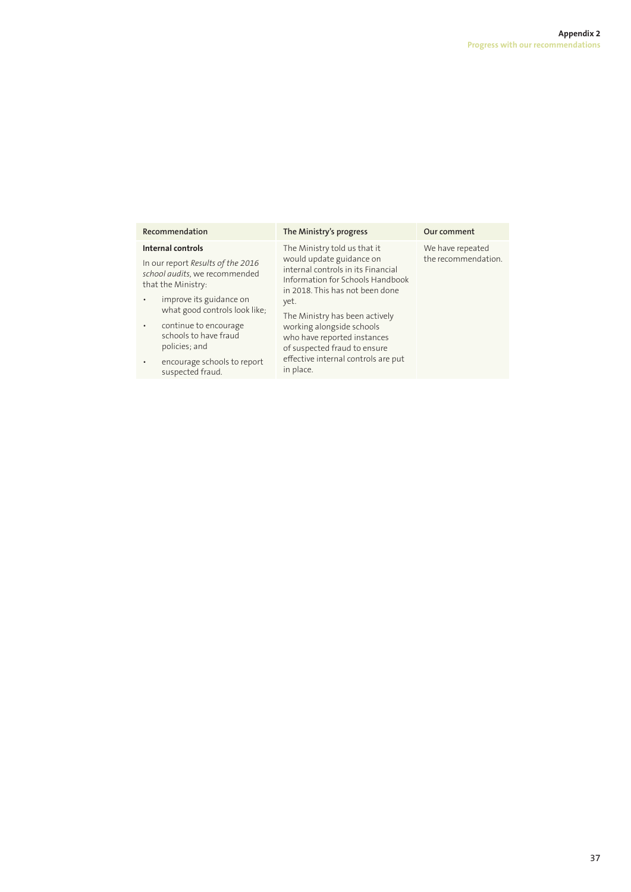| Recommendation | The Ministry's progress | Our comment |
| --- | --- | --- |
| **Internal controls**<br><br>In our report *Results of the 2016 school audits*, we recommended that the Ministry:<br><br>• improve its guidance on what good controls look like;<br>• continue to encourage schools to have fraud policies; and<br>• encourage schools to report suspected fraud. | The Ministry told us that it would update guidance on internal controls in its Financial Information for Schools Handbook in 2018. This has not been done yet.<br><br>The Ministry has been actively working alongside schools who have reported instances of suspected fraud to ensure effective internal controls are put in place. | We have repeated the recommendation. |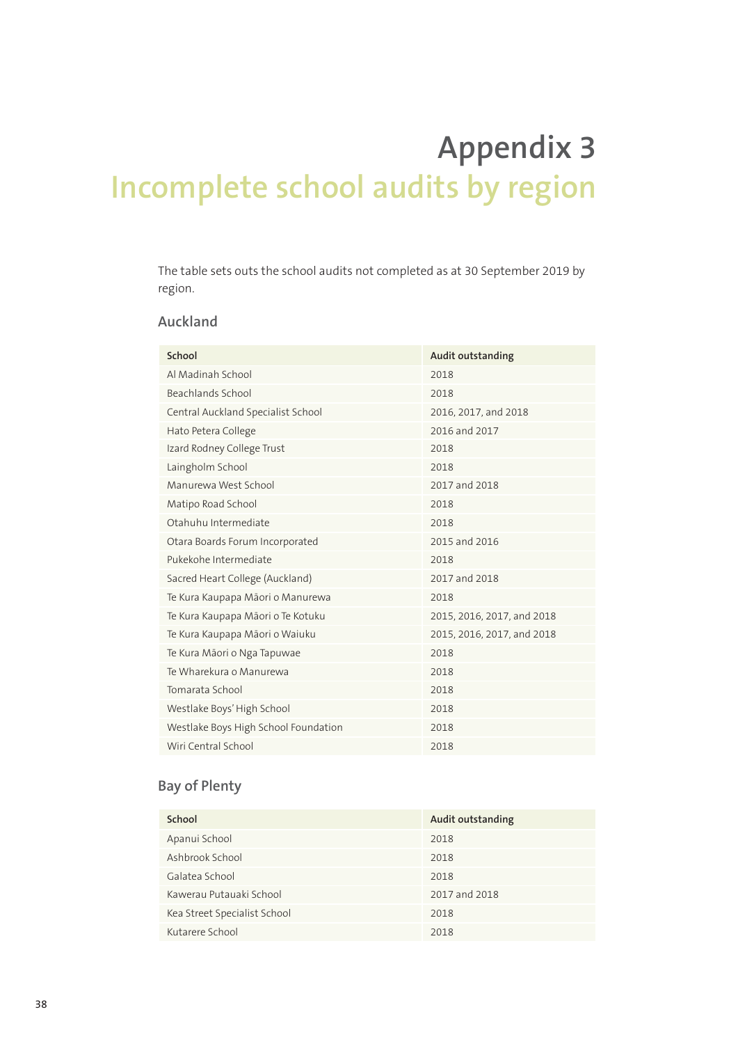# Appendix 3
# Incomplete school audits by region

The table sets outs the school audits not completed as at 30 September 2019 by region.

## Auckland

| School | Audit outstanding |
|---|---|
| Al Madinah School | 2018 |
| Beachlands School | 2018 |
| Central Auckland Specialist School | 2016, 2017, and 2018 |
| Hato Petera College | 2016 and 2017 |
| Izard Rodney College Trust | 2018 |
| Laingholm School | 2018 |
| Manurewa West School | 2017 and 2018 |
| Matipo Road School | 2018 |
| Otahuhu Intermediate | 2018 |
| Otara Boards Forum Incorporated | 2015 and 2016 |
| Pukekohe Intermediate | 2018 |
| Sacred Heart College (Auckland) | 2017 and 2018 |
| Te Kura Kaupapa Māori o Manurewa | 2018 |
| Te Kura Kaupapa Māori o Te Kotuku | 2015, 2016, 2017, and 2018 |
| Te Kura Kaupapa Māori o Waiuku | 2015, 2016, 2017, and 2018 |
| Te Kura Māori o Nga Tapuwae | 2018 |
| Te Wharekura o Manurewa | 2018 |
| Tomarata School | 2018 |
| Westlake Boys' High School | 2018 |
| Westlake Boys High School Foundation | 2018 |
| Wiri Central School | 2018 |

## Bay of Plenty

| School | Audit outstanding |
|---|---|
| Apanui School | 2018 |
| Ashbrook School | 2018 |
| Galatea School | 2018 |
| Kawerau Putauaki School | 2017 and 2018 |
| Kea Street Specialist School | 2018 |
| Kutarere School | 2018 |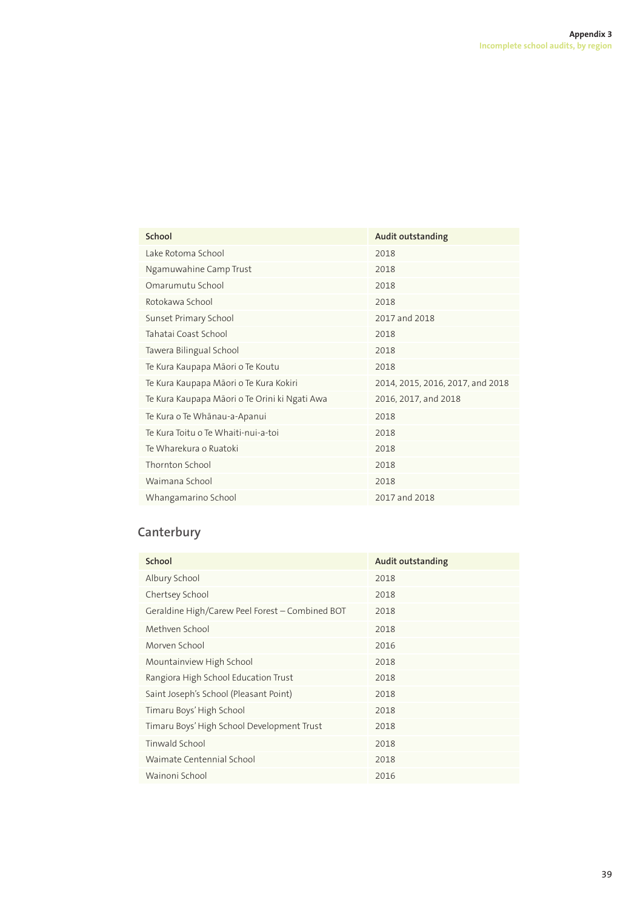| School | Audit outstanding |
|---|---|
| Lake Rotoma School | 2018 |
| Ngamuwahine Camp Trust | 2018 |
| Omarumutu School | 2018 |
| Rotokawa School | 2018 |
| Sunset Primary School | 2017 and 2018 |
| Tahatai Coast School | 2018 |
| Tawera Bilingual School | 2018 |
| Te Kura Kaupapa Māori o Te Koutu | 2018 |
| Te Kura Kaupapa Māori o Te Kura Kokiri | 2014, 2015, 2016, 2017, and 2018 |
| Te Kura Kaupapa Māori o Te Orini ki Ngati Awa | 2016, 2017, and 2018 |
| Te Kura o Te Whānau-a-Apanui | 2018 |
| Te Kura Toitu o Te Whaiti-nui-a-toi | 2018 |
| Te Wharekura o Ruatoki | 2018 |
| Thornton School | 2018 |
| Waimana School | 2018 |
| Whangamarino School | 2017 and 2018 |

## Canterbury

| School | Audit outstanding |
|---|---|
| Albury School | 2018 |
| Chertsey School | 2018 |
| Geraldine High/Carew Peel Forest – Combined BOT | 2018 |
| Methven School | 2018 |
| Morven School | 2016 |
| Mountainview High School | 2018 |
| Rangiora High School Education Trust | 2018 |
| Saint Joseph's School (Pleasant Point) | 2018 |
| Timaru Boys' High School | 2018 |
| Timaru Boys' High School Development Trust | 2018 |
| Tinwald School | 2018 |
| Waimate Centennial School | 2018 |
| Wainoni School | 2016 |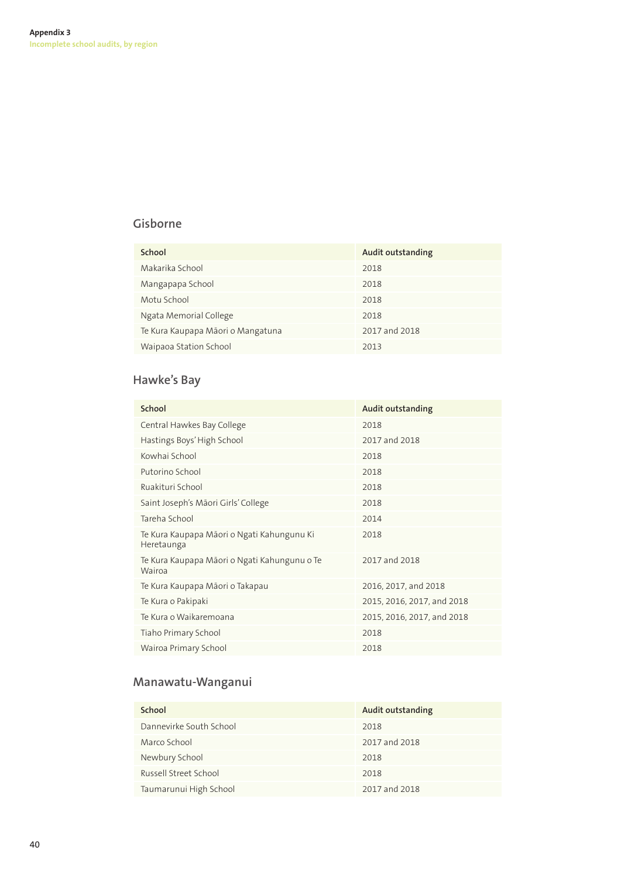## Gisborne

| School | Audit outstanding |
|---|---|
| Makarika School | 2018 |
| Mangapapa School | 2018 |
| Motu School | 2018 |
| Ngata Memorial College | 2018 |
| Te Kura Kaupapa Māori o Mangatuna | 2017 and 2018 |
| Waipaoa Station School | 2013 |

## Hawke's Bay

| School | Audit outstanding |
|---|---|
| Central Hawkes Bay College | 2018 |
| Hastings Boys' High School | 2017 and 2018 |
| Kowhai School | 2018 |
| Putorino School | 2018 |
| Ruakituri School | 2018 |
| Saint Joseph's Māori Girls' College | 2018 |
| Tareha School | 2014 |
| Te Kura Kaupapa Māori o Ngati Kahungunu Ki Heretaunga | 2018 |
| Te Kura Kaupapa Māori o Ngati Kahungunu o Te Wairoa | 2017 and 2018 |
| Te Kura Kaupapa Māori o Takapau | 2016, 2017, and 2018 |
| Te Kura o Pakipaki | 2015, 2016, 2017, and 2018 |
| Te Kura o Waikaremoana | 2015, 2016, 2017, and 2018 |
| Tiaho Primary School | 2018 |
| Wairoa Primary School | 2018 |

## Manawatu-Wanganui

| School | Audit outstanding |
|---|---|
| Dannevirke South School | 2018 |
| Marco School | 2017 and 2018 |
| Newbury School | 2018 |
| Russell Street School | 2018 |
| Taumarunui High School | 2017 and 2018 |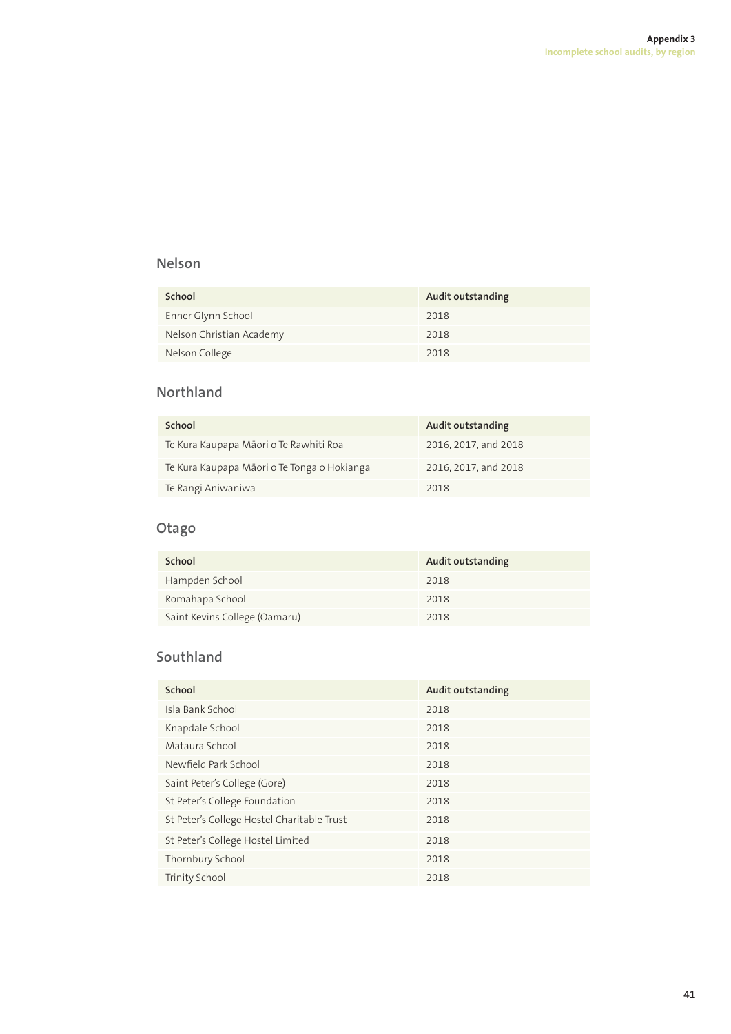## Nelson

| School | Audit outstanding |
|---|---|
| Enner Glynn School | 2018 |
| Nelson Christian Academy | 2018 |
| Nelson College | 2018 |

## Northland

| School | Audit outstanding |
|---|---|
| Te Kura Kaupapa Māori o Te Rawhiti Roa | 2016, 2017, and 2018 |
| Te Kura Kaupapa Māori o Te Tonga o Hokianga | 2016, 2017, and 2018 |
| Te Rangi Aniwaniwa | 2018 |

## Otago

| School | Audit outstanding |
|---|---|
| Hampden School | 2018 |
| Romahapa School | 2018 |
| Saint Kevins College (Oamaru) | 2018 |

## Southland

| School | Audit outstanding |
|---|---|
| Isla Bank School | 2018 |
| Knapdale School | 2018 |
| Mataura School | 2018 |
| Newfield Park School | 2018 |
| Saint Peter's College (Gore) | 2018 |
| St Peter's College Foundation | 2018 |
| St Peter's College Hostel Charitable Trust | 2018 |
| St Peter's College Hostel Limited | 2018 |
| Thornbury School | 2018 |
| Trinity School | 2018 |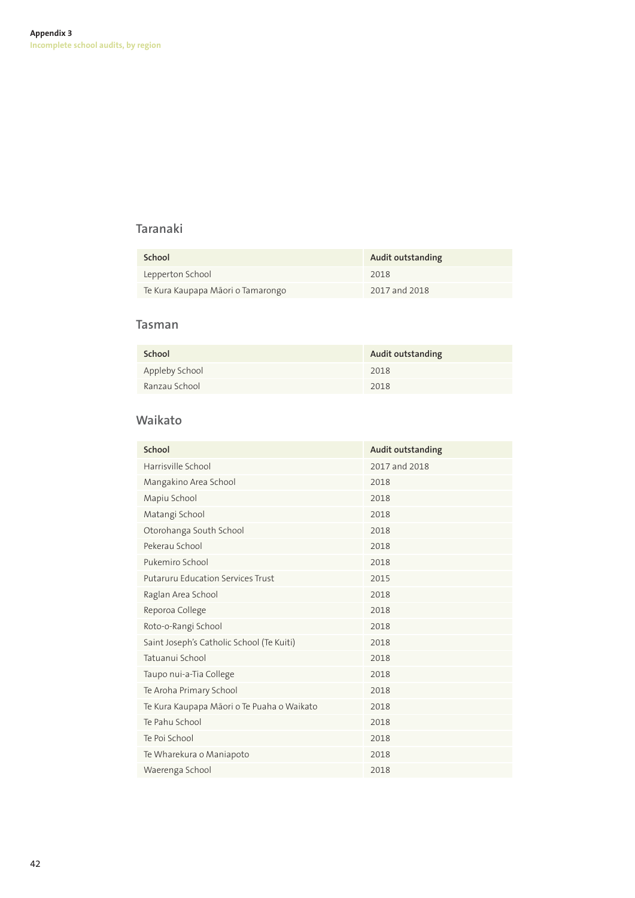**Appendix 3**
**Incomplete school audits, by region**

## Taranaki

| School | Audit outstanding |
|---|---|
| Lepperton School | 2018 |
| Te Kura Kaupapa Māori o Tamarongo | 2017 and 2018 |

## Tasman

| School | Audit outstanding |
|---|---|
| Appleby School | 2018 |
| Ranzau School | 2018 |

## Waikato

| School | Audit outstanding |
|---|---|
| Harrisville School | 2017 and 2018 |
| Mangakino Area School | 2018 |
| Mapiu School | 2018 |
| Matangi School | 2018 |
| Otorohanga South School | 2018 |
| Pekerau School | 2018 |
| Pukemiro School | 2018 |
| Putaruru Education Services Trust | 2015 |
| Raglan Area School | 2018 |
| Reporoa College | 2018 |
| Roto-o-Rangi School | 2018 |
| Saint Joseph's Catholic School (Te Kuiti) | 2018 |
| Tatuanui School | 2018 |
| Taupo nui-a-Tia College | 2018 |
| Te Aroha Primary School | 2018 |
| Te Kura Kaupapa Māori o Te Puaha o Waikato | 2018 |
| Te Pahu School | 2018 |
| Te Poi School | 2018 |
| Te Wharekura o Maniapoto | 2018 |
| Waerenga School | 2018 |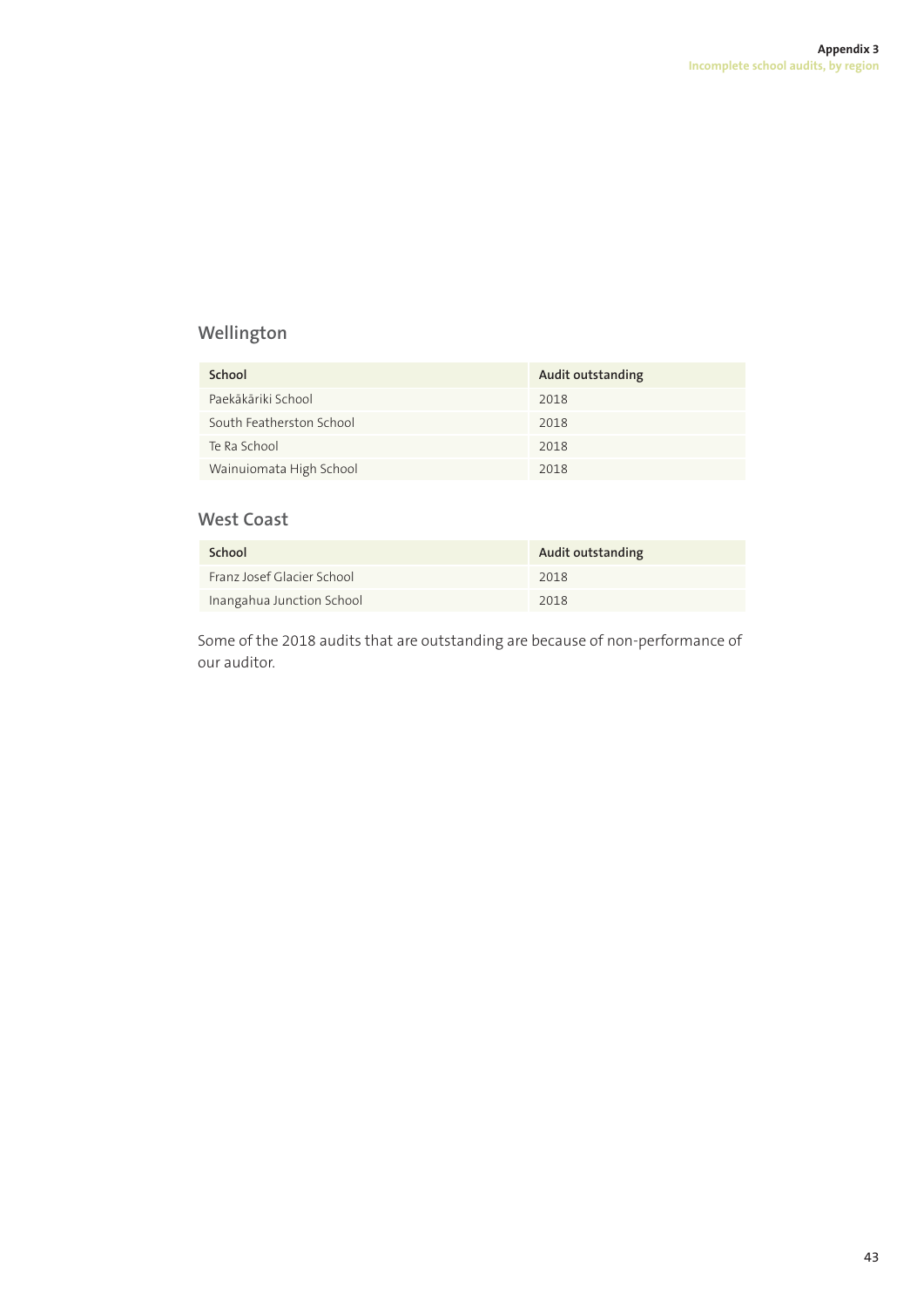## Wellington

| School | Audit outstanding |
| --- | --- |
| Paekākāriki School | 2018 |
| South Featherston School | 2018 |
| Te Ra School | 2018 |
| Wainuiomata High School | 2018 |

## West Coast

| School | Audit outstanding |
| --- | --- |
| Franz Josef Glacier School | 2018 |
| Inangahua Junction School | 2018 |

Some of the 2018 audits that are outstanding are because of non-performance of our auditor.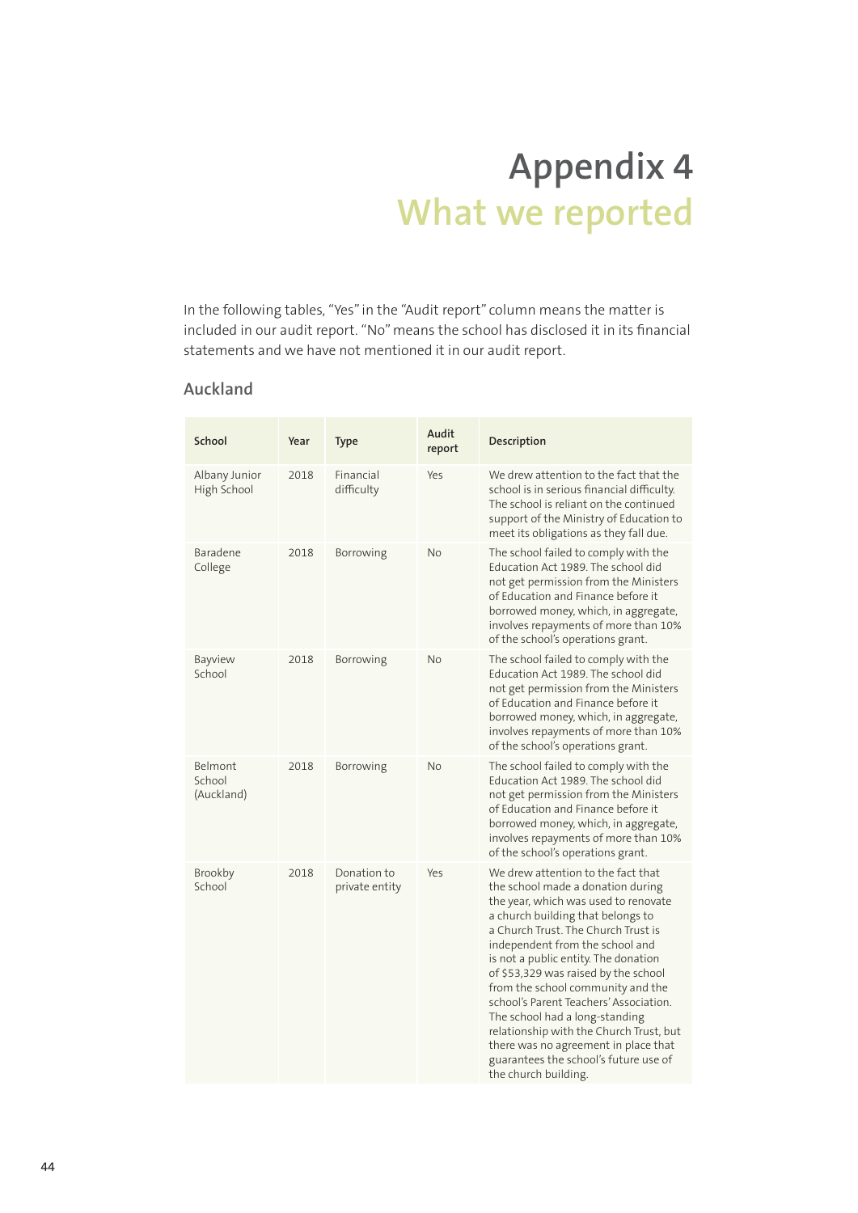# Appendix 4 What we reported

In the following tables, "Yes" in the "Audit report" column means the matter is included in our audit report. "No" means the school has disclosed it in its financial statements and we have not mentioned it in our audit report.

## Auckland

| School | Year | Type | Audit report | Description |
|---|---|---|---|---|
| Albany Junior High School | 2018 | Financial difficulty | Yes | We drew attention to the fact that the school is in serious financial difficulty. The school is reliant on the continued support of the Ministry of Education to meet its obligations as they fall due. |
| Baradene College | 2018 | Borrowing | No | The school failed to comply with the Education Act 1989. The school did not get permission from the Ministers of Education and Finance before it borrowed money, which, in aggregate, involves repayments of more than 10% of the school's operations grant. |
| Bayview School | 2018 | Borrowing | No | The school failed to comply with the Education Act 1989. The school did not get permission from the Ministers of Education and Finance before it borrowed money, which, in aggregate, involves repayments of more than 10% of the school's operations grant. |
| Belmont School (Auckland) | 2018 | Borrowing | No | The school failed to comply with the Education Act 1989. The school did not get permission from the Ministers of Education and Finance before it borrowed money, which, in aggregate, involves repayments of more than 10% of the school's operations grant. |
| Brookby School | 2018 | Donation to private entity | Yes | We drew attention to the fact that the school made a donation during the year, which was used to renovate a church building that belongs to a Church Trust. The Church Trust is independent from the school and is not a public entity. The donation of $53,329 was raised by the school from the school community and the school's Parent Teachers' Association. The school had a long-standing relationship with the Church Trust, but there was no agreement in place that guarantees the school's future use of the church building. |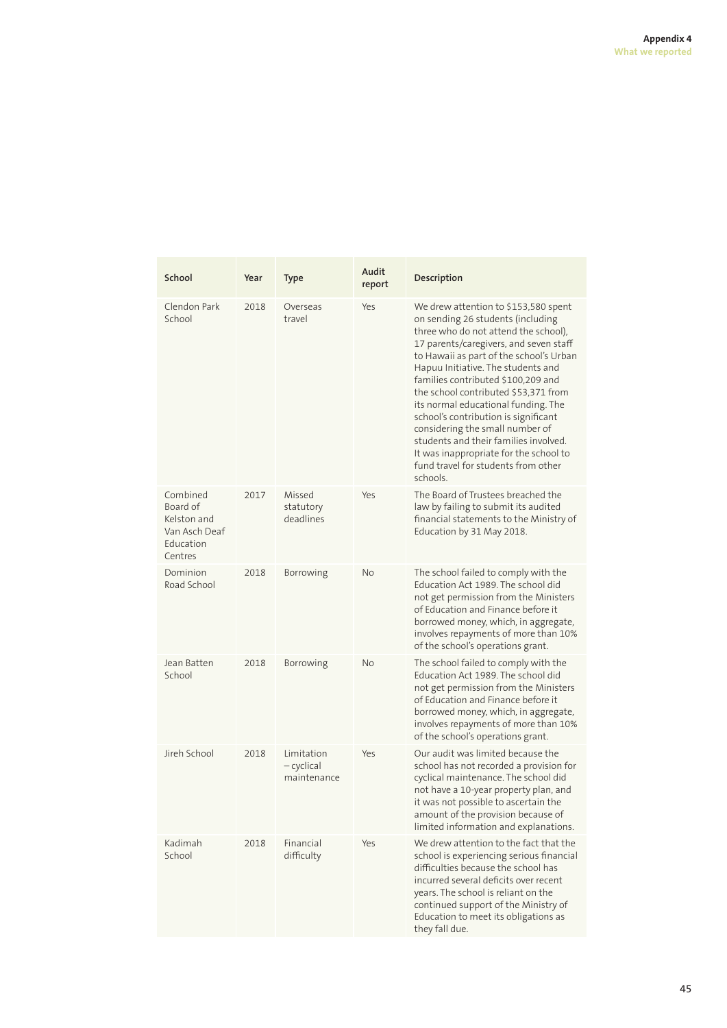| School | Year | Type | Audit report | Description |
|---|---|---|---|---|
| Clendon Park School | 2018 | Overseas travel | Yes | We drew attention to $153,580 spent on sending 26 students (including three who do not attend the school), 17 parents/caregivers, and seven staff to Hawaii as part of the school's Urban Hapuu Initiative. The students and families contributed $100,209 and the school contributed $53,371 from its normal educational funding. The school's contribution is significant considering the small number of students and their families involved. It was inappropriate for the school to fund travel for students from other schools. |
| Combined Board of Kelston and Van Asch Deaf Education Centres | 2017 | Missed statutory deadlines | Yes | The Board of Trustees breached the law by failing to submit its audited financial statements to the Ministry of Education by 31 May 2018. |
| Dominion Road School | 2018 | Borrowing | No | The school failed to comply with the Education Act 1989. The school did not get permission from the Ministers of Education and Finance before it borrowed money, which, in aggregate, involves repayments of more than 10% of the school's operations grant. |
| Jean Batten School | 2018 | Borrowing | No | The school failed to comply with the Education Act 1989. The school did not get permission from the Ministers of Education and Finance before it borrowed money, which, in aggregate, involves repayments of more than 10% of the school's operations grant. |
| Jireh School | 2018 | Limitation – cyclical maintenance | Yes | Our audit was limited because the school has not recorded a provision for cyclical maintenance. The school did not have a 10-year property plan, and it was not possible to ascertain the amount of the provision because of limited information and explanations. |
| Kadimah School | 2018 | Financial difficulty | Yes | We drew attention to the fact that the school is experiencing serious financial difficulties because the school has incurred several deficits over recent years. The school is reliant on the continued support of the Ministry of Education to meet its obligations as they fall due. |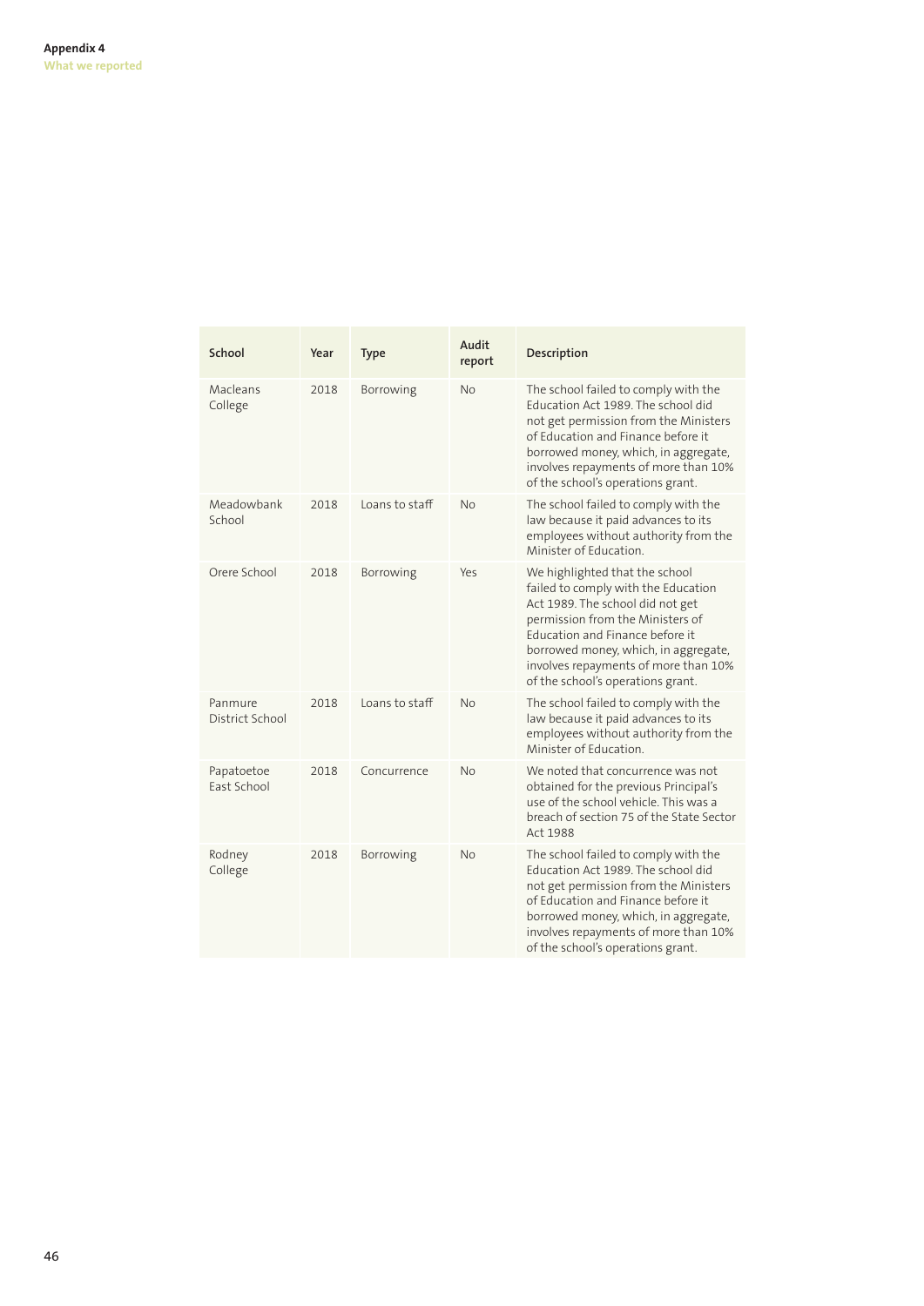| School | Year | Type | Audit report | Description |
|---|---|---|---|---|
| Macleans College | 2018 | Borrowing | No | The school failed to comply with the Education Act 1989. The school did not get permission from the Ministers of Education and Finance before it borrowed money, which, in aggregate, involves repayments of more than 10% of the school's operations grant. |
| Meadowbank School | 2018 | Loans to staff | No | The school failed to comply with the law because it paid advances to its employees without authority from the Minister of Education. |
| Orere School | 2018 | Borrowing | Yes | We highlighted that the school failed to comply with the Education Act 1989. The school did not get permission from the Ministers of Education and Finance before it borrowed money, which, in aggregate, involves repayments of more than 10% of the school's operations grant. |
| Panmure District School | 2018 | Loans to staff | No | The school failed to comply with the law because it paid advances to its employees without authority from the Minister of Education. |
| Papatoetoe East School | 2018 | Concurrence | No | We noted that concurrence was not obtained for the previous Principal's use of the school vehicle. This was a breach of section 75 of the State Sector Act 1988 |
| Rodney College | 2018 | Borrowing | No | The school failed to comply with the Education Act 1989. The school did not get permission from the Ministers of Education and Finance before it borrowed money, which, in aggregate, involves repayments of more than 10% of the school's operations grant. |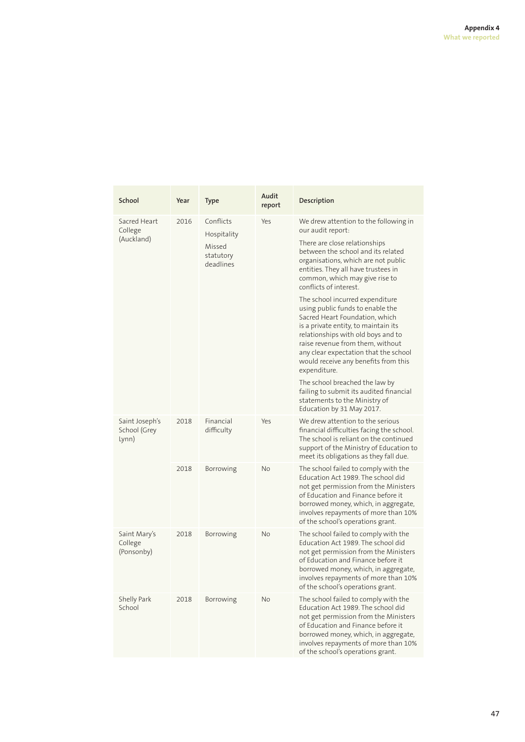| School | Year | Type | Audit report | Description |
|---|---|---|---|---|
| Sacred Heart College (Auckland) | 2016 | Conflicts<br>Hospitality<br>Missed statutory deadlines | Yes | We drew attention to the following in our audit report:<br>There are close relationships between the school and its related organisations, which are not public entities. They all have trustees in common, which may give rise to conflicts of interest.<br>The school incurred expenditure using public funds to enable the Sacred Heart Foundation, which is a private entity, to maintain its relationships with old boys and to raise revenue from them, without any clear expectation that the school would receive any benefits from this expenditure.<br>The school breached the law by failing to submit its audited financial statements to the Ministry of Education by 31 May 2017. |
| Saint Joseph's School (Grey Lynn) | 2018 | Financial difficulty | Yes | We drew attention to the serious financial difficulties facing the school. The school is reliant on the continued support of the Ministry of Education to meet its obligations as they fall due. |
| | 2018 | Borrowing | No | The school failed to comply with the Education Act 1989. The school did not get permission from the Ministers of Education and Finance before it borrowed money, which, in aggregate, involves repayments of more than 10% of the school's operations grant. |
| Saint Mary's College (Ponsonby) | 2018 | Borrowing | No | The school failed to comply with the Education Act 1989. The school did not get permission from the Ministers of Education and Finance before it borrowed money, which, in aggregate, involves repayments of more than 10% of the school's operations grant. |
| Shelly Park School | 2018 | Borrowing | No | The school failed to comply with the Education Act 1989. The school did not get permission from the Ministers of Education and Finance before it borrowed money, which, in aggregate, involves repayments of more than 10% of the school's operations grant. |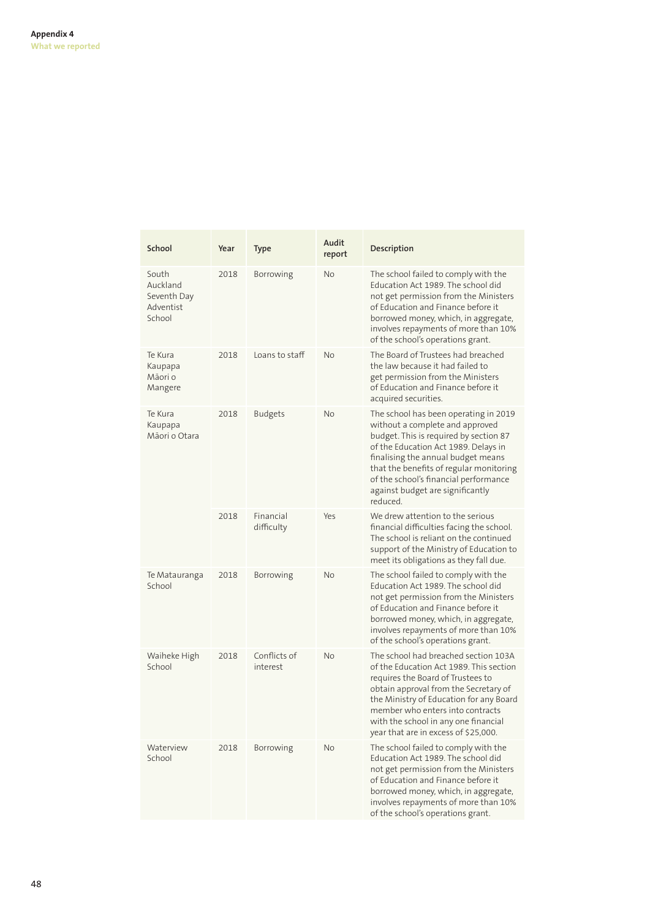| School | Year | Type | Audit report | Description |
|---|---|---|---|---|
| South Auckland Seventh Day Adventist School | 2018 | Borrowing | No | The school failed to comply with the Education Act 1989. The school did not get permission from the Ministers of Education and Finance before it borrowed money, which, in aggregate, involves repayments of more than 10% of the school's operations grant. |
| Te Kura Kaupapa Māori o Mangere | 2018 | Loans to staff | No | The Board of Trustees had breached the law because it had failed to get permission from the Ministers of Education and Finance before it acquired securities. |
| Te Kura Kaupapa Māori o Otara | 2018 | Budgets | No | The school has been operating in 2019 without a complete and approved budget. This is required by section 87 of the Education Act 1989. Delays in finalising the annual budget means that the benefits of regular monitoring of the school's financial performance against budget are significantly reduced. |
| | 2018 | Financial difficulty | Yes | We drew attention to the serious financial difficulties facing the school. The school is reliant on the continued support of the Ministry of Education to meet its obligations as they fall due. |
| Te Matauranga School | 2018 | Borrowing | No | The school failed to comply with the Education Act 1989. The school did not get permission from the Ministers of Education and Finance before it borrowed money, which, in aggregate, involves repayments of more than 10% of the school's operations grant. |
| Waiheke High School | 2018 | Conflicts of interest | No | The school had breached section 103A of the Education Act 1989. This section requires the Board of Trustees to obtain approval from the Secretary of the Ministry of Education for any Board member who enters into contracts with the school in any one financial year that are in excess of $25,000. |
| Waterview School | 2018 | Borrowing | No | The school failed to comply with the Education Act 1989. The school did not get permission from the Ministers of Education and Finance before it borrowed money, which, in aggregate, involves repayments of more than 10% of the school's operations grant. |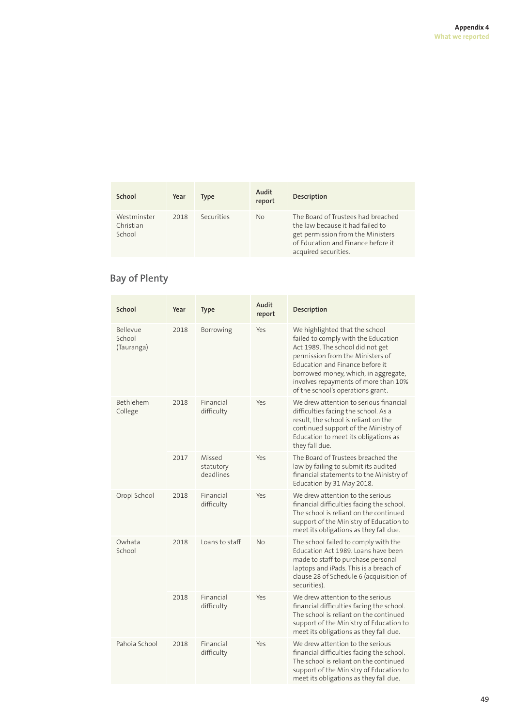| School | Year | Type | Audit report | Description |
|---|---|---|---|---|
| Westminster Christian School | 2018 | Securities | No | The Board of Trustees had breached the law because it had failed to get permission from the Ministers of Education and Finance before it acquired securities. |

## Bay of Plenty

| School | Year | Type | Audit report | Description |
|---|---|---|---|---|
| Bellevue School (Tauranga) | 2018 | Borrowing | Yes | We highlighted that the school failed to comply with the Education Act 1989. The school did not get permission from the Ministers of Education and Finance before it borrowed money, which, in aggregate, involves repayments of more than 10% of the school's operations grant. |
| Bethlehem College | 2018 | Financial difficulty | Yes | We drew attention to serious financial difficulties facing the school. As a result, the school is reliant on the continued support of the Ministry of Education to meet its obligations as they fall due. |
| | 2017 | Missed statutory deadlines | Yes | The Board of Trustees breached the law by failing to submit its audited financial statements to the Ministry of Education by 31 May 2018. |
| Oropi School | 2018 | Financial difficulty | Yes | We drew attention to the serious financial difficulties facing the school. The school is reliant on the continued support of the Ministry of Education to meet its obligations as they fall due. |
| Owhata School | 2018 | Loans to staff | No | The school failed to comply with the Education Act 1989. Loans have been made to staff to purchase personal laptops and iPads. This is a breach of clause 28 of Schedule 6 (acquisition of securities). |
| | 2018 | Financial difficulty | Yes | We drew attention to the serious financial difficulties facing the school. The school is reliant on the continued support of the Ministry of Education to meet its obligations as they fall due. |
| Pahoia School | 2018 | Financial difficulty | Yes | We drew attention to the serious financial difficulties facing the school. The school is reliant on the continued support of the Ministry of Education to meet its obligations as they fall due. |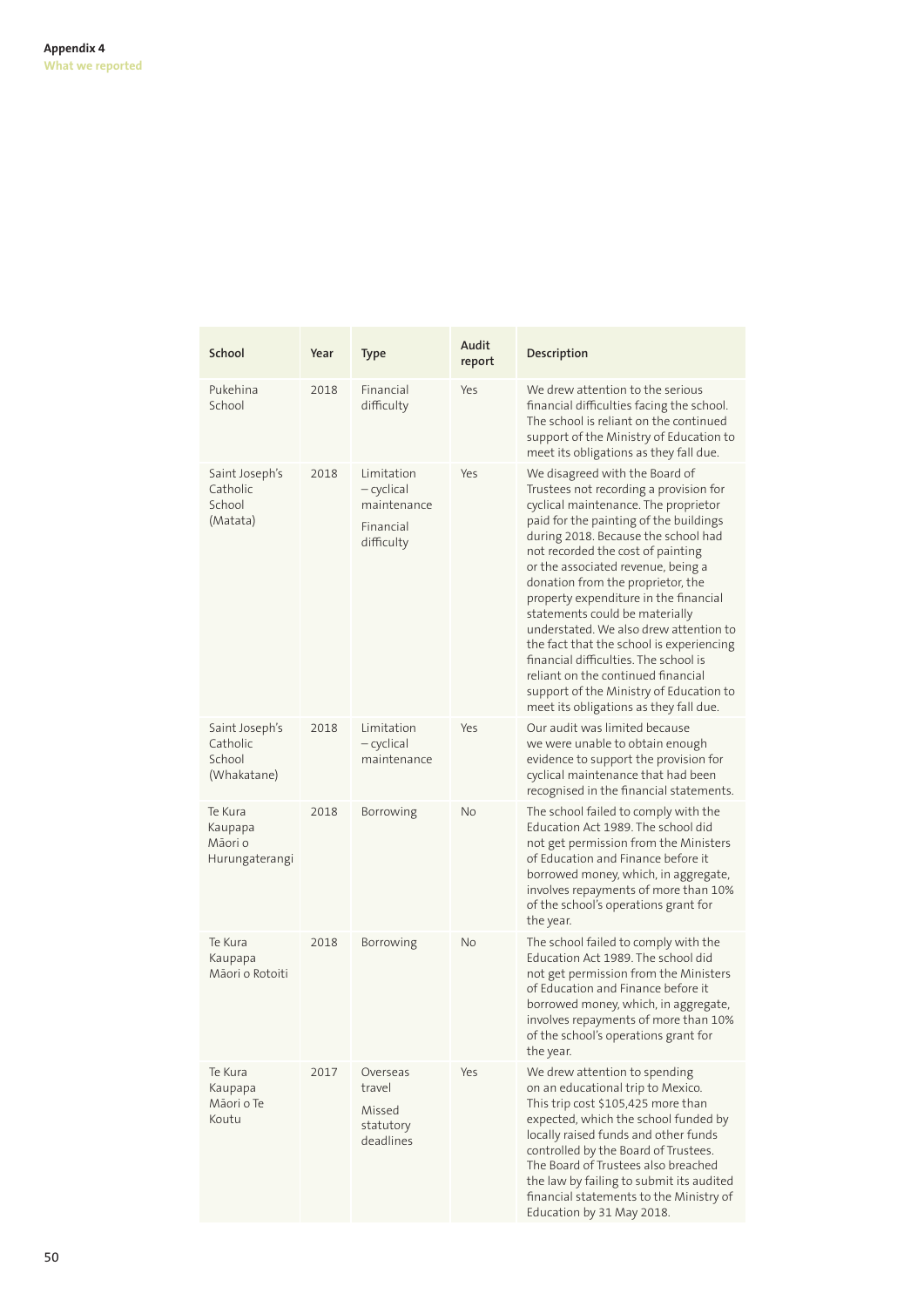| School | Year | Type | Audit report | Description |
|---|---|---|---|---|
| Pukehina School | 2018 | Financial difficulty | Yes | We drew attention to the serious financial difficulties facing the school. The school is reliant on the continued support of the Ministry of Education to meet its obligations as they fall due. |
| Saint Joseph's Catholic School (Matata) | 2018 | Limitation – cyclical maintenance<br><br>Financial difficulty | Yes | We disagreed with the Board of Trustees not recording a provision for cyclical maintenance. The proprietor paid for the painting of the buildings during 2018. Because the school had not recorded the cost of painting or the associated revenue, being a donation from the proprietor, the property expenditure in the financial statements could be materially understated. We also drew attention to the fact that the school is experiencing financial difficulties. The school is reliant on the continued financial support of the Ministry of Education to meet its obligations as they fall due. |
| Saint Joseph's Catholic School (Whakatane) | 2018 | Limitation – cyclical maintenance | Yes | Our audit was limited because we were unable to obtain enough evidence to support the provision for cyclical maintenance that had been recognised in the financial statements. |
| Te Kura Kaupapa Māori o Hurungaterangi | 2018 | Borrowing | No | The school failed to comply with the Education Act 1989. The school did not get permission from the Ministers of Education and Finance before it borrowed money, which, in aggregate, involves repayments of more than 10% of the school's operations grant for the year. |
| Te Kura Kaupapa Māori o Rotoiti | 2018 | Borrowing | No | The school failed to comply with the Education Act 1989. The school did not get permission from the Ministers of Education and Finance before it borrowed money, which, in aggregate, involves repayments of more than 10% of the school's operations grant for the year. |
| Te Kura Kaupapa Māori o Te Koutu | 2017 | Overseas travel<br><br>Missed statutory deadlines | Yes | We drew attention to spending on an educational trip to Mexico. This trip cost $105,425 more than expected, which the school funded by locally raised funds and other funds controlled by the Board of Trustees. The Board of Trustees also breached the law by failing to submit its audited financial statements to the Ministry of Education by 31 May 2018. |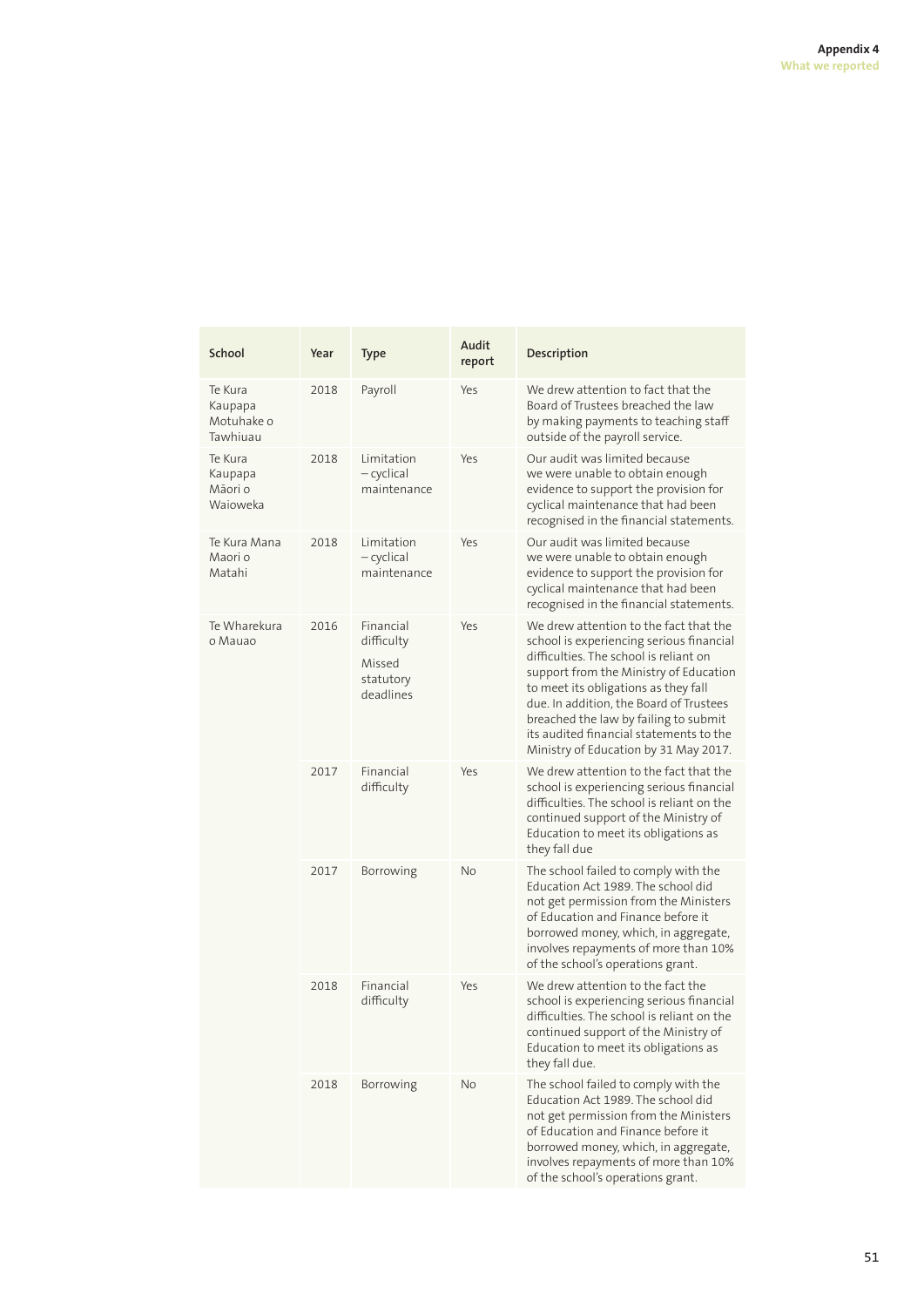| School | Year | Type | Audit report | Description |
|---|---|---|---|---|
| Te Kura Kaupapa Motuhake o Tawhiuau | 2018 | Payroll | Yes | We drew attention to fact that the Board of Trustees breached the law by making payments to teaching staff outside of the payroll service. |
| Te Kura Kaupapa Māori o Waioweka | 2018 | Limitation – cyclical maintenance | Yes | Our audit was limited because we were unable to obtain enough evidence to support the provision for cyclical maintenance that had been recognised in the financial statements. |
| Te Kura Mana Maori o Matahi | 2018 | Limitation – cyclical maintenance | Yes | Our audit was limited because we were unable to obtain enough evidence to support the provision for cyclical maintenance that had been recognised in the financial statements. |
| Te Wharekura o Mauao | 2016 | Financial difficulty<br>Missed statutory deadlines | Yes | We drew attention to the fact that the school is experiencing serious financial difficulties. The school is reliant on support from the Ministry of Education to meet its obligations as they fall due. In addition, the Board of Trustees breached the law by failing to submit its audited financial statements to the Ministry of Education by 31 May 2017. |
| | 2017 | Financial difficulty | Yes | We drew attention to the fact that the school is experiencing serious financial difficulties. The school is reliant on the continued support of the Ministry of Education to meet its obligations as they fall due |
| | 2017 | Borrowing | No | The school failed to comply with the Education Act 1989. The school did not get permission from the Ministers of Education and Finance before it borrowed money, which, in aggregate, involves repayments of more than 10% of the school's operations grant. |
| | 2018 | Financial difficulty | Yes | We drew attention to the fact the school is experiencing serious financial difficulties. The school is reliant on the continued support of the Ministry of Education to meet its obligations as they fall due. |
| | 2018 | Borrowing | No | The school failed to comply with the Education Act 1989. The school did not get permission from the Ministers of Education and Finance before it borrowed money, which, in aggregate, involves repayments of more than 10% of the school's operations grant. |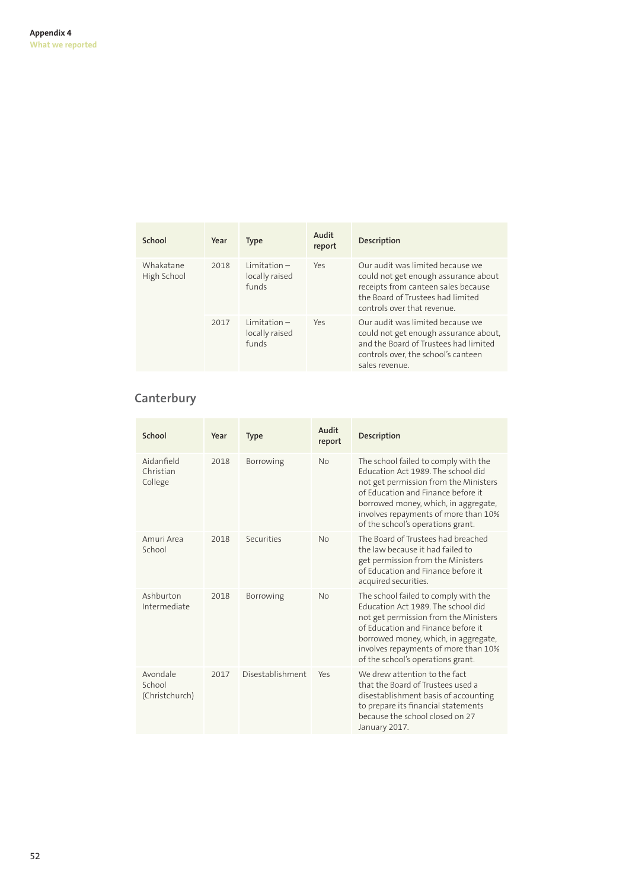| School | Year | Type | Audit report | Description |
| --- | --- | --- | --- | --- |
| Whakatane High School | 2018 | Limitation – locally raised funds | Yes | Our audit was limited because we could not get enough assurance about receipts from canteen sales because the Board of Trustees had limited controls over that revenue. |
| | 2017 | Limitation – locally raised funds | Yes | Our audit was limited because we could not get enough assurance about, and the Board of Trustees had limited controls over, the school's canteen sales revenue. |

## Canterbury

| School | Year | Type | Audit report | Description |
| --- | --- | --- | --- | --- |
| Aidanfield Christian College | 2018 | Borrowing | No | The school failed to comply with the Education Act 1989. The school did not get permission from the Ministers of Education and Finance before it borrowed money, which, in aggregate, involves repayments of more than 10% of the school's operations grant. |
| Amuri Area School | 2018 | Securities | No | The Board of Trustees had breached the law because it had failed to get permission from the Ministers of Education and Finance before it acquired securities. |
| Ashburton Intermediate | 2018 | Borrowing | No | The school failed to comply with the Education Act 1989. The school did not get permission from the Ministers of Education and Finance before it borrowed money, which, in aggregate, involves repayments of more than 10% of the school's operations grant. |
| Avondale School (Christchurch) | 2017 | Disestablishment | Yes | We drew attention to the fact that the Board of Trustees used a disestablishment basis of accounting to prepare its financial statements because the school closed on 27 January 2017. |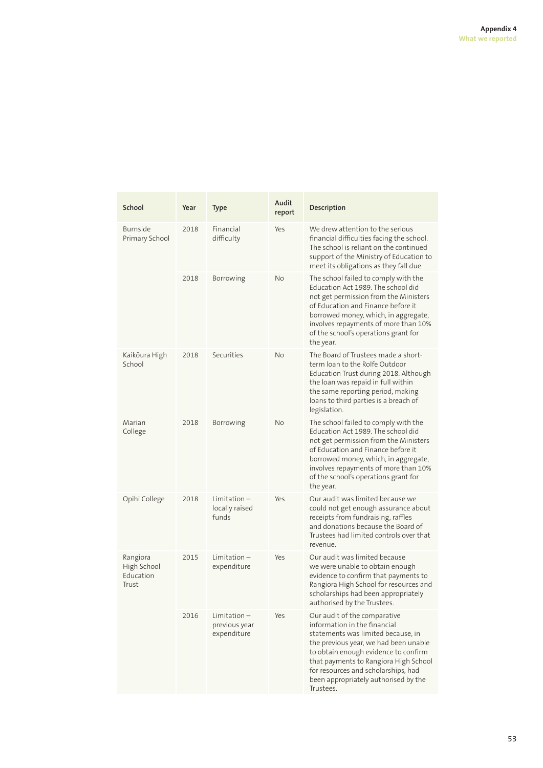| School | Year | Type | Audit report | Description |
|---|---|---|---|---|
| Burnside Primary School | 2018 | Financial difficulty | Yes | We drew attention to the serious financial difficulties facing the school. The school is reliant on the continued support of the Ministry of Education to meet its obligations as they fall due. |
| | 2018 | Borrowing | No | The school failed to comply with the Education Act 1989. The school did not get permission from the Ministers of Education and Finance before it borrowed money, which, in aggregate, involves repayments of more than 10% of the school's operations grant for the year. |
| Kaikōura High School | 2018 | Securities | No | The Board of Trustees made a short-term loan to the Rolfe Outdoor Education Trust during 2018. Although the loan was repaid in full within the same reporting period, making loans to third parties is a breach of legislation. |
| Marian College | 2018 | Borrowing | No | The school failed to comply with the Education Act 1989. The school did not get permission from the Ministers of Education and Finance before it borrowed money, which, in aggregate, involves repayments of more than 10% of the school's operations grant for the year. |
| Opihi College | 2018 | Limitation – locally raised funds | Yes | Our audit was limited because we could not get enough assurance about receipts from fundraising, raffles and donations because the Board of Trustees had limited controls over that revenue. |
| Rangiora High School Education Trust | 2015 | Limitation – expenditure | Yes | Our audit was limited because we were unable to obtain enough evidence to confirm that payments to Rangiora High School for resources and scholarships had been appropriately authorised by the Trustees. |
| | 2016 | Limitation – previous year expenditure | Yes | Our audit of the comparative information in the financial statements was limited because, in the previous year, we had been unable to obtain enough evidence to confirm that payments to Rangiora High School for resources and scholarships, had been appropriately authorised by the Trustees. |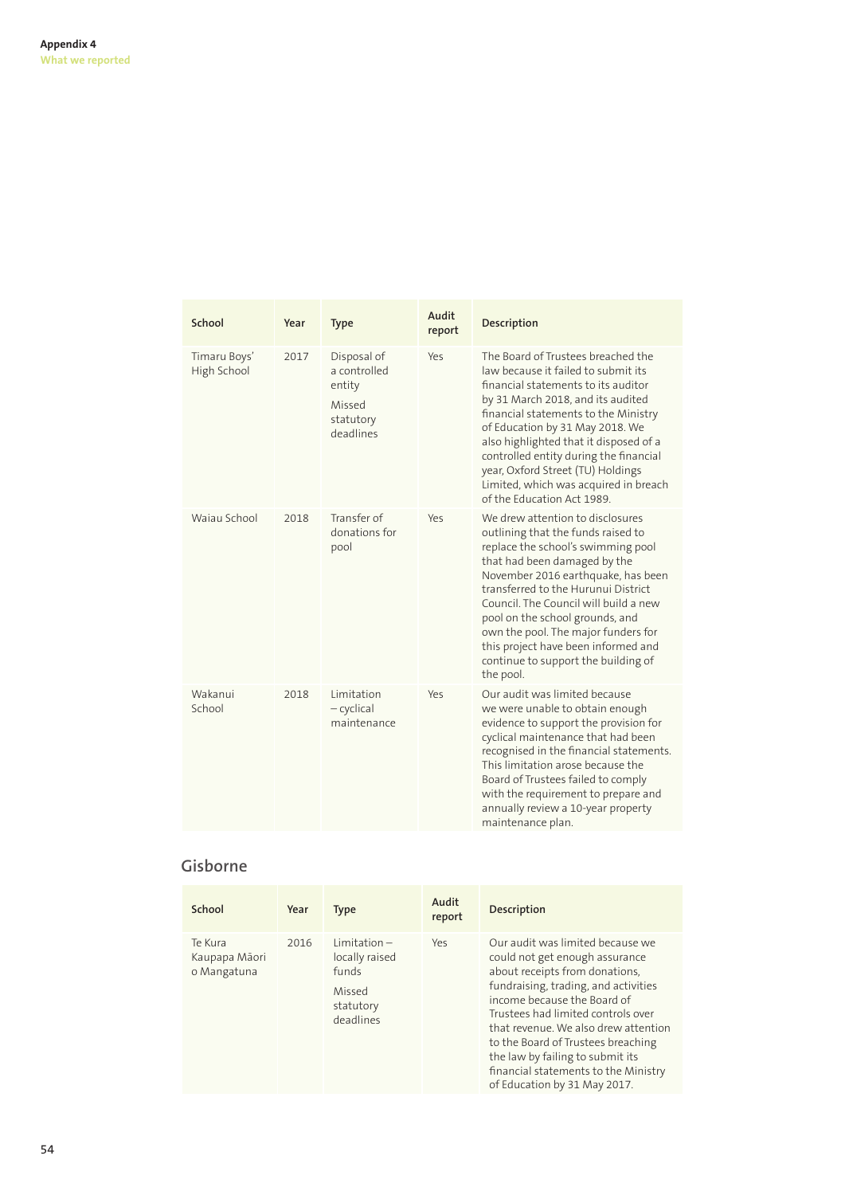| School | Year | Type | Audit report | Description |
|---|---|---|---|---|
| Timaru Boys' High School | 2017 | Disposal of a controlled entity<br>Missed statutory deadlines | Yes | The Board of Trustees breached the law because it failed to submit its financial statements to its auditor by 31 March 2018, and its audited financial statements to the Ministry of Education by 31 May 2018. We also highlighted that it disposed of a controlled entity during the financial year, Oxford Street (TU) Holdings Limited, which was acquired in breach of the Education Act 1989. |
| Waiau School | 2018 | Transfer of donations for pool | Yes | We drew attention to disclosures outlining that the funds raised to replace the school's swimming pool that had been damaged by the November 2016 earthquake, has been transferred to the Hurunui District Council. The Council will build a new pool on the school grounds, and own the pool. The major funders for this project have been informed and continue to support the building of the pool. |
| Wakanui School | 2018 | Limitation – cyclical maintenance | Yes | Our audit was limited because we were unable to obtain enough evidence to support the provision for cyclical maintenance that had been recognised in the financial statements. This limitation arose because the Board of Trustees failed to comply with the requirement to prepare and annually review a 10-year property maintenance plan. |

## Gisborne

| School | Year | Type | Audit report | Description |
|---|---|---|---|---|
| Te Kura Kaupapa Māori o Mangatuna | 2016 | Limitation – locally raised funds<br>Missed statutory deadlines | Yes | Our audit was limited because we could not get enough assurance about receipts from donations, fundraising, trading, and activities income because the Board of Trustees had limited controls over that revenue. We also drew attention to the Board of Trustees breaching the law by failing to submit its financial statements to the Ministry of Education by 31 May 2017. |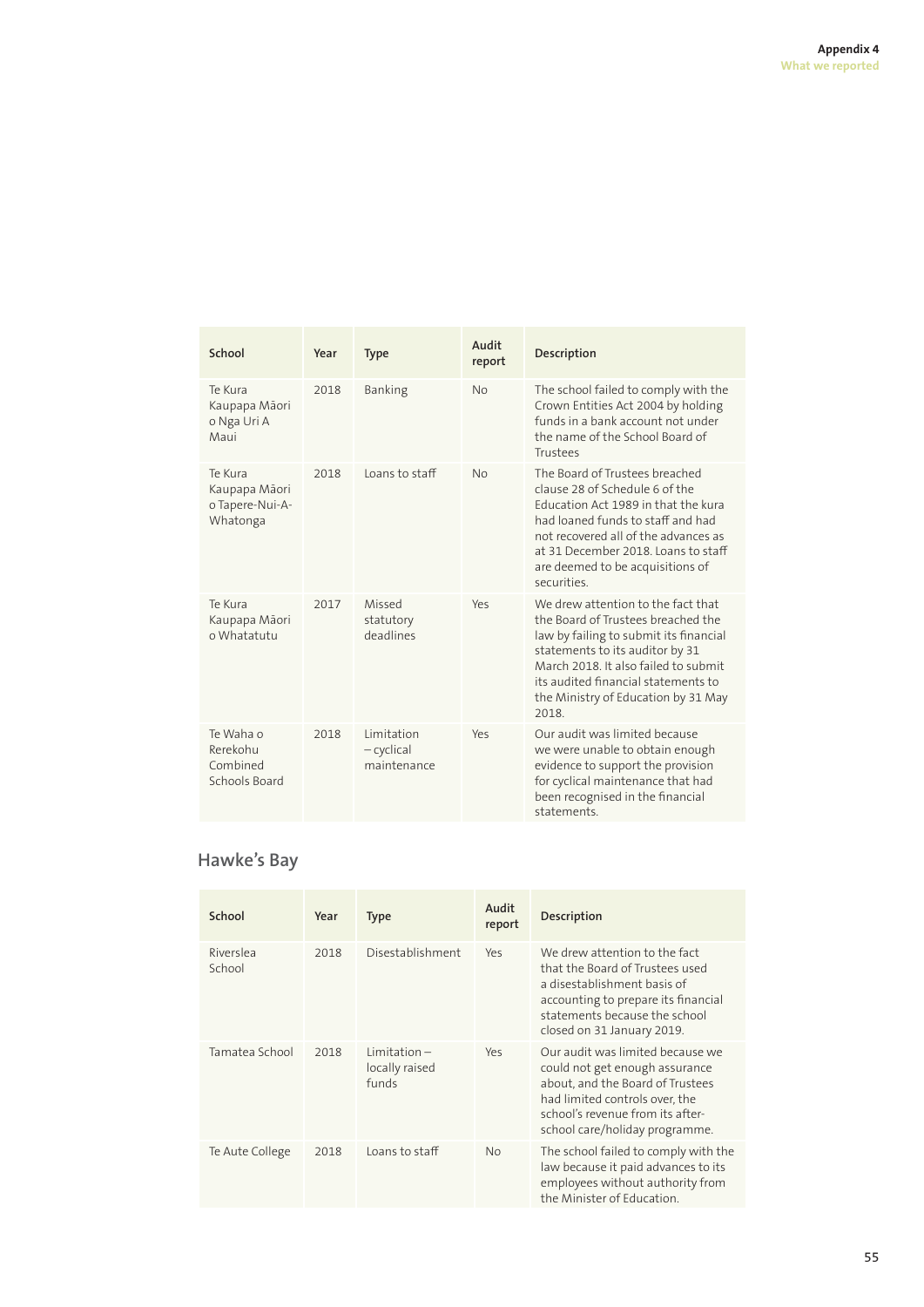| School | Year | Type | Audit report | Description |
|---|---|---|---|---|
| Te Kura Kaupapa Māori o Nga Uri A Maui | 2018 | Banking | No | The school failed to comply with the Crown Entities Act 2004 by holding funds in a bank account not under the name of the School Board of Trustees |
| Te Kura Kaupapa Māori o Tapere-Nui-A-Whatonga | 2018 | Loans to staff | No | The Board of Trustees breached clause 28 of Schedule 6 of the Education Act 1989 in that the kura had loaned funds to staff and had not recovered all of the advances as at 31 December 2018. Loans to staff are deemed to be acquisitions of securities. |
| Te Kura Kaupapa Māori o Whatatutu | 2017 | Missed statutory deadlines | Yes | We drew attention to the fact that the Board of Trustees breached the law by failing to submit its financial statements to its auditor by 31 March 2018. It also failed to submit its audited financial statements to the Ministry of Education by 31 May 2018. |
| Te Waha o Rerekohu Combined Schools Board | 2018 | Limitation – cyclical maintenance | Yes | Our audit was limited because we were unable to obtain enough evidence to support the provision for cyclical maintenance that had been recognised in the financial statements. |

## Hawke's Bay

| School | Year | Type | Audit report | Description |
|---|---|---|---|---|
| Riverslea School | 2018 | Disestablishment | Yes | We drew attention to the fact that the Board of Trustees used a disestablishment basis of accounting to prepare its financial statements because the school closed on 31 January 2019. |
| Tamatea School | 2018 | Limitation – locally raised funds | Yes | Our audit was limited because we could not get enough assurance about, and the Board of Trustees had limited controls over, the school's revenue from its after-school care/holiday programme. |
| Te Aute College | 2018 | Loans to staff | No | The school failed to comply with the law because it paid advances to its employees without authority from the Minister of Education. |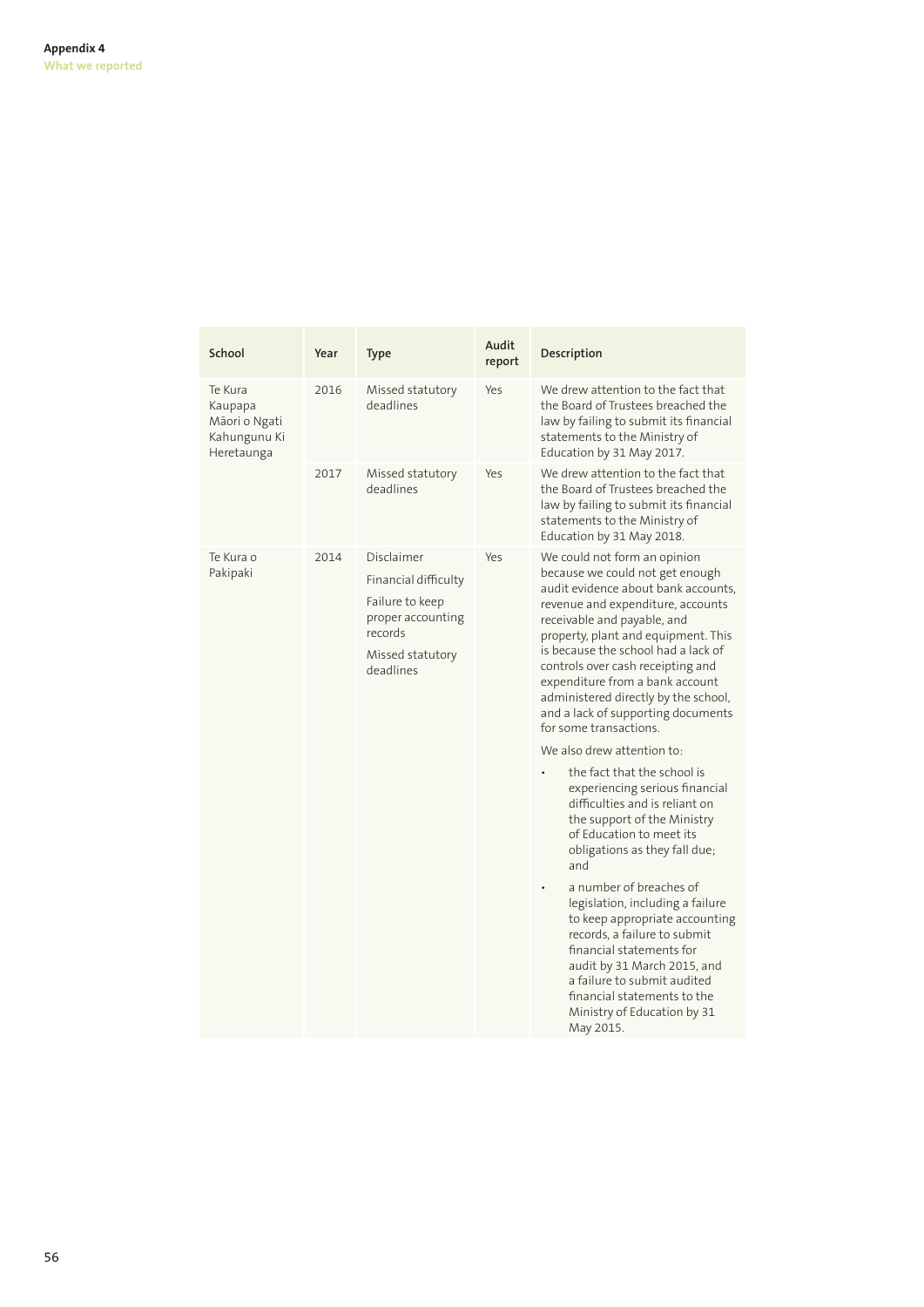| School | Year | Type | Audit report | Description |
| --- | --- | --- | --- | --- |
| Te Kura Kaupapa Māori o Ngati Kahungunu Ki Heretaunga | 2016 | Missed statutory deadlines | Yes | We drew attention to the fact that the Board of Trustees breached the law by failing to submit its financial statements to the Ministry of Education by 31 May 2017. |
| | 2017 | Missed statutory deadlines | Yes | We drew attention to the fact that the Board of Trustees breached the law by failing to submit its financial statements to the Ministry of Education by 31 May 2018. |
| Te Kura o Pakipaki | 2014 | Disclaimer<br><br>Financial difficulty<br><br>Failure to keep proper accounting records<br><br>Missed statutory deadlines | Yes | We could not form an opinion because we could not get enough audit evidence about bank accounts, revenue and expenditure, accounts receivable and payable, and property, plant and equipment. This is because the school had a lack of controls over cash receipting and expenditure from a bank account administered directly by the school, and a lack of supporting documents for some transactions.<br><br>We also drew attention to:<br><br>• the fact that the school is experiencing serious financial difficulties and is reliant on the support of the Ministry of Education to meet its obligations as they fall due; and<br><br>• a number of breaches of legislation, including a failure to keep appropriate accounting records, a failure to submit financial statements for audit by 31 March 2015, and a failure to submit audited financial statements to the Ministry of Education by 31 May 2015. |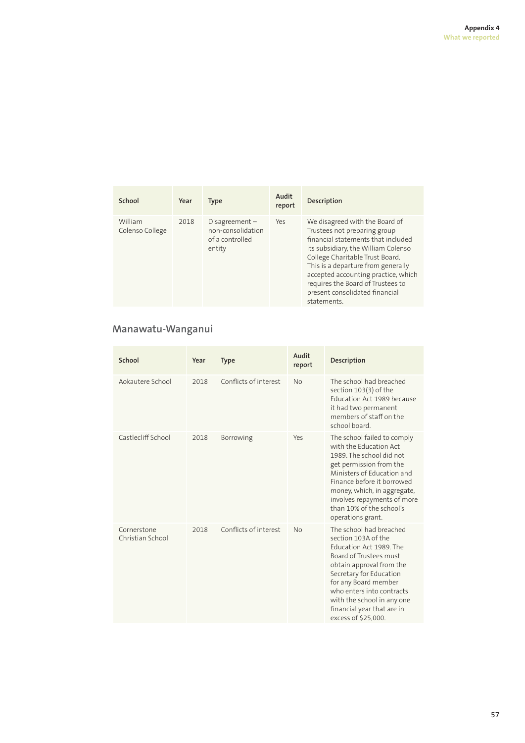| School | Year | Type | Audit report | Description |
|---|---|---|---|---|
| William Colenso College | 2018 | Disagreement – non-consolidation of a controlled entity | Yes | We disagreed with the Board of Trustees not preparing group financial statements that included its subsidiary, the William Colenso College Charitable Trust Board. This is a departure from generally accepted accounting practice, which requires the Board of Trustees to present consolidated financial statements. |

## Manawatu-Wanganui

| School | Year | Type | Audit report | Description |
|---|---|---|---|---|
| Aokautere School | 2018 | Conflicts of interest | No | The school had breached section 103(3) of the Education Act 1989 because it had two permanent members of staff on the school board. |
| Castlecliff School | 2018 | Borrowing | Yes | The school failed to comply with the Education Act 1989. The school did not get permission from the Ministers of Education and Finance before it borrowed money, which, in aggregate, involves repayments of more than 10% of the school's operations grant. |
| Cornerstone Christian School | 2018 | Conflicts of interest | No | The school had breached section 103A of the Education Act 1989. The Board of Trustees must obtain approval from the Secretary for Education for any Board member who enters into contracts with the school in any one financial year that are in excess of $25,000. |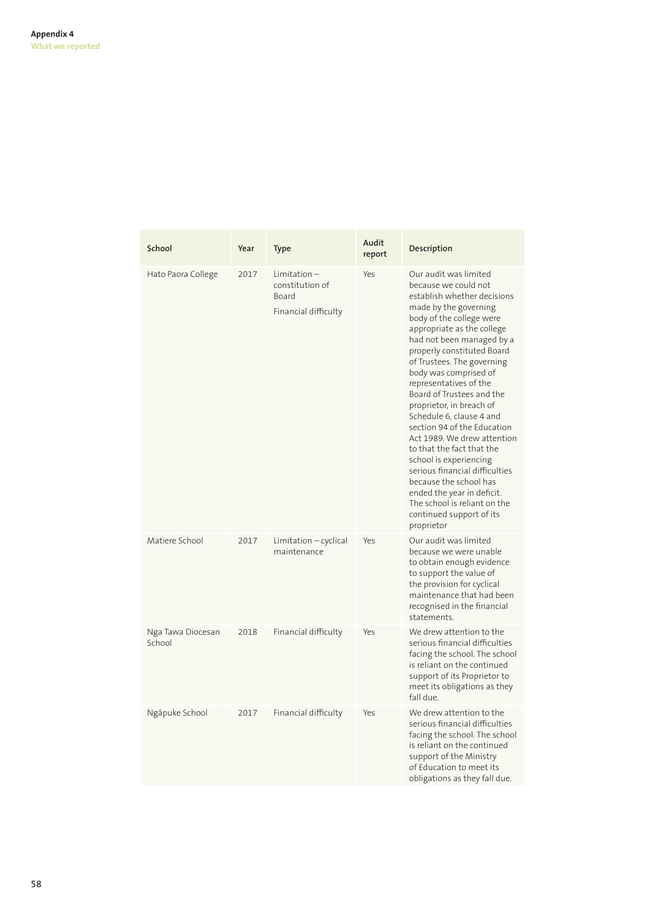| School | Year | Type | Audit report | Description |
|---|---|---|---|---|
| Hato Paora College | 2017 | Limitation – constitution of Board<br><br>Financial difficulty | Yes | Our audit was limited because we could not establish whether decisions made by the governing body of the college were appropriate as the college had not been managed by a properly constituted Board of Trustees. The governing body was comprised of representatives of the Board of Trustees and the proprietor, in breach of Schedule 6, clause 4 and section 94 of the Education Act 1989. We drew attention to that the fact that the school is experiencing serious financial difficulties because the school has ended the year in deficit. The school is reliant on the continued support of its proprietor |
| Matiere School | 2017 | Limitation – cyclical maintenance | Yes | Our audit was limited because we were unable to obtain enough evidence to support the value of the provision for cyclical maintenance that had been recognised in the financial statements. |
| Nga Tawa Diocesan School | 2018 | Financial difficulty | Yes | We drew attention to the serious financial difficulties facing the school. The school is reliant on the continued support of its Proprietor to meet its obligations as they fall due. |
| Ngāpuke School | 2017 | Financial difficulty | Yes | We drew attention to the serious financial difficulties facing the school. The school is reliant on the continued support of the Ministry of Education to meet its obligations as they fall due. |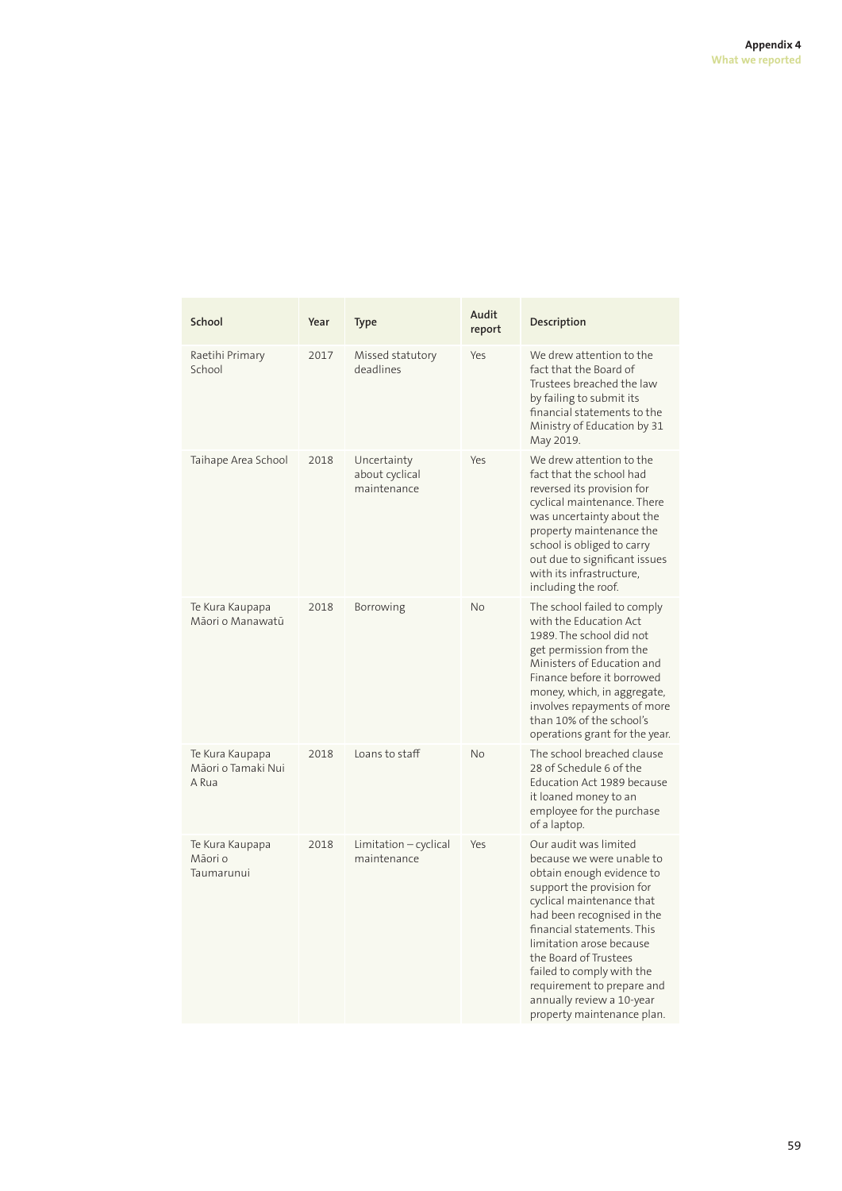| School | Year | Type | Audit report | Description |
|---|---|---|---|---|
| Raetihi Primary School | 2017 | Missed statutory deadlines | Yes | We drew attention to the fact that the Board of Trustees breached the law by failing to submit its financial statements to the Ministry of Education by 31 May 2019. |
| Taihape Area School | 2018 | Uncertainty about cyclical maintenance | Yes | We drew attention to the fact that the school had reversed its provision for cyclical maintenance. There was uncertainty about the property maintenance the school is obliged to carry out due to significant issues with its infrastructure, including the roof. |
| Te Kura Kaupapa Māori o Manawatū | 2018 | Borrowing | No | The school failed to comply with the Education Act 1989. The school did not get permission from the Ministers of Education and Finance before it borrowed money, which, in aggregate, involves repayments of more than 10% of the school's operations grant for the year. |
| Te Kura Kaupapa Māori o Tamaki Nui A Rua | 2018 | Loans to staff | No | The school breached clause 28 of Schedule 6 of the Education Act 1989 because it loaned money to an employee for the purchase of a laptop. |
| Te Kura Kaupapa Māori o Taumarunui | 2018 | Limitation – cyclical maintenance | Yes | Our audit was limited because we were unable to obtain enough evidence to support the provision for cyclical maintenance that had been recognised in the financial statements. This limitation arose because the Board of Trustees failed to comply with the requirement to prepare and annually review a 10-year property maintenance plan. |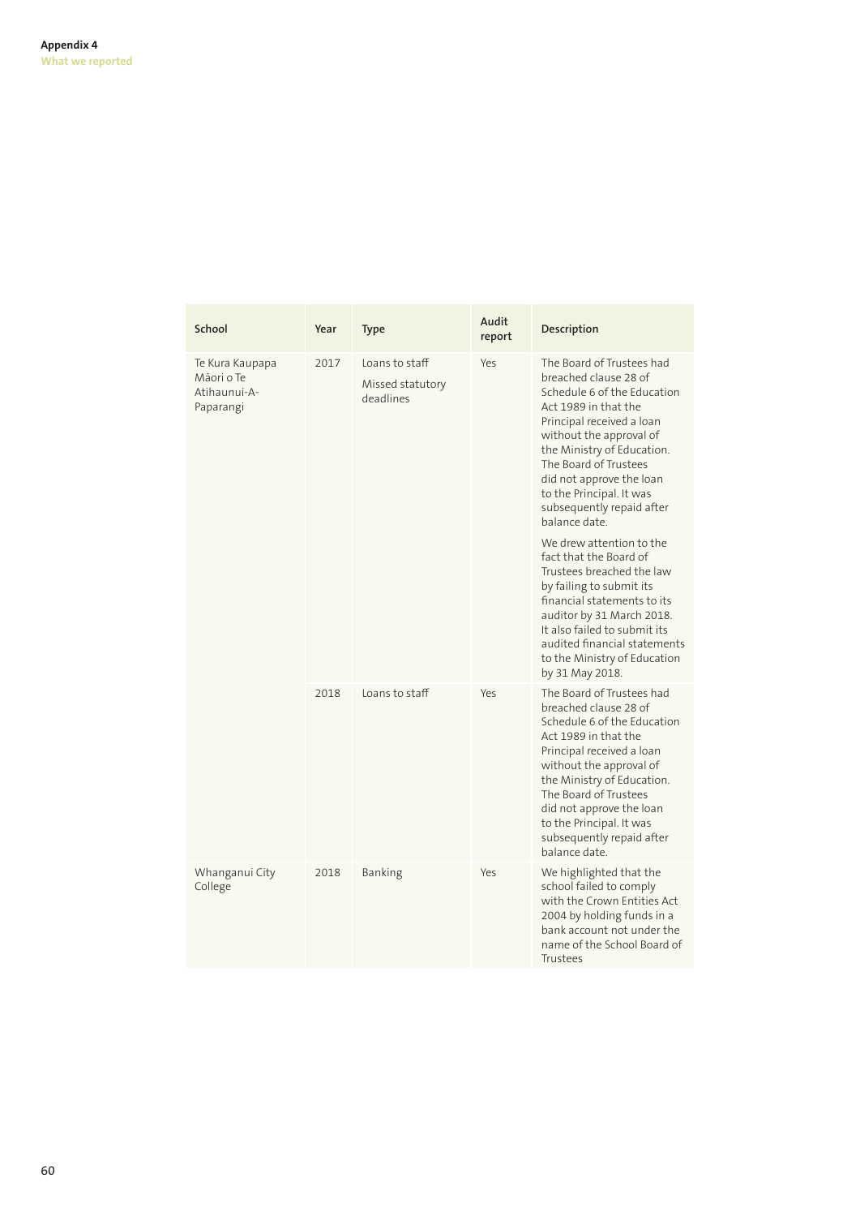| School | Year | Type | Audit report | Description |
|---|---|---|---|---|
| Te Kura Kaupapa Māori o Te Atihaunui-A-Paparangi | 2017 | Loans to staff<br><br>Missed statutory deadlines | Yes | The Board of Trustees had breached clause 28 of Schedule 6 of the Education Act 1989 in that the Principal received a loan without the approval of the Ministry of Education. The Board of Trustees did not approve the loan to the Principal. It was subsequently repaid after balance date.<br><br>We drew attention to the fact that the Board of Trustees breached the law by failing to submit its financial statements to its auditor by 31 March 2018. It also failed to submit its audited financial statements to the Ministry of Education by 31 May 2018. |
| | 2018 | Loans to staff | Yes | The Board of Trustees had breached clause 28 of Schedule 6 of the Education Act 1989 in that the Principal received a loan without the approval of the Ministry of Education. The Board of Trustees did not approve the loan to the Principal. It was subsequently repaid after balance date. |
| Whanganui City College | 2018 | Banking | Yes | We highlighted that the school failed to comply with the Crown Entities Act 2004 by holding funds in a bank account not under the name of the School Board of Trustees |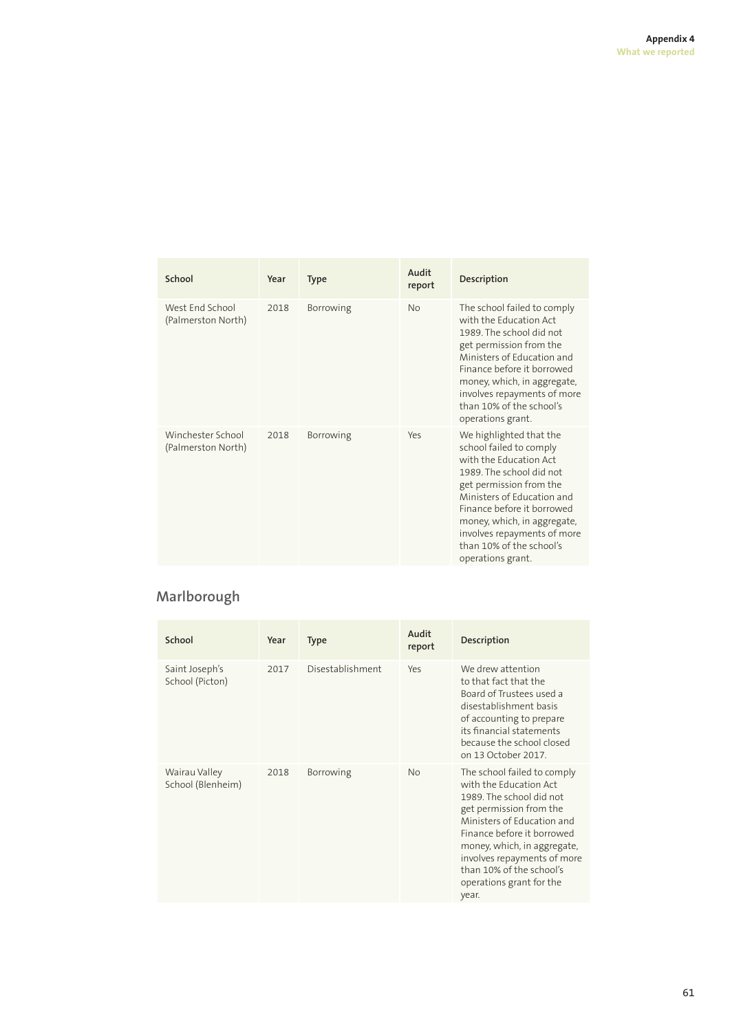| School | Year | Type | Audit report | Description |
|---|---|---|---|---|
| West End School (Palmerston North) | 2018 | Borrowing | No | The school failed to comply with the Education Act 1989. The school did not get permission from the Ministers of Education and Finance before it borrowed money, which, in aggregate, involves repayments of more than 10% of the school's operations grant. |
| Winchester School (Palmerston North) | 2018 | Borrowing | Yes | We highlighted that the school failed to comply with the Education Act 1989. The school did not get permission from the Ministers of Education and Finance before it borrowed money, which, in aggregate, involves repayments of more than 10% of the school's operations grant. |

## Marlborough

| School | Year | Type | Audit report | Description |
|---|---|---|---|---|
| Saint Joseph's School (Picton) | 2017 | Disestablishment | Yes | We drew attention to that fact that the Board of Trustees used a disestablishment basis of accounting to prepare its financial statements because the school closed on 13 October 2017. |
| Wairau Valley School (Blenheim) | 2018 | Borrowing | No | The school failed to comply with the Education Act 1989. The school did not get permission from the Ministers of Education and Finance before it borrowed money, which, in aggregate, involves repayments of more than 10% of the school's operations grant for the year. |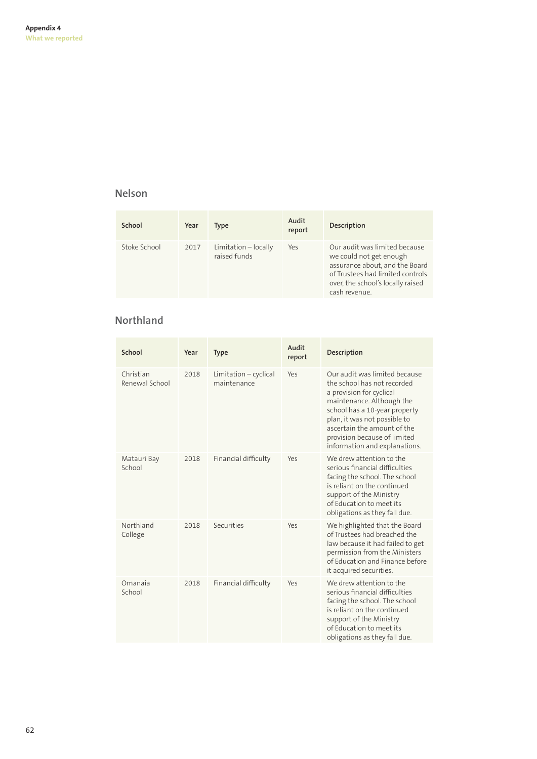## Nelson

| School | Year | Type | Audit report | Description |
|---|---|---|---|---|
| Stoke School | 2017 | Limitation – locally raised funds | Yes | Our audit was limited because we could not get enough assurance about, and the Board of Trustees had limited controls over, the school's locally raised cash revenue. |

## Northland

| School | Year | Type | Audit report | Description |
|---|---|---|---|---|
| Christian Renewal School | 2018 | Limitation – cyclical maintenance | Yes | Our audit was limited because the school has not recorded a provision for cyclical maintenance. Although the school has a 10-year property plan, it was not possible to ascertain the amount of the provision because of limited information and explanations. |
| Matauri Bay School | 2018 | Financial difficulty | Yes | We drew attention to the serious financial difficulties facing the school. The school is reliant on the continued support of the Ministry of Education to meet its obligations as they fall due. |
| Northland College | 2018 | Securities | Yes | We highlighted that the Board of Trustees had breached the law because it had failed to get permission from the Ministers of Education and Finance before it acquired securities. |
| Omanaia School | 2018 | Financial difficulty | Yes | We drew attention to the serious financial difficulties facing the school. The school is reliant on the continued support of the Ministry of Education to meet its obligations as they fall due. |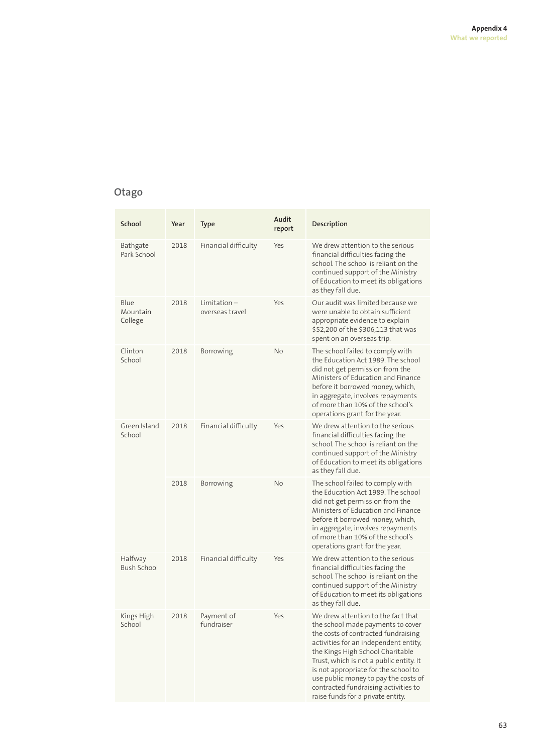## Otago

| School | Year | Type | Audit report | Description |
|---|---|---|---|---|
| Bathgate Park School | 2018 | Financial difficulty | Yes | We drew attention to the serious financial difficulties facing the school. The school is reliant on the continued support of the Ministry of Education to meet its obligations as they fall due. |
| Blue Mountain College | 2018 | Limitation – overseas travel | Yes | Our audit was limited because we were unable to obtain sufficient appropriate evidence to explain $52,200 of the $306,113 that was spent on an overseas trip. |
| Clinton School | 2018 | Borrowing | No | The school failed to comply with the Education Act 1989. The school did not get permission from the Ministers of Education and Finance before it borrowed money, which, in aggregate, involves repayments of more than 10% of the school's operations grant for the year. |
| Green Island School | 2018 | Financial difficulty | Yes | We drew attention to the serious financial difficulties facing the school. The school is reliant on the continued support of the Ministry of Education to meet its obligations as they fall due. |
| | 2018 | Borrowing | No | The school failed to comply with the Education Act 1989. The school did not get permission from the Ministers of Education and Finance before it borrowed money, which, in aggregate, involves repayments of more than 10% of the school's operations grant for the year. |
| Halfway Bush School | 2018 | Financial difficulty | Yes | We drew attention to the serious financial difficulties facing the school. The school is reliant on the continued support of the Ministry of Education to meet its obligations as they fall due. |
| Kings High School | 2018 | Payment of fundraiser | Yes | We drew attention to the fact that the school made payments to cover the costs of contracted fundraising activities for an independent entity, the Kings High School Charitable Trust, which is not a public entity. It is not appropriate for the school to use public money to pay the costs of contracted fundraising activities to raise funds for a private entity. |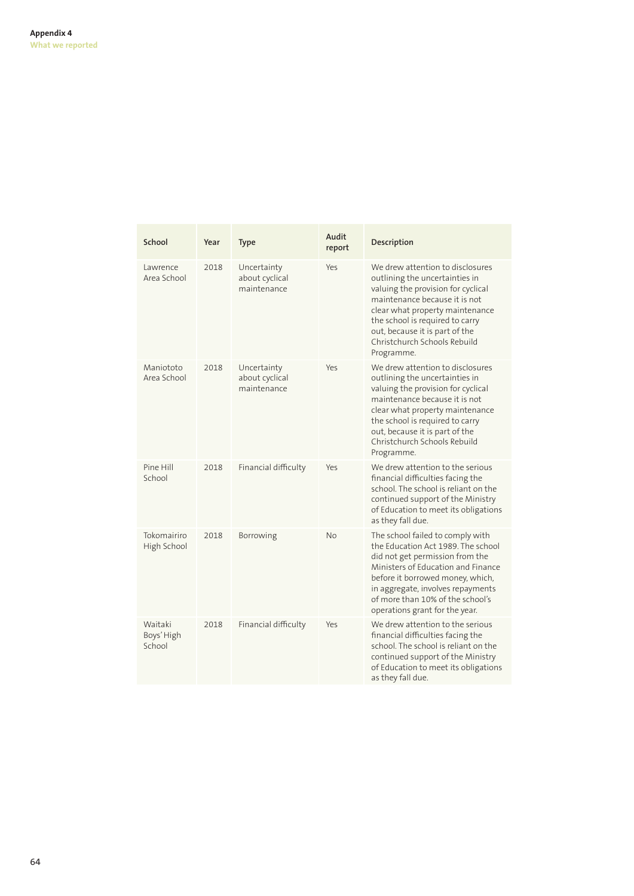| School | Year | Type | Audit report | Description |
|---|---|---|---|---|
| Lawrence Area School | 2018 | Uncertainty about cyclical maintenance | Yes | We drew attention to disclosures outlining the uncertainties in valuing the provision for cyclical maintenance because it is not clear what property maintenance the school is required to carry out, because it is part of the Christchurch Schools Rebuild Programme. |
| Maniototo Area School | 2018 | Uncertainty about cyclical maintenance | Yes | We drew attention to disclosures outlining the uncertainties in valuing the provision for cyclical maintenance because it is not clear what property maintenance the school is required to carry out, because it is part of the Christchurch Schools Rebuild Programme. |
| Pine Hill School | 2018 | Financial difficulty | Yes | We drew attention to the serious financial difficulties facing the school. The school is reliant on the continued support of the Ministry of Education to meet its obligations as they fall due. |
| Tokomairiro High School | 2018 | Borrowing | No | The school failed to comply with the Education Act 1989. The school did not get permission from the Ministers of Education and Finance before it borrowed money, which, in aggregate, involves repayments of more than 10% of the school's operations grant for the year. |
| Waitaki Boys' High School | 2018 | Financial difficulty | Yes | We drew attention to the serious financial difficulties facing the school. The school is reliant on the continued support of the Ministry of Education to meet its obligations as they fall due. |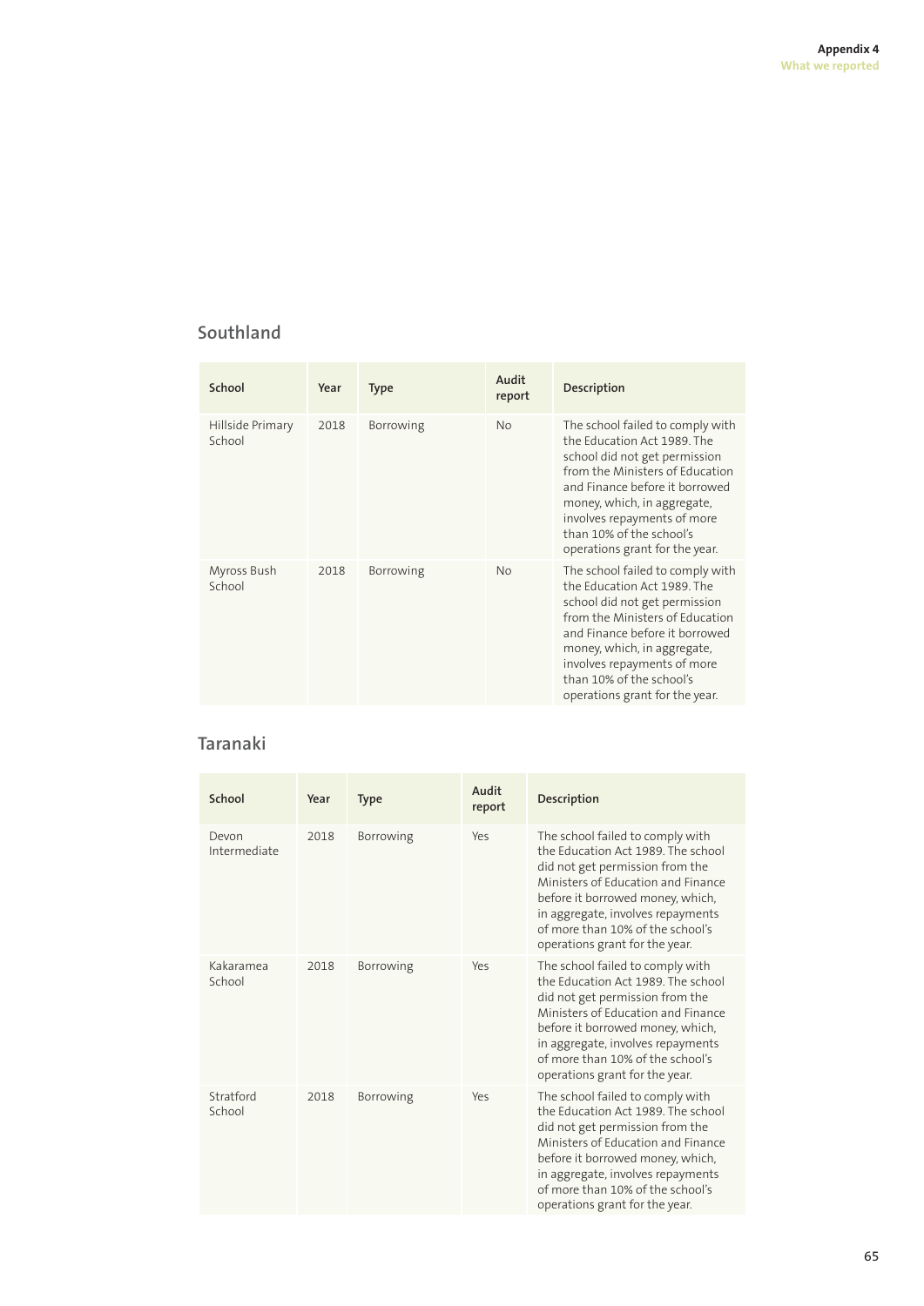## Southland

| School | Year | Type | Audit report | Description |
|---|---|---|---|---|
| Hillside Primary School | 2018 | Borrowing | No | The school failed to comply with the Education Act 1989. The school did not get permission from the Ministers of Education and Finance before it borrowed money, which, in aggregate, involves repayments of more than 10% of the school's operations grant for the year. |
| Myross Bush School | 2018 | Borrowing | No | The school failed to comply with the Education Act 1989. The school did not get permission from the Ministers of Education and Finance before it borrowed money, which, in aggregate, involves repayments of more than 10% of the school's operations grant for the year. |

## Taranaki

| School | Year | Type | Audit report | Description |
|---|---|---|---|---|
| Devon Intermediate | 2018 | Borrowing | Yes | The school failed to comply with the Education Act 1989. The school did not get permission from the Ministers of Education and Finance before it borrowed money, which, in aggregate, involves repayments of more than 10% of the school's operations grant for the year. |
| Kakaramea School | 2018 | Borrowing | Yes | The school failed to comply with the Education Act 1989. The school did not get permission from the Ministers of Education and Finance before it borrowed money, which, in aggregate, involves repayments of more than 10% of the school's operations grant for the year. |
| Stratford School | 2018 | Borrowing | Yes | The school failed to comply with the Education Act 1989. The school did not get permission from the Ministers of Education and Finance before it borrowed money, which, in aggregate, involves repayments of more than 10% of the school's operations grant for the year. |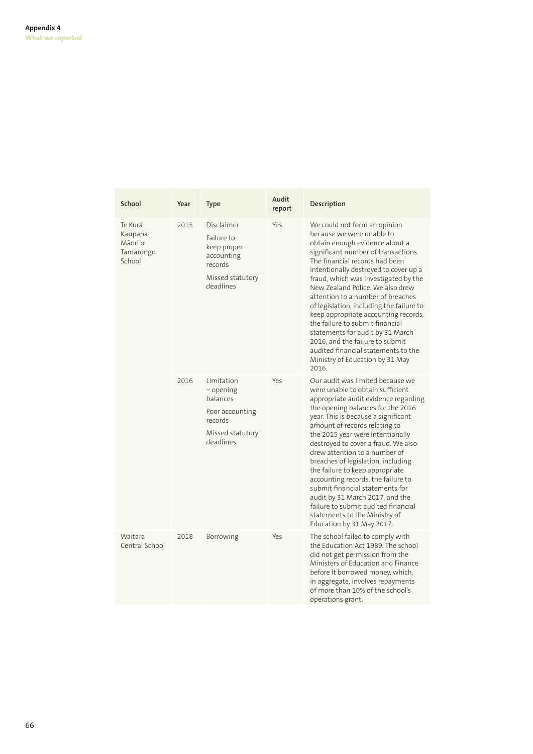| School | Year | Type | Audit report | Description |
|---|---|---|---|---|
| Te Kura Kaupapa Māori o Tamarongo School | 2015 | Disclaimer<br><br>Failure to keep proper accounting records<br><br>Missed statutory deadlines | Yes | We could not form an opinion because we were unable to obtain enough evidence about a significant number of transactions. The financial records had been intentionally destroyed to cover up a fraud, which was investigated by the New Zealand Police. We also drew attention to a number of breaches of legislation, including the failure to keep appropriate accounting records, the failure to submit financial statements for audit by 31 March 2016, and the failure to submit audited financial statements to the Ministry of Education by 31 May 2016. |
| | 2016 | Limitation – opening balances<br><br>Poor accounting records<br><br>Missed statutory deadlines | Yes | Our audit was limited because we were unable to obtain sufficient appropriate audit evidence regarding the opening balances for the 2016 year. This is because a significant amount of records relating to the 2015 year were intentionally destroyed to cover a fraud. We also drew attention to a number of breaches of legislation, including the failure to keep appropriate accounting records, the failure to submit financial statements for audit by 31 March 2017, and the failure to submit audited financial statements to the Ministry of Education by 31 May 2017. |
| Waitara Central School | 2018 | Borrowing | Yes | The school failed to comply with the Education Act 1989. The school did not get permission from the Ministers of Education and Finance before it borrowed money, which, in aggregate, involves repayments of more than 10% of the school's operations grant. |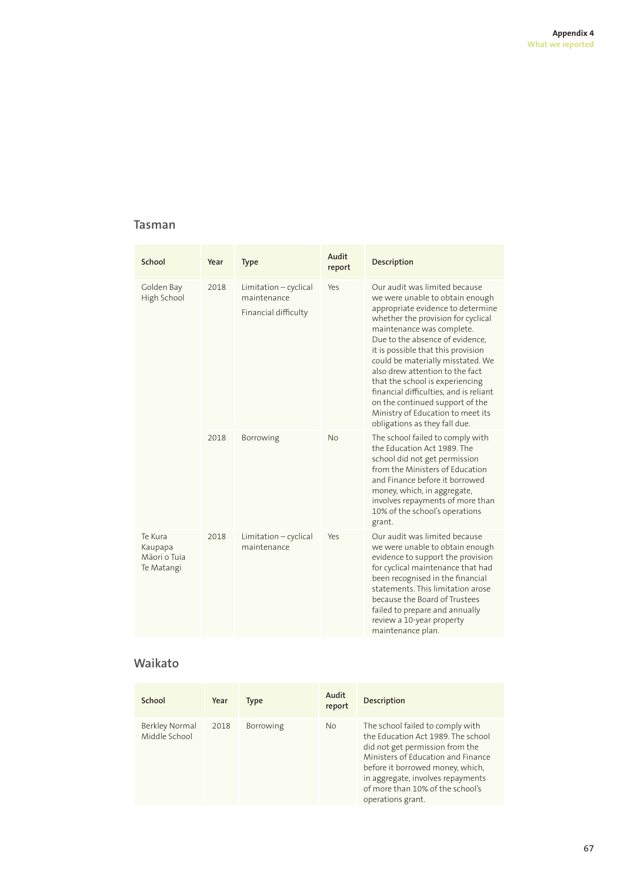## Tasman

| School | Year | Type | Audit report | Description |
|---|---|---|---|---|
| Golden Bay High School | 2018 | Limitation – cyclical maintenance<br><br>Financial difficulty | Yes | Our audit was limited because we were unable to obtain enough appropriate evidence to determine whether the provision for cyclical maintenance was complete. Due to the absence of evidence, it is possible that this provision could be materially misstated. We also drew attention to the fact that the school is experiencing financial difficulties, and is reliant on the continued support of the Ministry of Education to meet its obligations as they fall due. |
| | 2018 | Borrowing | No | The school failed to comply with the Education Act 1989. The school did not get permission from the Ministers of Education and Finance before it borrowed money, which, in aggregate, involves repayments of more than 10% of the school's operations grant. |
| Te Kura Kaupapa Māori o Tuia Te Matangi | 2018 | Limitation – cyclical maintenance | Yes | Our audit was limited because we were unable to obtain enough evidence to support the provision for cyclical maintenance that had been recognised in the financial statements. This limitation arose because the Board of Trustees failed to prepare and annually review a 10-year property maintenance plan. |

## Waikato

| School | Year | Type | Audit report | Description |
|---|---|---|---|---|
| Berkley Normal Middle School | 2018 | Borrowing | No | The school failed to comply with the Education Act 1989. The school did not get permission from the Ministers of Education and Finance before it borrowed money, which, in aggregate, involves repayments of more than 10% of the school's operations grant. |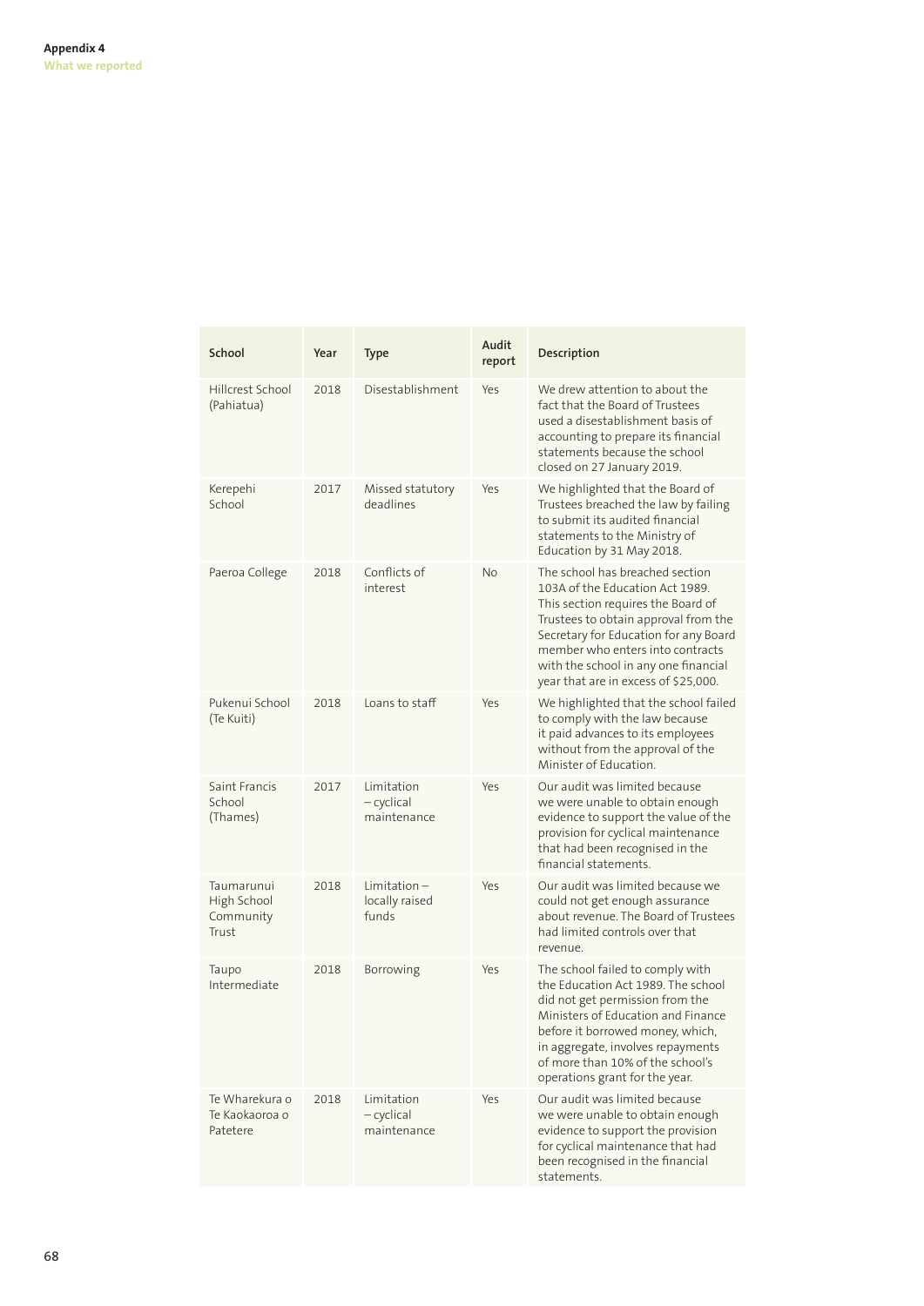| School | Year | Type | Audit report | Description |
|---|---|---|---|---|
| Hillcrest School (Pahiatua) | 2018 | Disestablishment | Yes | We drew attention to about the fact that the Board of Trustees used a disestablishment basis of accounting to prepare its financial statements because the school closed on 27 January 2019. |
| Kerepehi School | 2017 | Missed statutory deadlines | Yes | We highlighted that the Board of Trustees breached the law by failing to submit its audited financial statements to the Ministry of Education by 31 May 2018. |
| Paeroa College | 2018 | Conflicts of interest | No | The school has breached section 103A of the Education Act 1989. This section requires the Board of Trustees to obtain approval from the Secretary for Education for any Board member who enters into contracts with the school in any one financial year that are in excess of $25,000. |
| Pukenui School (Te Kuiti) | 2018 | Loans to staff | Yes | We highlighted that the school failed to comply with the law because it paid advances to its employees without from the approval of the Minister of Education. |
| Saint Francis School (Thames) | 2017 | Limitation – cyclical maintenance | Yes | Our audit was limited because we were unable to obtain enough evidence to support the value of the provision for cyclical maintenance that had been recognised in the financial statements. |
| Taumarunui High School Community Trust | 2018 | Limitation – locally raised funds | Yes | Our audit was limited because we could not get enough assurance about revenue. The Board of Trustees had limited controls over that revenue. |
| Taupo Intermediate | 2018 | Borrowing | Yes | The school failed to comply with the Education Act 1989. The school did not get permission from the Ministers of Education and Finance before it borrowed money, which, in aggregate, involves repayments of more than 10% of the school's operations grant for the year. |
| Te Wharekura o Te Kaokaoroa o Patetere | 2018 | Limitation – cyclical maintenance | Yes | Our audit was limited because we were unable to obtain enough evidence to support the provision for cyclical maintenance that had been recognised in the financial statements. |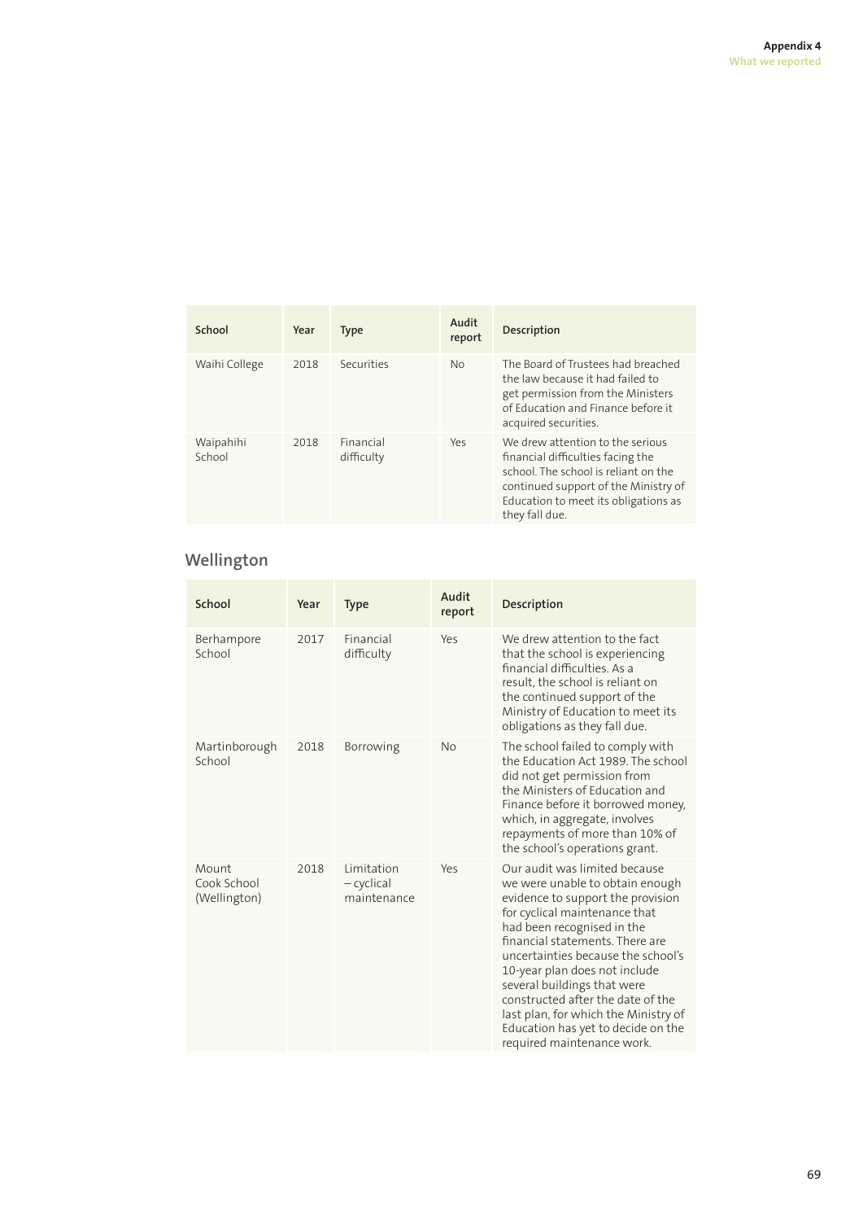| School | Year | Type | Audit report | Description |
|---|---|---|---|---|
| Waihi College | 2018 | Securities | No | The Board of Trustees had breached the law because it had failed to get permission from the Ministers of Education and Finance before it acquired securities. |
| Waipahihi School | 2018 | Financial difficulty | Yes | We drew attention to the serious financial difficulties facing the school. The school is reliant on the continued support of the Ministry of Education to meet its obligations as they fall due. |

## Wellington

| School | Year | Type | Audit report | Description |
|---|---|---|---|---|
| Berhampore School | 2017 | Financial difficulty | Yes | We drew attention to the fact that the school is experiencing financial difficulties. As a result, the school is reliant on the continued support of the Ministry of Education to meet its obligations as they fall due. |
| Martinborough School | 2018 | Borrowing | No | The school failed to comply with the Education Act 1989. The school did not get permission from the Ministers of Education and Finance before it borrowed money, which, in aggregate, involves repayments of more than 10% of the school's operations grant. |
| Mount Cook School (Wellington) | 2018 | Limitation – cyclical maintenance | Yes | Our audit was limited because we were unable to obtain enough evidence to support the provision for cyclical maintenance that had been recognised in the financial statements. There are uncertainties because the school's 10-year plan does not include several buildings that were constructed after the date of the last plan, for which the Ministry of Education has yet to decide on the required maintenance work. |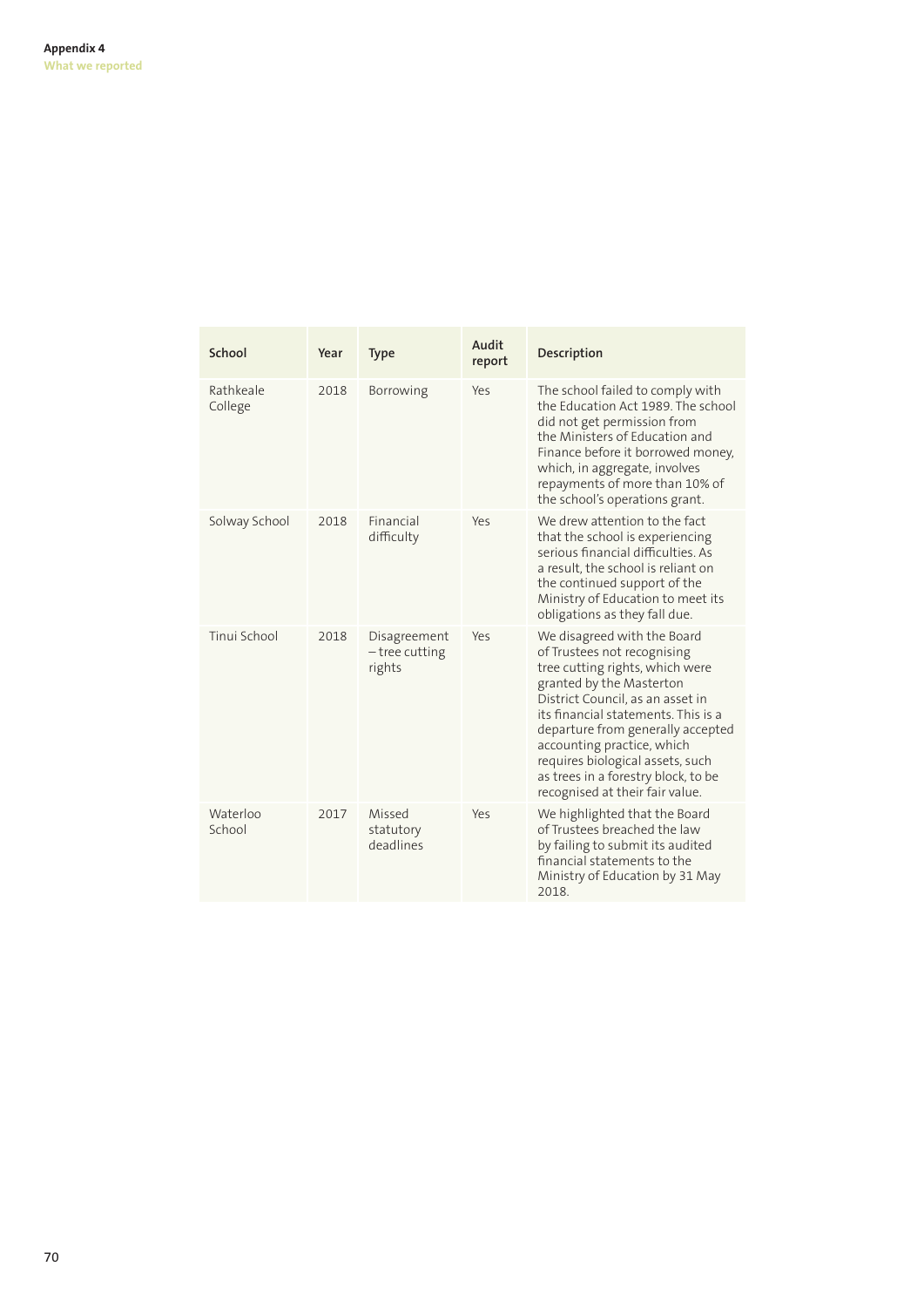| School | Year | Type | Audit report | Description |
|---|---|---|---|---|
| Rathkeale College | 2018 | Borrowing | Yes | The school failed to comply with the Education Act 1989. The school did not get permission from the Ministers of Education and Finance before it borrowed money, which, in aggregate, involves repayments of more than 10% of the school's operations grant. |
| Solway School | 2018 | Financial difficulty | Yes | We drew attention to the fact that the school is experiencing serious financial difficulties. As a result, the school is reliant on the continued support of the Ministry of Education to meet its obligations as they fall due. |
| Tinui School | 2018 | Disagreement – tree cutting rights | Yes | We disagreed with the Board of Trustees not recognising tree cutting rights, which were granted by the Masterton District Council, as an asset in its financial statements. This is a departure from generally accepted accounting practice, which requires biological assets, such as trees in a forestry block, to be recognised at their fair value. |
| Waterloo School | 2017 | Missed statutory deadlines | Yes | We highlighted that the Board of Trustees breached the law by failing to submit its audited financial statements to the Ministry of Education by 31 May 2018. |